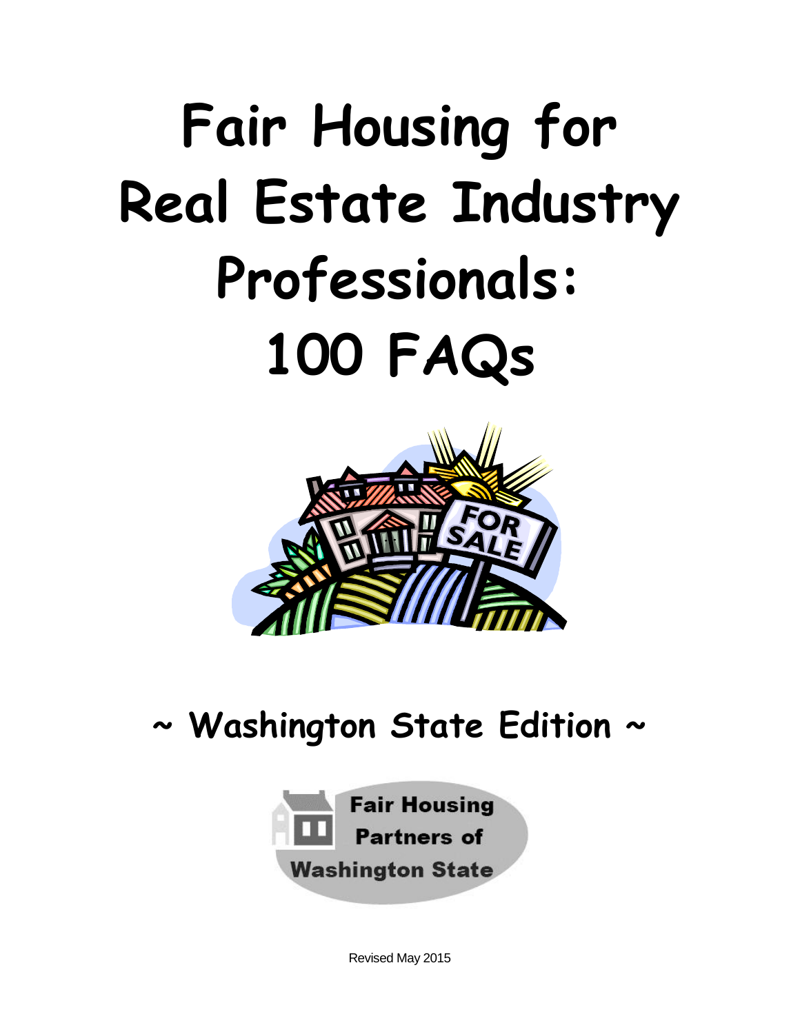# Fair Housing for Real Estate Industry Professionals: 100 FAQs

## ~ Washington State Edition ~

Fair Housing Partners of Washington State

Revised May 2015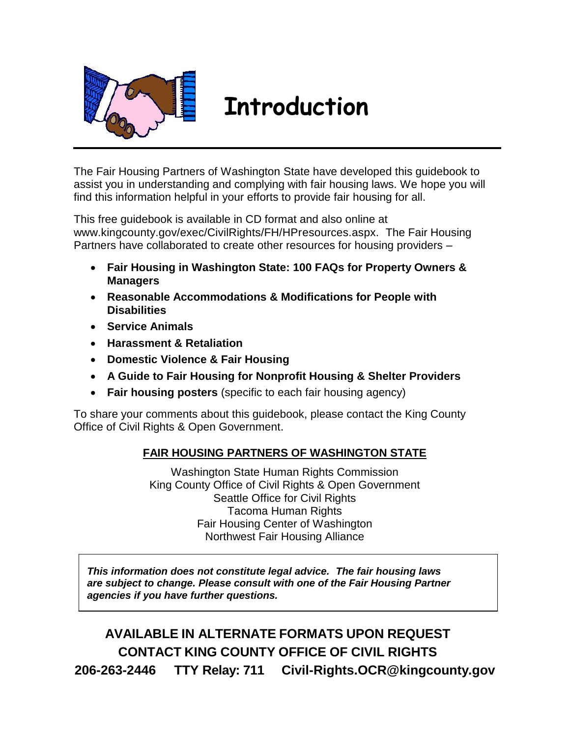# Introduction

The Fair Housing Partners of Washington State have developed this guidebook to assist you in understanding and complying with fair housing laws. We hope you will find this information helpful in your efforts to provide fair housing for all.

This free guidebook is available in CD format and also online at www.kingcounty.gov/exec/CivilRights/FH/HPresources.aspx. The Fair Housing Partners have collaborated to create other resources for housing providers –

- **Fair Housing in Washington State: 100 FAQs for Property Owners & Managers**
- **Reasonable Accommodations & Modifications for People with Disabilities**
- **Service Animals**
- **Harassment & Retaliation**
- **Domestic Violence & Fair Housing**
- **A Guide to Fair Housing for Nonprofit Housing & Shelter Providers**
- **Fair housing posters** (specific to each fair housing agency)

To share your comments about this guidebook, please contact the King County Office of Civil Rights & Open Government.

**FAIR HOUSING PARTNERS OF WASHINGTON STATE**

Washington State Human Rights Commission
King County Office of Civil Rights & Open Government
Seattle Office for Civil Rights
Tacoma Human Rights
Fair Housing Center of Washington
Northwest Fair Housing Alliance

***This information does not constitute legal advice. The fair housing laws are subject to change. Please consult with one of the Fair Housing Partner agencies if you have further questions.***

**AVAILABLE IN ALTERNATE FORMATS UPON REQUEST**
**CONTACT KING COUNTY OFFICE OF CIVIL RIGHTS**
**206-263-2446 TTY Relay: 711 Civil-Rights.OCR@kingcounty.gov**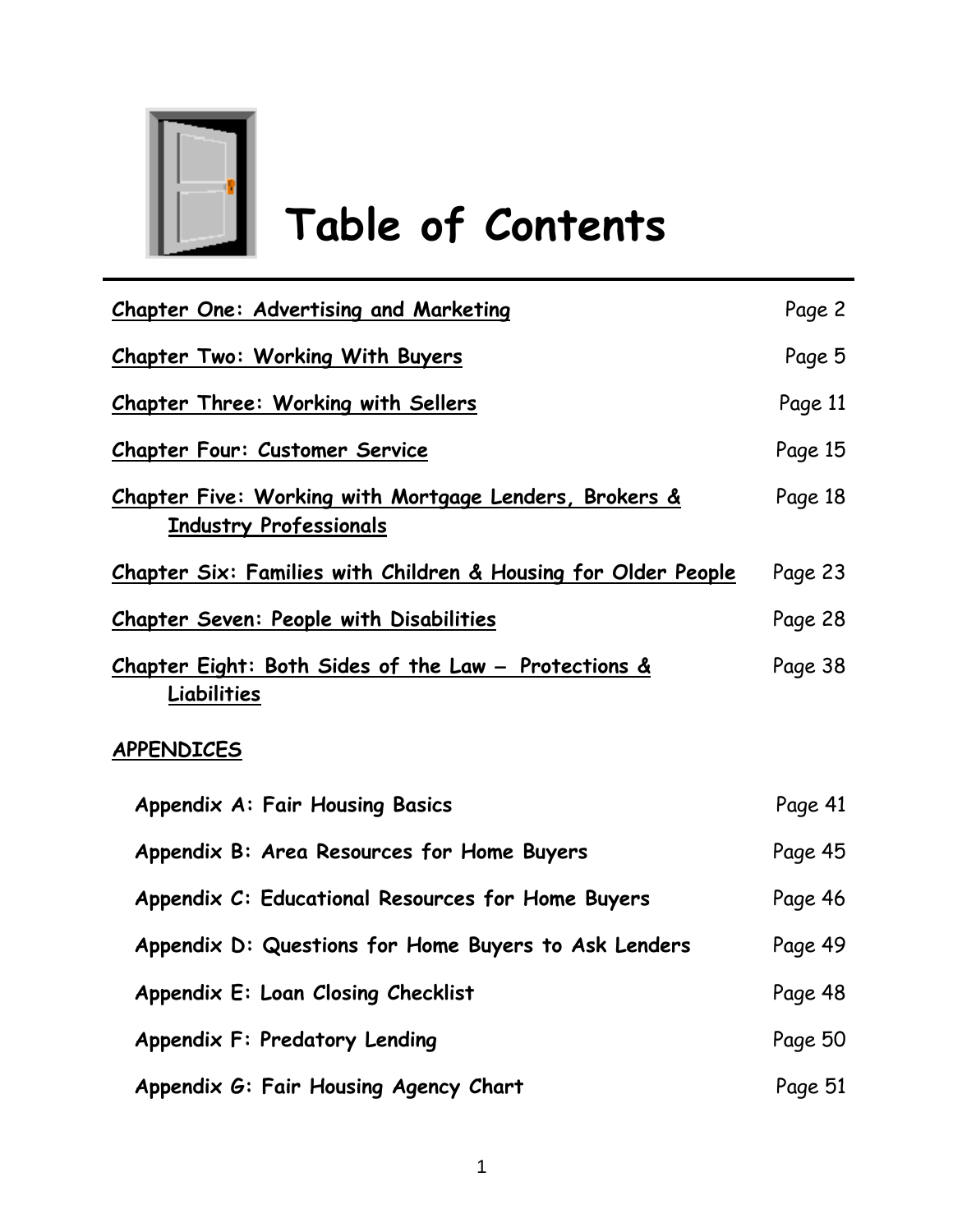# Table of Contents

| | |
|---|---|
| Chapter One: Advertising and Marketing | Page 2 |
| Chapter Two: Working With Buyers | Page 5 |
| Chapter Three: Working with Sellers | Page 11 |
| Chapter Four: Customer Service | Page 15 |
| Chapter Five: Working with Mortgage Lenders, Brokers & Industry Professionals | Page 18 |
| Chapter Six: Families with Children & Housing for Older People | Page 23 |
| Chapter Seven: People with Disabilities | Page 28 |
| Chapter Eight: Both Sides of the Law – Protections & Liabilities | Page 38 |

**APPENDICES**

| | |
|---|---|
| Appendix A: Fair Housing Basics | Page 41 |
| Appendix B: Area Resources for Home Buyers | Page 45 |
| Appendix C: Educational Resources for Home Buyers | Page 46 |
| Appendix D: Questions for Home Buyers to Ask Lenders | Page 49 |
| Appendix E: Loan Closing Checklist | Page 48 |
| Appendix F: Predatory Lending | Page 50 |
| Appendix G: Fair Housing Agency Chart | Page 51 |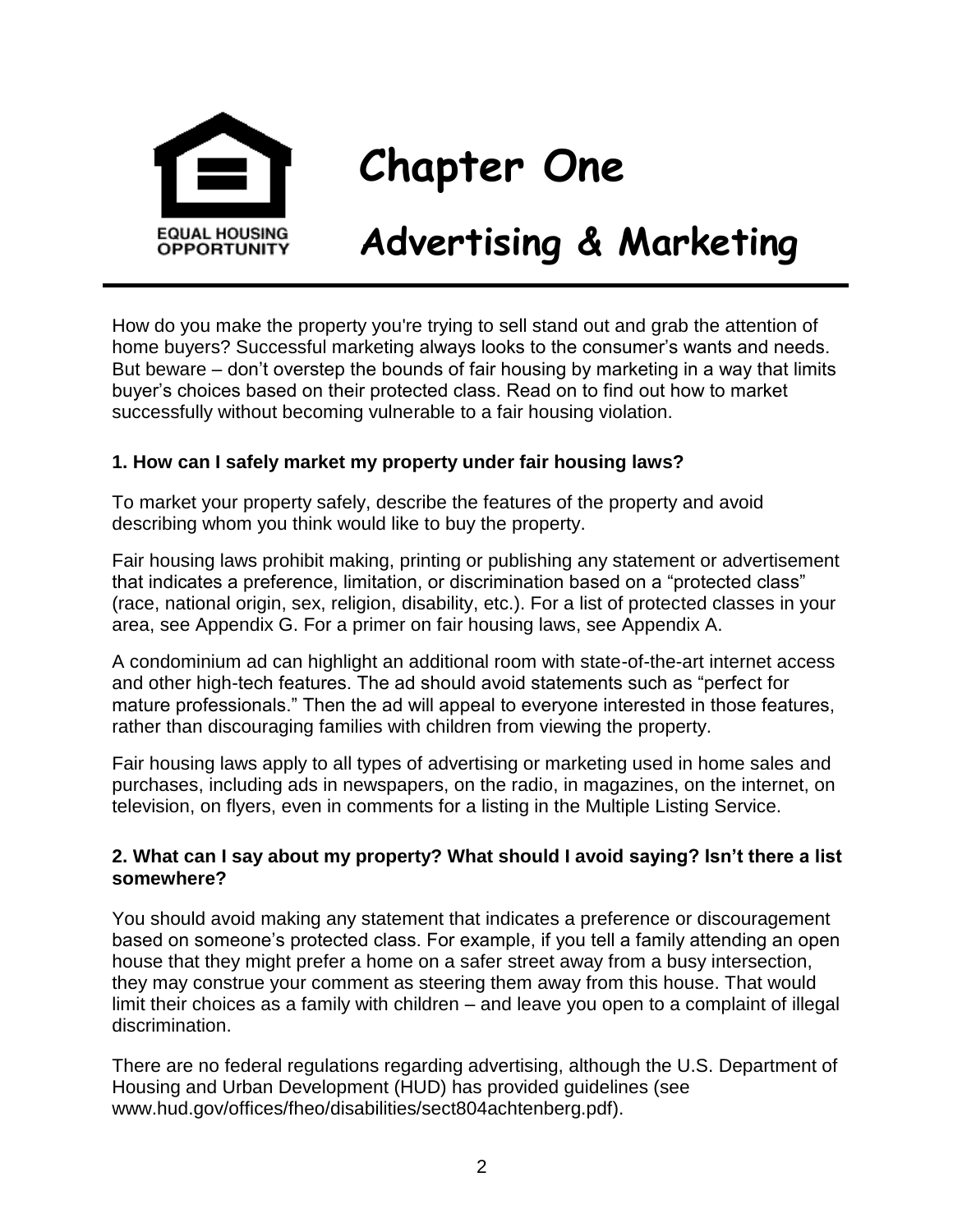# Chapter One

# Advertising & Marketing

How do you make the property you're trying to sell stand out and grab the attention of home buyers? Successful marketing always looks to the consumer's wants and needs. But beware – don't overstep the bounds of fair housing by marketing in a way that limits buyer's choices based on their protected class. Read on to find out how to market successfully without becoming vulnerable to a fair housing violation.

**1. How can I safely market my property under fair housing laws?**

To market your property safely, describe the features of the property and avoid describing whom you think would like to buy the property.

Fair housing laws prohibit making, printing or publishing any statement or advertisement that indicates a preference, limitation, or discrimination based on a "protected class" (race, national origin, sex, religion, disability, etc.). For a list of protected classes in your area, see Appendix G. For a primer on fair housing laws, see Appendix A.

A condominium ad can highlight an additional room with state-of-the-art internet access and other high-tech features. The ad should avoid statements such as "perfect for mature professionals." Then the ad will appeal to everyone interested in those features, rather than discouraging families with children from viewing the property.

Fair housing laws apply to all types of advertising or marketing used in home sales and purchases, including ads in newspapers, on the radio, in magazines, on the internet, on television, on flyers, even in comments for a listing in the Multiple Listing Service.

**2. What can I say about my property? What should I avoid saying? Isn't there a list somewhere?**

You should avoid making any statement that indicates a preference or discouragement based on someone's protected class. For example, if you tell a family attending an open house that they might prefer a home on a safer street away from a busy intersection, they may construe your comment as steering them away from this house. That would limit their choices as a family with children – and leave you open to a complaint of illegal discrimination.

There are no federal regulations regarding advertising, although the U.S. Department of Housing and Urban Development (HUD) has provided guidelines (see www.hud.gov/offices/fheo/disabilities/sect804achtenberg.pdf).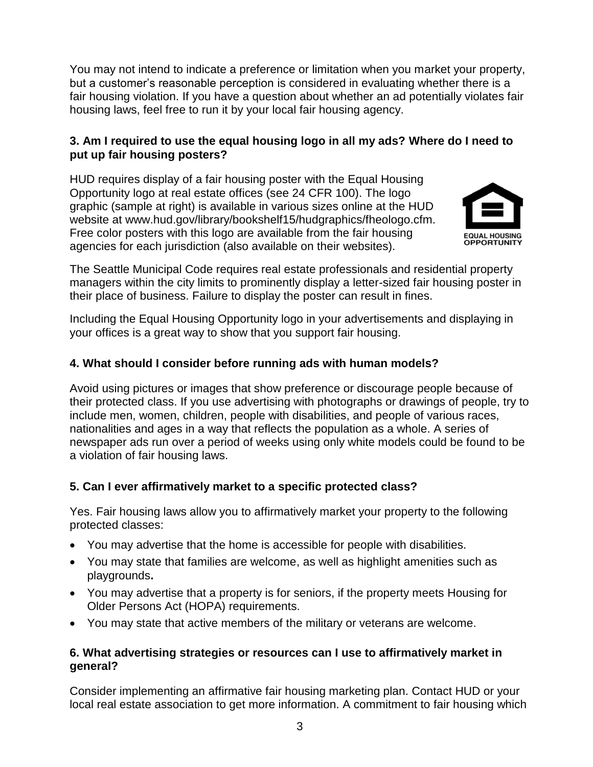You may not intend to indicate a preference or limitation when you market your property, but a customer's reasonable perception is considered in evaluating whether there is a fair housing violation. If you have a question about whether an ad potentially violates fair housing laws, feel free to run it by your local fair housing agency.

### 3. Am I required to use the equal housing logo in all my ads? Where do I need to put up fair housing posters?

HUD requires display of a fair housing poster with the Equal Housing Opportunity logo at real estate offices (see 24 CFR 100). The logo graphic (sample at right) is available in various sizes online at the HUD website at www.hud.gov/library/bookshelf15/hudgraphics/fheologo.cfm. Free color posters with this logo are available from the fair housing agencies for each jurisdiction (also available on their websites).

EQUAL HOUSING OPPORTUNITY

The Seattle Municipal Code requires real estate professionals and residential property managers within the city limits to prominently display a letter-sized fair housing poster in their place of business. Failure to display the poster can result in fines.

Including the Equal Housing Opportunity logo in your advertisements and displaying in your offices is a great way to show that you support fair housing.

### 4. What should I consider before running ads with human models?

Avoid using pictures or images that show preference or discourage people because of their protected class. If you use advertising with photographs or drawings of people, try to include men, women, children, people with disabilities, and people of various races, nationalities and ages in a way that reflects the population as a whole. A series of newspaper ads run over a period of weeks using only white models could be found to be a violation of fair housing laws.

### 5. Can I ever affirmatively market to a specific protected class?

Yes. Fair housing laws allow you to affirmatively market your property to the following protected classes:

- You may advertise that the home is accessible for people with disabilities.
- You may state that families are welcome, as well as highlight amenities such as playgrounds.
- You may advertise that a property is for seniors, if the property meets Housing for Older Persons Act (HOPA) requirements.
- You may state that active members of the military or veterans are welcome.

### 6. What advertising strategies or resources can I use to affirmatively market in general?

Consider implementing an affirmative fair housing marketing plan. Contact HUD or your local real estate association to get more information. A commitment to fair housing which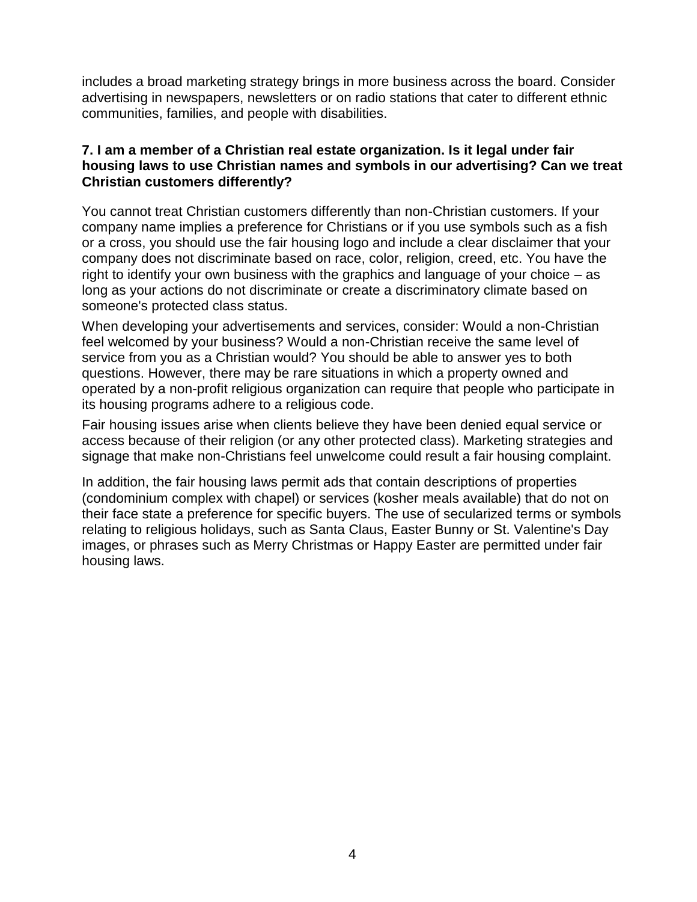includes a broad marketing strategy brings in more business across the board. Consider advertising in newspapers, newsletters or on radio stations that cater to different ethnic communities, families, and people with disabilities.

**7. I am a member of a Christian real estate organization. Is it legal under fair housing laws to use Christian names and symbols in our advertising? Can we treat Christian customers differently?**

You cannot treat Christian customers differently than non-Christian customers. If your company name implies a preference for Christians or if you use symbols such as a fish or a cross, you should use the fair housing logo and include a clear disclaimer that your company does not discriminate based on race, color, religion, creed, etc. You have the right to identify your own business with the graphics and language of your choice – as long as your actions do not discriminate or create a discriminatory climate based on someone's protected class status.

When developing your advertisements and services, consider: Would a non-Christian feel welcomed by your business? Would a non-Christian receive the same level of service from you as a Christian would? You should be able to answer yes to both questions. However, there may be rare situations in which a property owned and operated by a non-profit religious organization can require that people who participate in its housing programs adhere to a religious code.

Fair housing issues arise when clients believe they have been denied equal service or access because of their religion (or any other protected class). Marketing strategies and signage that make non-Christians feel unwelcome could result a fair housing complaint.

In addition, the fair housing laws permit ads that contain descriptions of properties (condominium complex with chapel) or services (kosher meals available) that do not on their face state a preference for specific buyers. The use of secularized terms or symbols relating to religious holidays, such as Santa Claus, Easter Bunny or St. Valentine's Day images, or phrases such as Merry Christmas or Happy Easter are permitted under fair housing laws.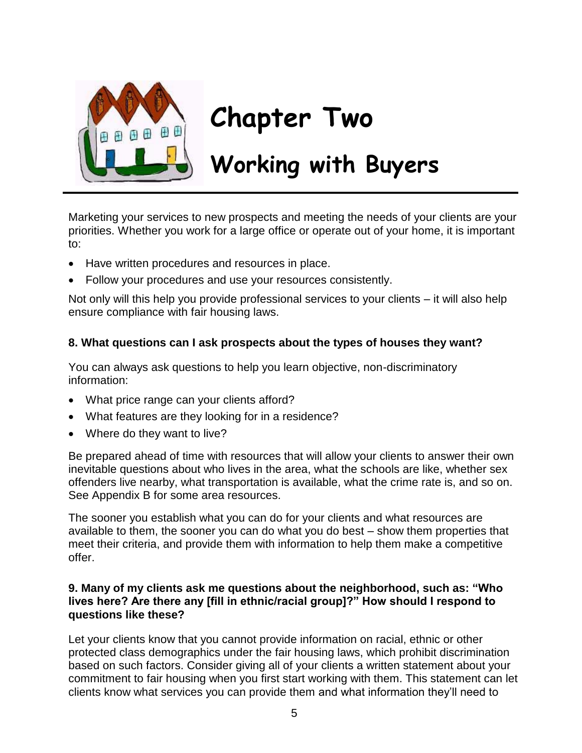# Chapter Two

# Working with Buyers

Marketing your services to new prospects and meeting the needs of your clients are your priorities. Whether you work for a large office or operate out of your home, it is important to:

- Have written procedures and resources in place.
- Follow your procedures and use your resources consistently.

Not only will this help you provide professional services to your clients – it will also help ensure compliance with fair housing laws.

**8. What questions can I ask prospects about the types of houses they want?**

You can always ask questions to help you learn objective, non-discriminatory information:

- What price range can your clients afford?
- What features are they looking for in a residence?
- Where do they want to live?

Be prepared ahead of time with resources that will allow your clients to answer their own inevitable questions about who lives in the area, what the schools are like, whether sex offenders live nearby, what transportation is available, what the crime rate is, and so on. See Appendix B for some area resources.

The sooner you establish what you can do for your clients and what resources are available to them, the sooner you can do what you do best – show them properties that meet their criteria, and provide them with information to help them make a competitive offer.

**9. Many of my clients ask me questions about the neighborhood, such as: "Who lives here? Are there any [fill in ethnic/racial group]?" How should I respond to questions like these?**

Let your clients know that you cannot provide information on racial, ethnic or other protected class demographics under the fair housing laws, which prohibit discrimination based on such factors. Consider giving all of your clients a written statement about your commitment to fair housing when you first start working with them. This statement can let clients know what services you can provide them and what information they'll need to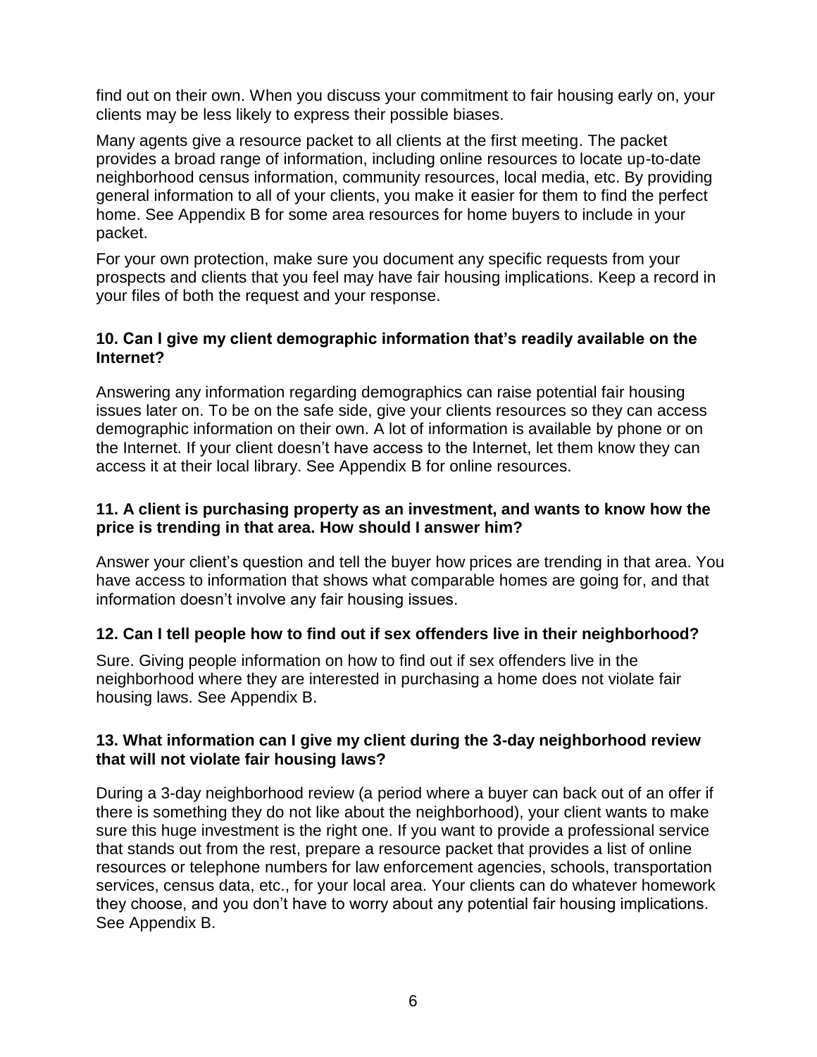find out on their own. When you discuss your commitment to fair housing early on, your clients may be less likely to express their possible biases.

Many agents give a resource packet to all clients at the first meeting. The packet provides a broad range of information, including online resources to locate up-to-date neighborhood census information, community resources, local media, etc. By providing general information to all of your clients, you make it easier for them to find the perfect home. See Appendix B for some area resources for home buyers to include in your packet.

For your own protection, make sure you document any specific requests from your prospects and clients that you feel may have fair housing implications. Keep a record in your files of both the request and your response.

### 10. Can I give my client demographic information that's readily available on the Internet?

Answering any information regarding demographics can raise potential fair housing issues later on. To be on the safe side, give your clients resources so they can access demographic information on their own. A lot of information is available by phone or on the Internet. If your client doesn't have access to the Internet, let them know they can access it at their local library. See Appendix B for online resources.

### 11. A client is purchasing property as an investment, and wants to know how the price is trending in that area. How should I answer him?

Answer your client's question and tell the buyer how prices are trending in that area. You have access to information that shows what comparable homes are going for, and that information doesn't involve any fair housing issues.

### 12. Can I tell people how to find out if sex offenders live in their neighborhood?

Sure. Giving people information on how to find out if sex offenders live in the neighborhood where they are interested in purchasing a home does not violate fair housing laws. See Appendix B.

### 13. What information can I give my client during the 3-day neighborhood review that will not violate fair housing laws?

During a 3-day neighborhood review (a period where a buyer can back out of an offer if there is something they do not like about the neighborhood), your client wants to make sure this huge investment is the right one. If you want to provide a professional service that stands out from the rest, prepare a resource packet that provides a list of online resources or telephone numbers for law enforcement agencies, schools, transportation services, census data, etc., for your local area. Your clients can do whatever homework they choose, and you don't have to worry about any potential fair housing implications. See Appendix B.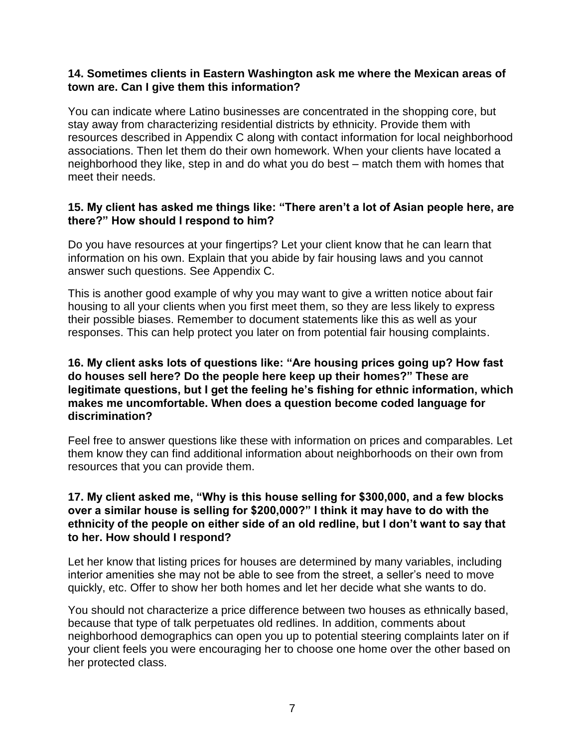**14. Sometimes clients in Eastern Washington ask me where the Mexican areas of town are. Can I give them this information?**

You can indicate where Latino businesses are concentrated in the shopping core, but stay away from characterizing residential districts by ethnicity. Provide them with resources described in Appendix C along with contact information for local neighborhood associations. Then let them do their own homework. When your clients have located a neighborhood they like, step in and do what you do best – match them with homes that meet their needs.

**15. My client has asked me things like: "There aren't a lot of Asian people here, are there?" How should I respond to him?**

Do you have resources at your fingertips? Let your client know that he can learn that information on his own. Explain that you abide by fair housing laws and you cannot answer such questions. See Appendix C.

This is another good example of why you may want to give a written notice about fair housing to all your clients when you first meet them, so they are less likely to express their possible biases. Remember to document statements like this as well as your responses. This can help protect you later on from potential fair housing complaints.

**16. My client asks lots of questions like: "Are housing prices going up? How fast do houses sell here? Do the people here keep up their homes?" These are legitimate questions, but I get the feeling he's fishing for ethnic information, which makes me uncomfortable. When does a question become coded language for discrimination?**

Feel free to answer questions like these with information on prices and comparables. Let them know they can find additional information about neighborhoods on their own from resources that you can provide them.

**17. My client asked me, "Why is this house selling for $300,000, and a few blocks over a similar house is selling for $200,000?" I think it may have to do with the ethnicity of the people on either side of an old redline, but I don't want to say that to her. How should I respond?**

Let her know that listing prices for houses are determined by many variables, including interior amenities she may not be able to see from the street, a seller's need to move quickly, etc. Offer to show her both homes and let her decide what she wants to do.

You should not characterize a price difference between two houses as ethnically based, because that type of talk perpetuates old redlines. In addition, comments about neighborhood demographics can open you up to potential steering complaints later on if your client feels you were encouraging her to choose one home over the other based on her protected class.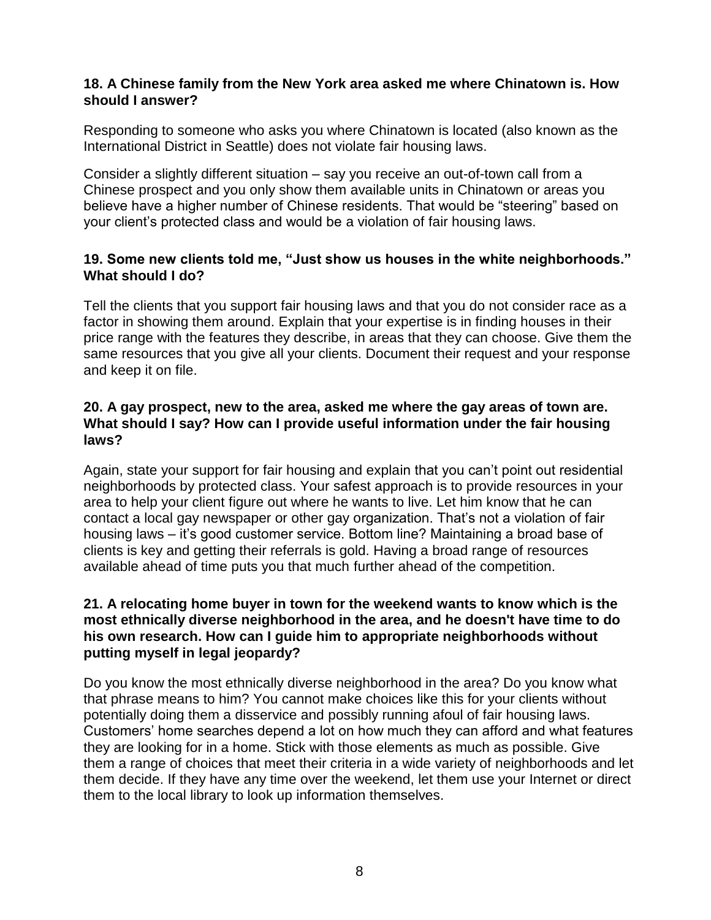**18. A Chinese family from the New York area asked me where Chinatown is. How should I answer?**

Responding to someone who asks you where Chinatown is located (also known as the International District in Seattle) does not violate fair housing laws.

Consider a slightly different situation – say you receive an out-of-town call from a Chinese prospect and you only show them available units in Chinatown or areas you believe have a higher number of Chinese residents. That would be "steering" based on your client's protected class and would be a violation of fair housing laws.

**19. Some new clients told me, "Just show us houses in the white neighborhoods." What should I do?**

Tell the clients that you support fair housing laws and that you do not consider race as a factor in showing them around. Explain that your expertise is in finding houses in their price range with the features they describe, in areas that they can choose. Give them the same resources that you give all your clients. Document their request and your response and keep it on file.

**20. A gay prospect, new to the area, asked me where the gay areas of town are. What should I say? How can I provide useful information under the fair housing laws?**

Again, state your support for fair housing and explain that you can't point out residential neighborhoods by protected class. Your safest approach is to provide resources in your area to help your client figure out where he wants to live. Let him know that he can contact a local gay newspaper or other gay organization. That's not a violation of fair housing laws – it's good customer service. Bottom line? Maintaining a broad base of clients is key and getting their referrals is gold. Having a broad range of resources available ahead of time puts you that much further ahead of the competition.

**21. A relocating home buyer in town for the weekend wants to know which is the most ethnically diverse neighborhood in the area, and he doesn't have time to do his own research. How can I guide him to appropriate neighborhoods without putting myself in legal jeopardy?**

Do you know the most ethnically diverse neighborhood in the area? Do you know what that phrase means to him? You cannot make choices like this for your clients without potentially doing them a disservice and possibly running afoul of fair housing laws. Customers' home searches depend a lot on how much they can afford and what features they are looking for in a home. Stick with those elements as much as possible. Give them a range of choices that meet their criteria in a wide variety of neighborhoods and let them decide. If they have any time over the weekend, let them use your Internet or direct them to the local library to look up information themselves.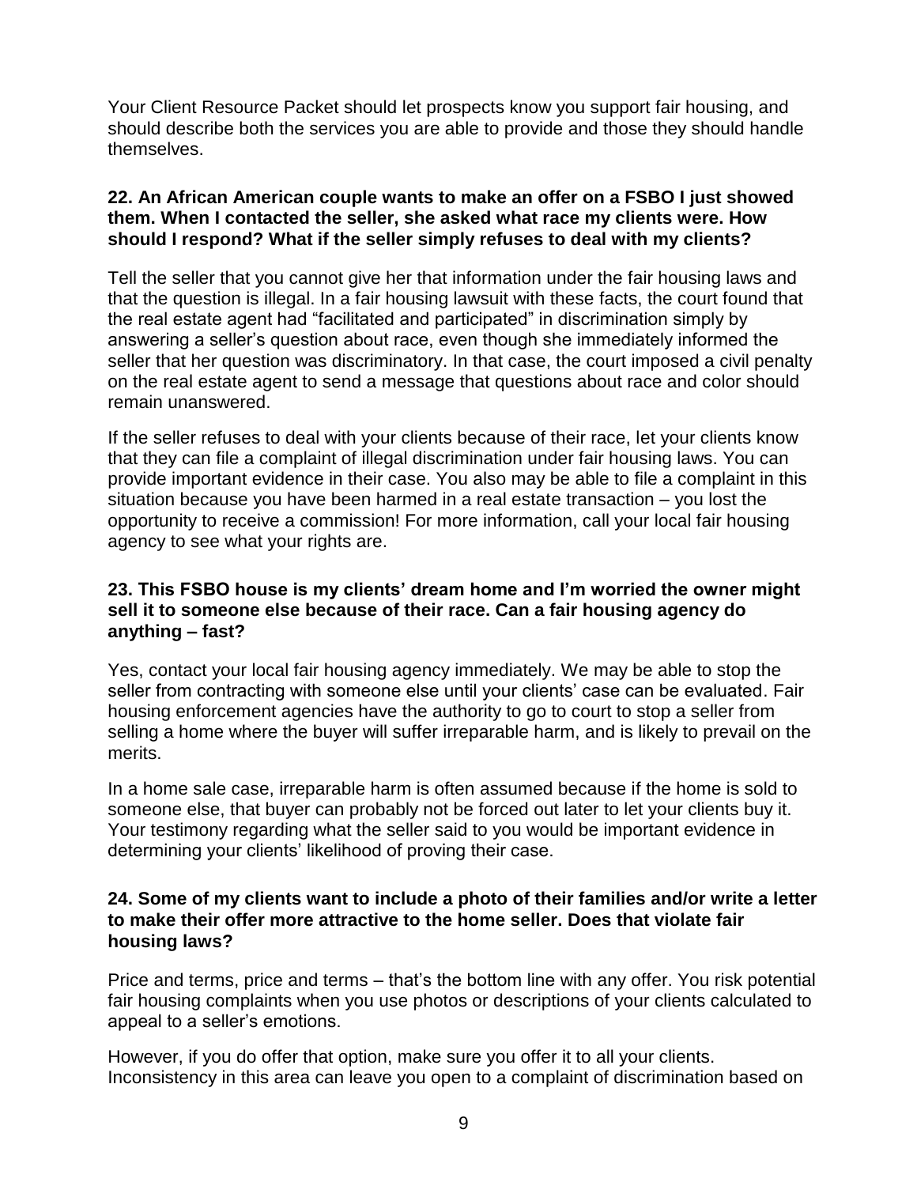Your Client Resource Packet should let prospects know you support fair housing, and should describe both the services you are able to provide and those they should handle themselves.

**22. An African American couple wants to make an offer on a FSBO I just showed them. When I contacted the seller, she asked what race my clients were. How should I respond? What if the seller simply refuses to deal with my clients?**

Tell the seller that you cannot give her that information under the fair housing laws and that the question is illegal. In a fair housing lawsuit with these facts, the court found that the real estate agent had "facilitated and participated" in discrimination simply by answering a seller's question about race, even though she immediately informed the seller that her question was discriminatory. In that case, the court imposed a civil penalty on the real estate agent to send a message that questions about race and color should remain unanswered.

If the seller refuses to deal with your clients because of their race, let your clients know that they can file a complaint of illegal discrimination under fair housing laws. You can provide important evidence in their case. You also may be able to file a complaint in this situation because you have been harmed in a real estate transaction – you lost the opportunity to receive a commission! For more information, call your local fair housing agency to see what your rights are.

**23. This FSBO house is my clients' dream home and I'm worried the owner might sell it to someone else because of their race. Can a fair housing agency do anything – fast?**

Yes, contact your local fair housing agency immediately. We may be able to stop the seller from contracting with someone else until your clients' case can be evaluated. Fair housing enforcement agencies have the authority to go to court to stop a seller from selling a home where the buyer will suffer irreparable harm, and is likely to prevail on the merits.

In a home sale case, irreparable harm is often assumed because if the home is sold to someone else, that buyer can probably not be forced out later to let your clients buy it. Your testimony regarding what the seller said to you would be important evidence in determining your clients' likelihood of proving their case.

**24. Some of my clients want to include a photo of their families and/or write a letter to make their offer more attractive to the home seller. Does that violate fair housing laws?**

Price and terms, price and terms – that's the bottom line with any offer. You risk potential fair housing complaints when you use photos or descriptions of your clients calculated to appeal to a seller's emotions.

However, if you do offer that option, make sure you offer it to all your clients. Inconsistency in this area can leave you open to a complaint of discrimination based on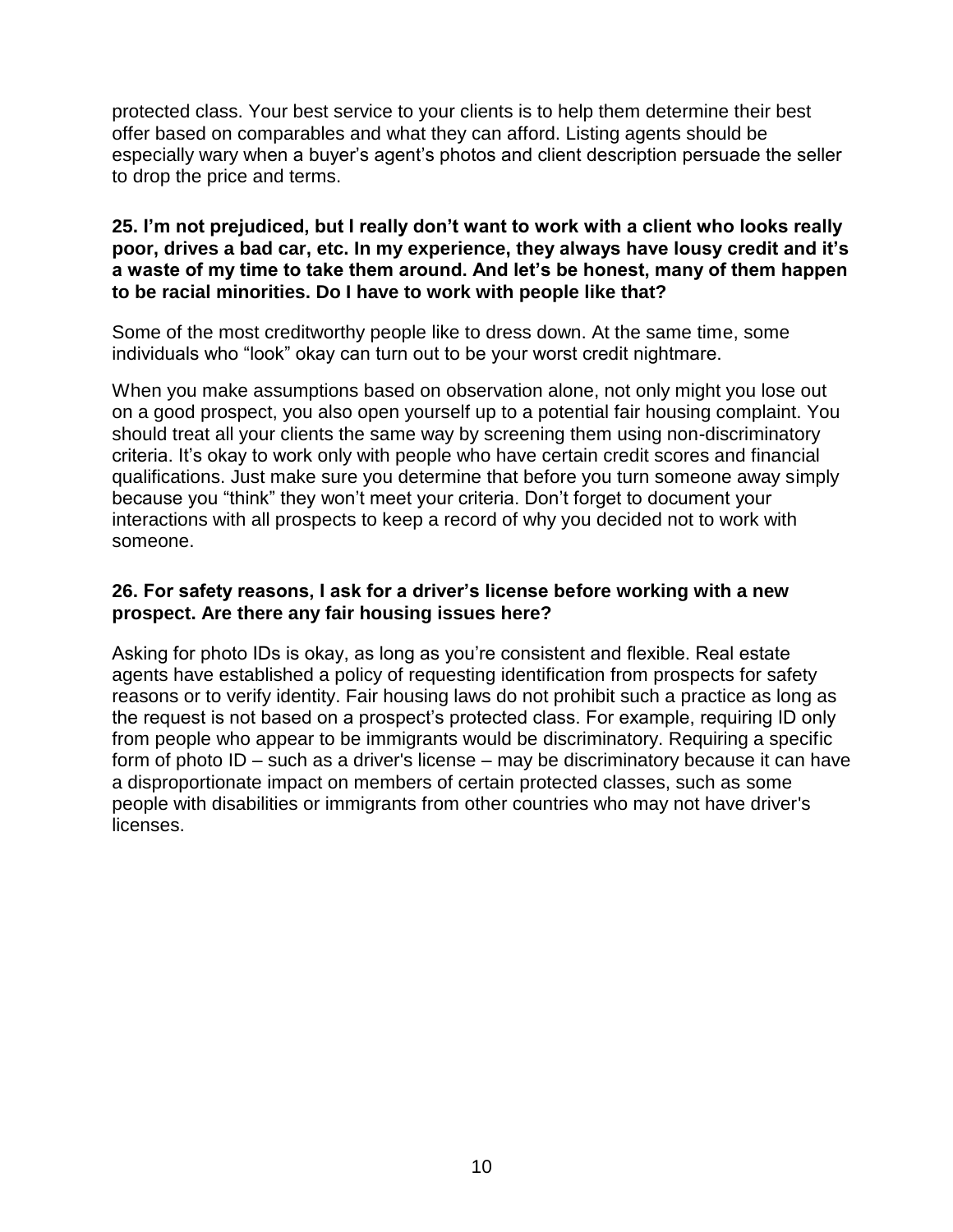protected class. Your best service to your clients is to help them determine their best offer based on comparables and what they can afford. Listing agents should be especially wary when a buyer's agent's photos and client description persuade the seller to drop the price and terms.

**25. I'm not prejudiced, but I really don't want to work with a client who looks really poor, drives a bad car, etc. In my experience, they always have lousy credit and it's a waste of my time to take them around. And let's be honest, many of them happen to be racial minorities. Do I have to work with people like that?**

Some of the most creditworthy people like to dress down. At the same time, some individuals who "look" okay can turn out to be your worst credit nightmare.

When you make assumptions based on observation alone, not only might you lose out on a good prospect, you also open yourself up to a potential fair housing complaint. You should treat all your clients the same way by screening them using non-discriminatory criteria. It's okay to work only with people who have certain credit scores and financial qualifications. Just make sure you determine that before you turn someone away simply because you "think" they won't meet your criteria. Don't forget to document your interactions with all prospects to keep a record of why you decided not to work with someone.

**26. For safety reasons, I ask for a driver's license before working with a new prospect. Are there any fair housing issues here?**

Asking for photo IDs is okay, as long as you're consistent and flexible. Real estate agents have established a policy of requesting identification from prospects for safety reasons or to verify identity. Fair housing laws do not prohibit such a practice as long as the request is not based on a prospect's protected class. For example, requiring ID only from people who appear to be immigrants would be discriminatory. Requiring a specific form of photo ID – such as a driver's license – may be discriminatory because it can have a disproportionate impact on members of certain protected classes, such as some people with disabilities or immigrants from other countries who may not have driver's licenses.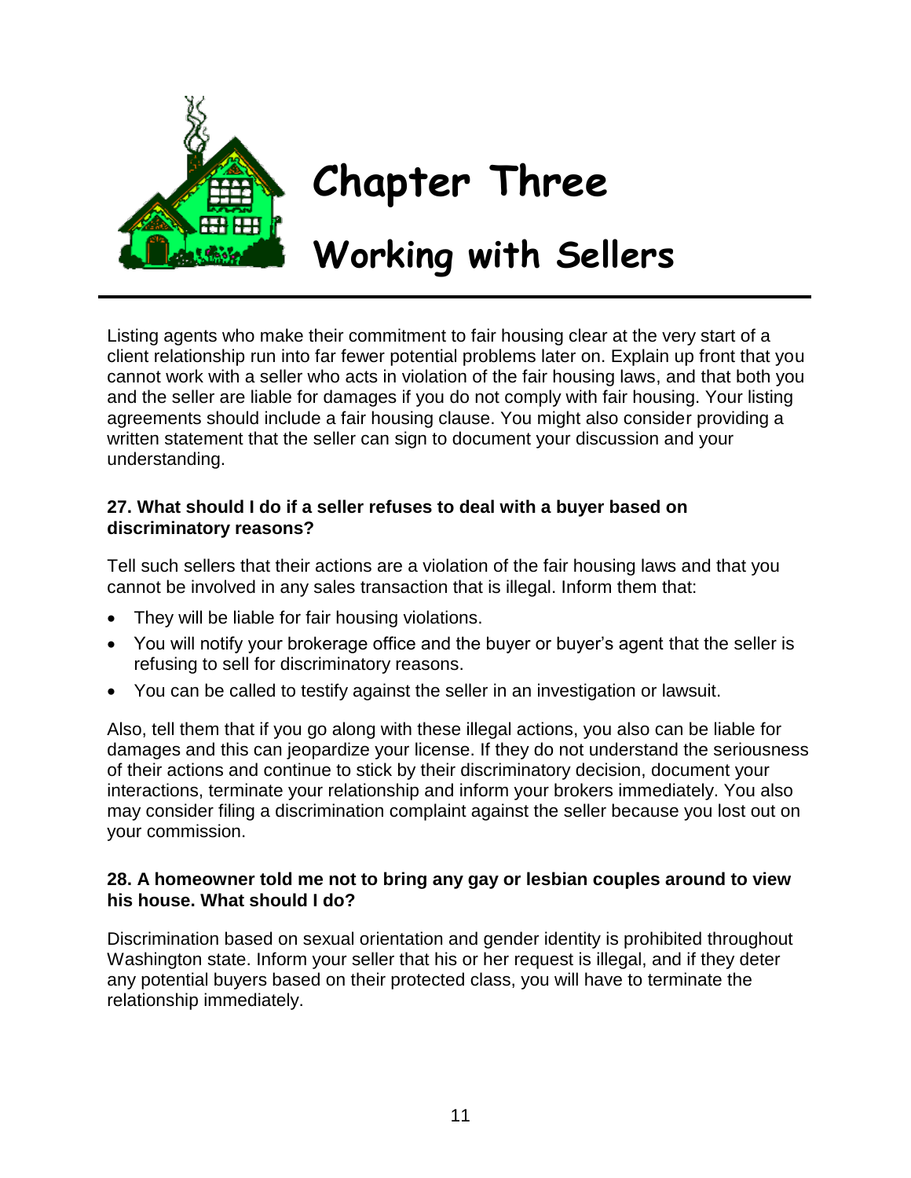# Chapter Three

# Working with Sellers

Listing agents who make their commitment to fair housing clear at the very start of a client relationship run into far fewer potential problems later on. Explain up front that you cannot work with a seller who acts in violation of the fair housing laws, and that both you and the seller are liable for damages if you do not comply with fair housing. Your listing agreements should include a fair housing clause. You might also consider providing a written statement that the seller can sign to document your discussion and your understanding.

**27. What should I do if a seller refuses to deal with a buyer based on discriminatory reasons?**

Tell such sellers that their actions are a violation of the fair housing laws and that you cannot be involved in any sales transaction that is illegal. Inform them that:

- They will be liable for fair housing violations.
- You will notify your brokerage office and the buyer or buyer's agent that the seller is refusing to sell for discriminatory reasons.
- You can be called to testify against the seller in an investigation or lawsuit.

Also, tell them that if you go along with these illegal actions, you also can be liable for damages and this can jeopardize your license. If they do not understand the seriousness of their actions and continue to stick by their discriminatory decision, document your interactions, terminate your relationship and inform your brokers immediately. You also may consider filing a discrimination complaint against the seller because you lost out on your commission.

**28. A homeowner told me not to bring any gay or lesbian couples around to view his house. What should I do?**

Discrimination based on sexual orientation and gender identity is prohibited throughout Washington state. Inform your seller that his or her request is illegal, and if they deter any potential buyers based on their protected class, you will have to terminate the relationship immediately.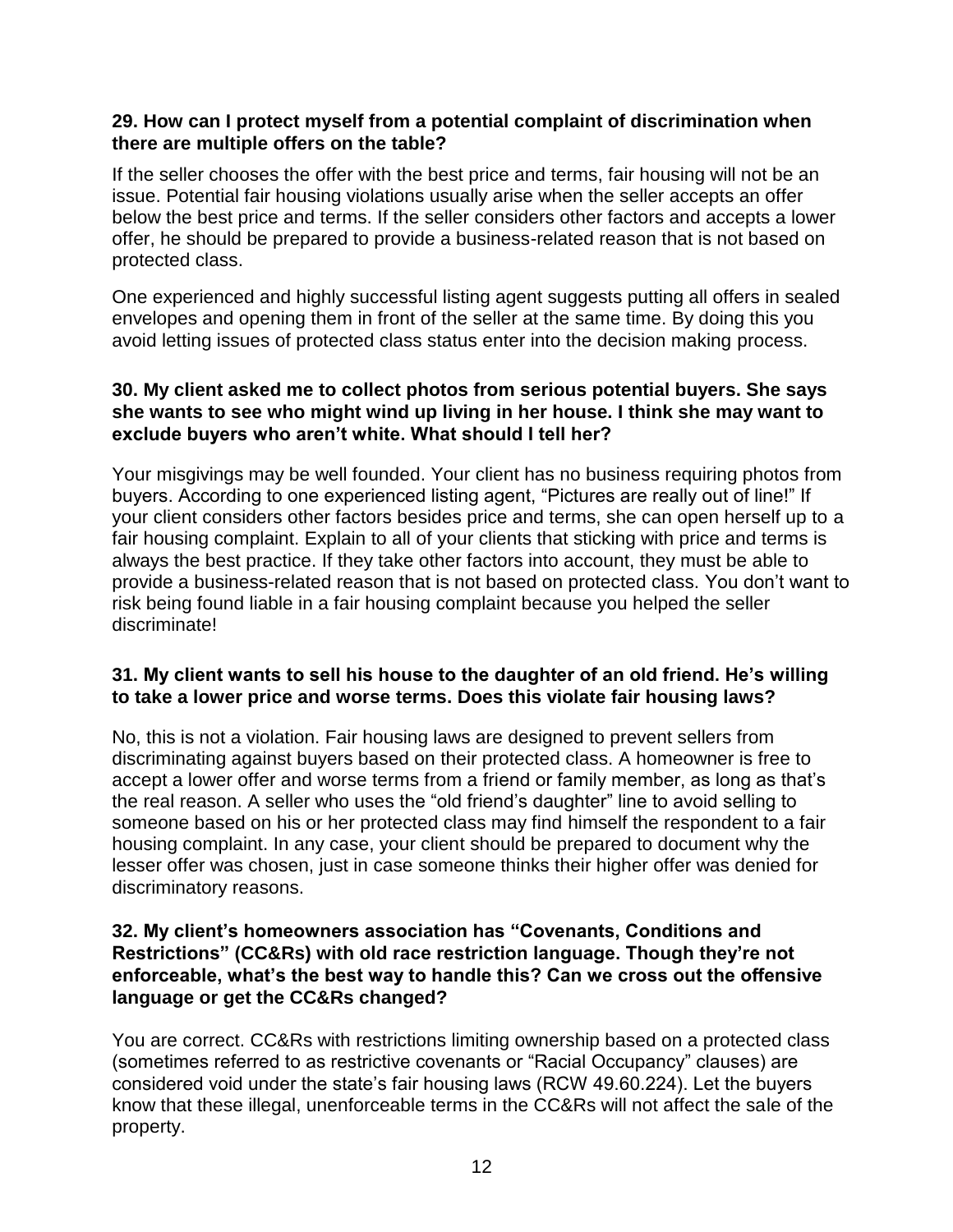**29. How can I protect myself from a potential complaint of discrimination when there are multiple offers on the table?**

If the seller chooses the offer with the best price and terms, fair housing will not be an issue. Potential fair housing violations usually arise when the seller accepts an offer below the best price and terms. If the seller considers other factors and accepts a lower offer, he should be prepared to provide a business-related reason that is not based on protected class.

One experienced and highly successful listing agent suggests putting all offers in sealed envelopes and opening them in front of the seller at the same time. By doing this you avoid letting issues of protected class status enter into the decision making process.

**30. My client asked me to collect photos from serious potential buyers. She says she wants to see who might wind up living in her house. I think she may want to exclude buyers who aren't white. What should I tell her?**

Your misgivings may be well founded. Your client has no business requiring photos from buyers. According to one experienced listing agent, "Pictures are really out of line!" If your client considers other factors besides price and terms, she can open herself up to a fair housing complaint. Explain to all of your clients that sticking with price and terms is always the best practice. If they take other factors into account, they must be able to provide a business-related reason that is not based on protected class. You don't want to risk being found liable in a fair housing complaint because you helped the seller discriminate!

**31. My client wants to sell his house to the daughter of an old friend. He's willing to take a lower price and worse terms. Does this violate fair housing laws?**

No, this is not a violation. Fair housing laws are designed to prevent sellers from discriminating against buyers based on their protected class. A homeowner is free to accept a lower offer and worse terms from a friend or family member, as long as that's the real reason. A seller who uses the "old friend's daughter" line to avoid selling to someone based on his or her protected class may find himself the respondent to a fair housing complaint. In any case, your client should be prepared to document why the lesser offer was chosen, just in case someone thinks their higher offer was denied for discriminatory reasons.

**32. My client's homeowners association has "Covenants, Conditions and Restrictions" (CC&Rs) with old race restriction language. Though they're not enforceable, what's the best way to handle this? Can we cross out the offensive language or get the CC&Rs changed?**

You are correct. CC&Rs with restrictions limiting ownership based on a protected class (sometimes referred to as restrictive covenants or "Racial Occupancy" clauses) are considered void under the state's fair housing laws (RCW 49.60.224). Let the buyers know that these illegal, unenforceable terms in the CC&Rs will not affect the sale of the property.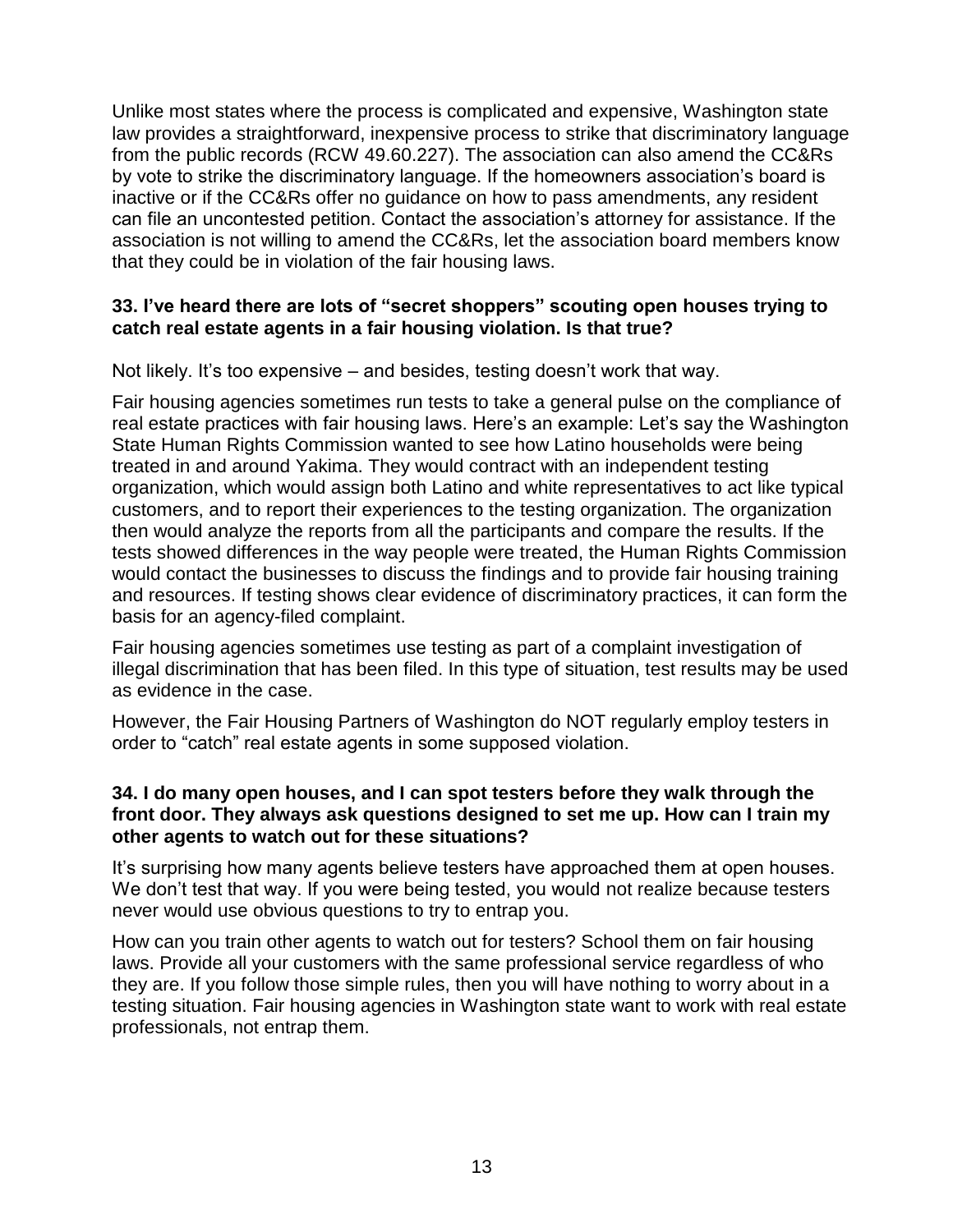Unlike most states where the process is complicated and expensive, Washington state law provides a straightforward, inexpensive process to strike that discriminatory language from the public records (RCW 49.60.227). The association can also amend the CC&Rs by vote to strike the discriminatory language. If the homeowners association's board is inactive or if the CC&Rs offer no guidance on how to pass amendments, any resident can file an uncontested petition. Contact the association's attorney for assistance. If the association is not willing to amend the CC&Rs, let the association board members know that they could be in violation of the fair housing laws.

**33. I've heard there are lots of "secret shoppers" scouting open houses trying to catch real estate agents in a fair housing violation. Is that true?**

Not likely. It's too expensive – and besides, testing doesn't work that way.

Fair housing agencies sometimes run tests to take a general pulse on the compliance of real estate practices with fair housing laws. Here's an example: Let's say the Washington State Human Rights Commission wanted to see how Latino households were being treated in and around Yakima. They would contract with an independent testing organization, which would assign both Latino and white representatives to act like typical customers, and to report their experiences to the testing organization. The organization then would analyze the reports from all the participants and compare the results. If the tests showed differences in the way people were treated, the Human Rights Commission would contact the businesses to discuss the findings and to provide fair housing training and resources. If testing shows clear evidence of discriminatory practices, it can form the basis for an agency-filed complaint.

Fair housing agencies sometimes use testing as part of a complaint investigation of illegal discrimination that has been filed. In this type of situation, test results may be used as evidence in the case.

However, the Fair Housing Partners of Washington do NOT regularly employ testers in order to "catch" real estate agents in some supposed violation.

**34. I do many open houses, and I can spot testers before they walk through the front door. They always ask questions designed to set me up. How can I train my other agents to watch out for these situations?**

It's surprising how many agents believe testers have approached them at open houses. We don't test that way. If you were being tested, you would not realize because testers never would use obvious questions to try to entrap you.

How can you train other agents to watch out for testers? School them on fair housing laws. Provide all your customers with the same professional service regardless of who they are. If you follow those simple rules, then you will have nothing to worry about in a testing situation. Fair housing agencies in Washington state want to work with real estate professionals, not entrap them.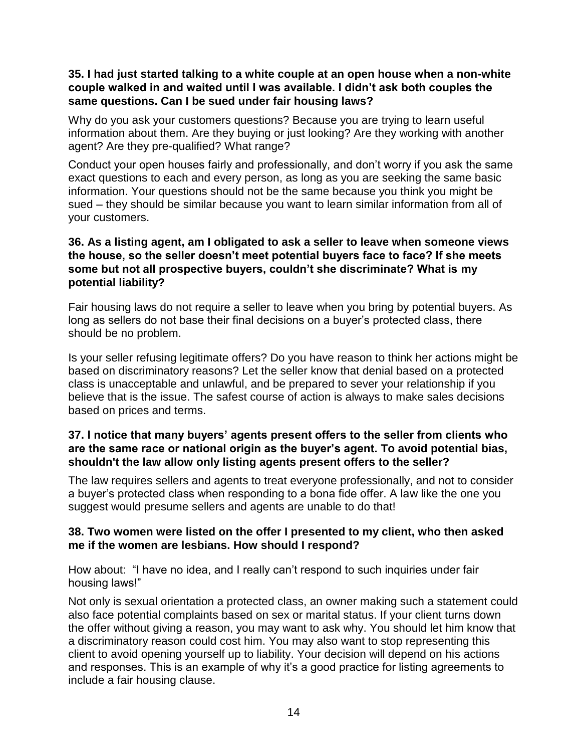**35. I had just started talking to a white couple at an open house when a non-white couple walked in and waited until I was available. I didn't ask both couples the same questions. Can I be sued under fair housing laws?**

Why do you ask your customers questions? Because you are trying to learn useful information about them. Are they buying or just looking? Are they working with another agent? Are they pre-qualified? What range?

Conduct your open houses fairly and professionally, and don't worry if you ask the same exact questions to each and every person, as long as you are seeking the same basic information. Your questions should not be the same because you think you might be sued – they should be similar because you want to learn similar information from all of your customers.

**36. As a listing agent, am I obligated to ask a seller to leave when someone views the house, so the seller doesn't meet potential buyers face to face? If she meets some but not all prospective buyers, couldn't she discriminate? What is my potential liability?**

Fair housing laws do not require a seller to leave when you bring by potential buyers. As long as sellers do not base their final decisions on a buyer's protected class, there should be no problem.

Is your seller refusing legitimate offers? Do you have reason to think her actions might be based on discriminatory reasons? Let the seller know that denial based on a protected class is unacceptable and unlawful, and be prepared to sever your relationship if you believe that is the issue. The safest course of action is always to make sales decisions based on prices and terms.

**37. I notice that many buyers' agents present offers to the seller from clients who are the same race or national origin as the buyer's agent. To avoid potential bias, shouldn't the law allow only listing agents present offers to the seller?**

The law requires sellers and agents to treat everyone professionally, and not to consider a buyer's protected class when responding to a bona fide offer. A law like the one you suggest would presume sellers and agents are unable to do that!

**38. Two women were listed on the offer I presented to my client, who then asked me if the women are lesbians. How should I respond?**

How about: "I have no idea, and I really can't respond to such inquiries under fair housing laws!"

Not only is sexual orientation a protected class, an owner making such a statement could also face potential complaints based on sex or marital status. If your client turns down the offer without giving a reason, you may want to ask why. You should let him know that a discriminatory reason could cost him. You may also want to stop representing this client to avoid opening yourself up to liability. Your decision will depend on his actions and responses. This is an example of why it's a good practice for listing agreements to include a fair housing clause.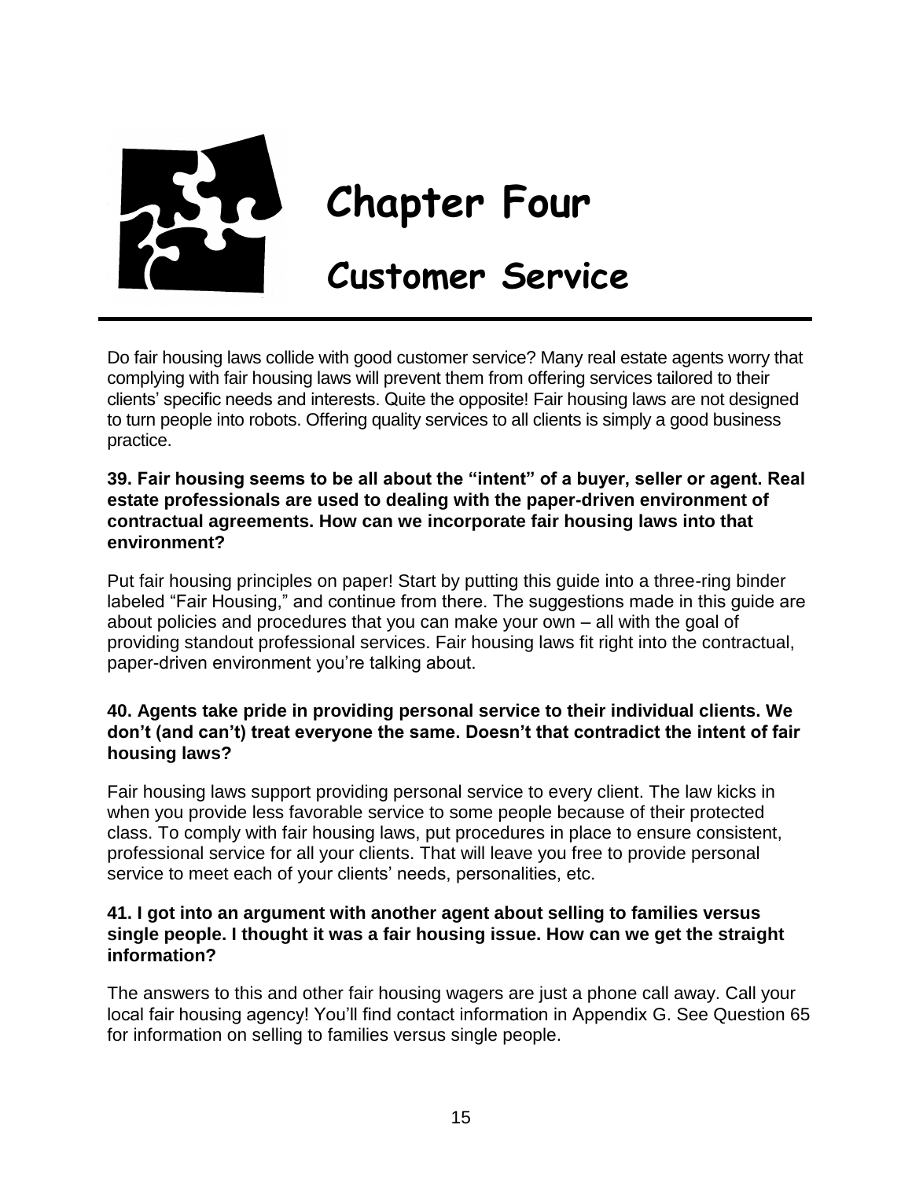# Chapter Four

# Customer Service

Do fair housing laws collide with good customer service? Many real estate agents worry that complying with fair housing laws will prevent them from offering services tailored to their clients' specific needs and interests. Quite the opposite! Fair housing laws are not designed to turn people into robots. Offering quality services to all clients is simply a good business practice.

**39. Fair housing seems to be all about the "intent" of a buyer, seller or agent. Real estate professionals are used to dealing with the paper-driven environment of contractual agreements. How can we incorporate fair housing laws into that environment?**

Put fair housing principles on paper! Start by putting this guide into a three-ring binder labeled "Fair Housing," and continue from there. The suggestions made in this guide are about policies and procedures that you can make your own – all with the goal of providing standout professional services. Fair housing laws fit right into the contractual, paper-driven environment you're talking about.

**40. Agents take pride in providing personal service to their individual clients. We don't (and can't) treat everyone the same. Doesn't that contradict the intent of fair housing laws?**

Fair housing laws support providing personal service to every client. The law kicks in when you provide less favorable service to some people because of their protected class. To comply with fair housing laws, put procedures in place to ensure consistent, professional service for all your clients. That will leave you free to provide personal service to meet each of your clients' needs, personalities, etc.

**41. I got into an argument with another agent about selling to families versus single people. I thought it was a fair housing issue. How can we get the straight information?**

The answers to this and other fair housing wagers are just a phone call away. Call your local fair housing agency! You'll find contact information in Appendix G. See Question 65 for information on selling to families versus single people.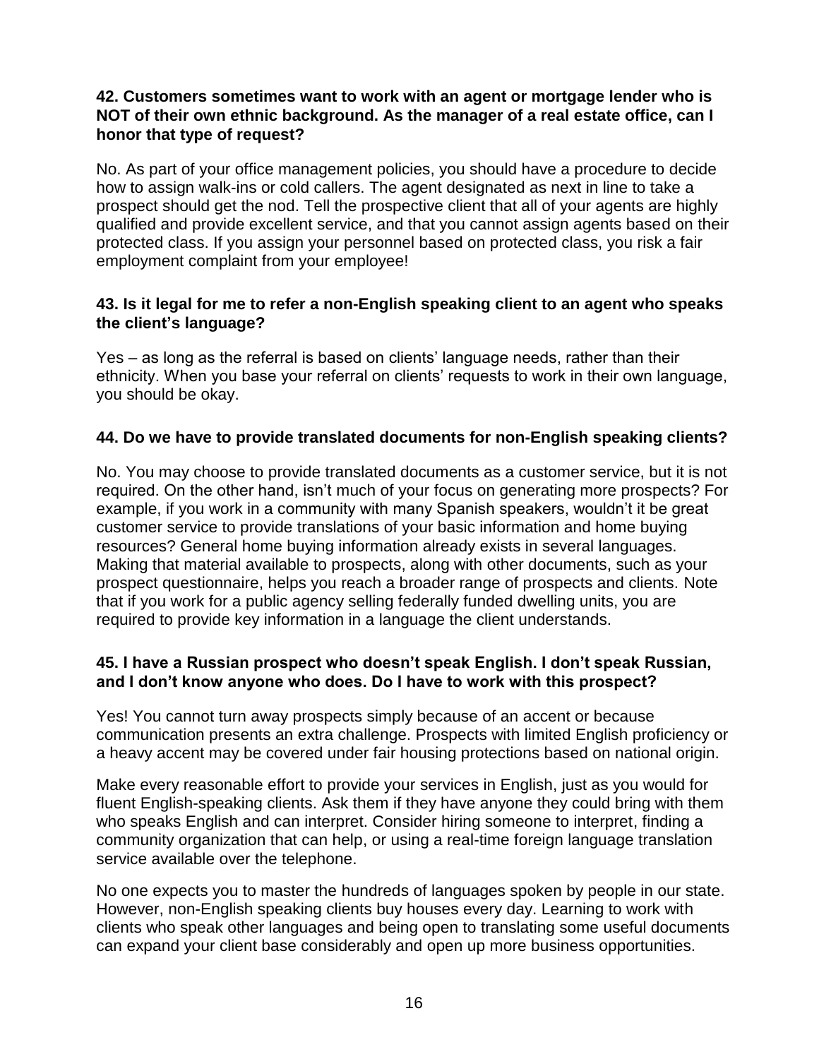**42. Customers sometimes want to work with an agent or mortgage lender who is NOT of their own ethnic background. As the manager of a real estate office, can I honor that type of request?**

No. As part of your office management policies, you should have a procedure to decide how to assign walk-ins or cold callers. The agent designated as next in line to take a prospect should get the nod. Tell the prospective client that all of your agents are highly qualified and provide excellent service, and that you cannot assign agents based on their protected class. If you assign your personnel based on protected class, you risk a fair employment complaint from your employee!

**43. Is it legal for me to refer a non-English speaking client to an agent who speaks the client's language?**

Yes – as long as the referral is based on clients' language needs, rather than their ethnicity. When you base your referral on clients' requests to work in their own language, you should be okay.

**44. Do we have to provide translated documents for non-English speaking clients?**

No. You may choose to provide translated documents as a customer service, but it is not required. On the other hand, isn't much of your focus on generating more prospects? For example, if you work in a community with many Spanish speakers, wouldn't it be great customer service to provide translations of your basic information and home buying resources? General home buying information already exists in several languages. Making that material available to prospects, along with other documents, such as your prospect questionnaire, helps you reach a broader range of prospects and clients. Note that if you work for a public agency selling federally funded dwelling units, you are required to provide key information in a language the client understands.

**45. I have a Russian prospect who doesn't speak English. I don't speak Russian, and I don't know anyone who does. Do I have to work with this prospect?**

Yes! You cannot turn away prospects simply because of an accent or because communication presents an extra challenge. Prospects with limited English proficiency or a heavy accent may be covered under fair housing protections based on national origin.

Make every reasonable effort to provide your services in English, just as you would for fluent English-speaking clients. Ask them if they have anyone they could bring with them who speaks English and can interpret. Consider hiring someone to interpret, finding a community organization that can help, or using a real-time foreign language translation service available over the telephone.

No one expects you to master the hundreds of languages spoken by people in our state. However, non-English speaking clients buy houses every day. Learning to work with clients who speak other languages and being open to translating some useful documents can expand your client base considerably and open up more business opportunities.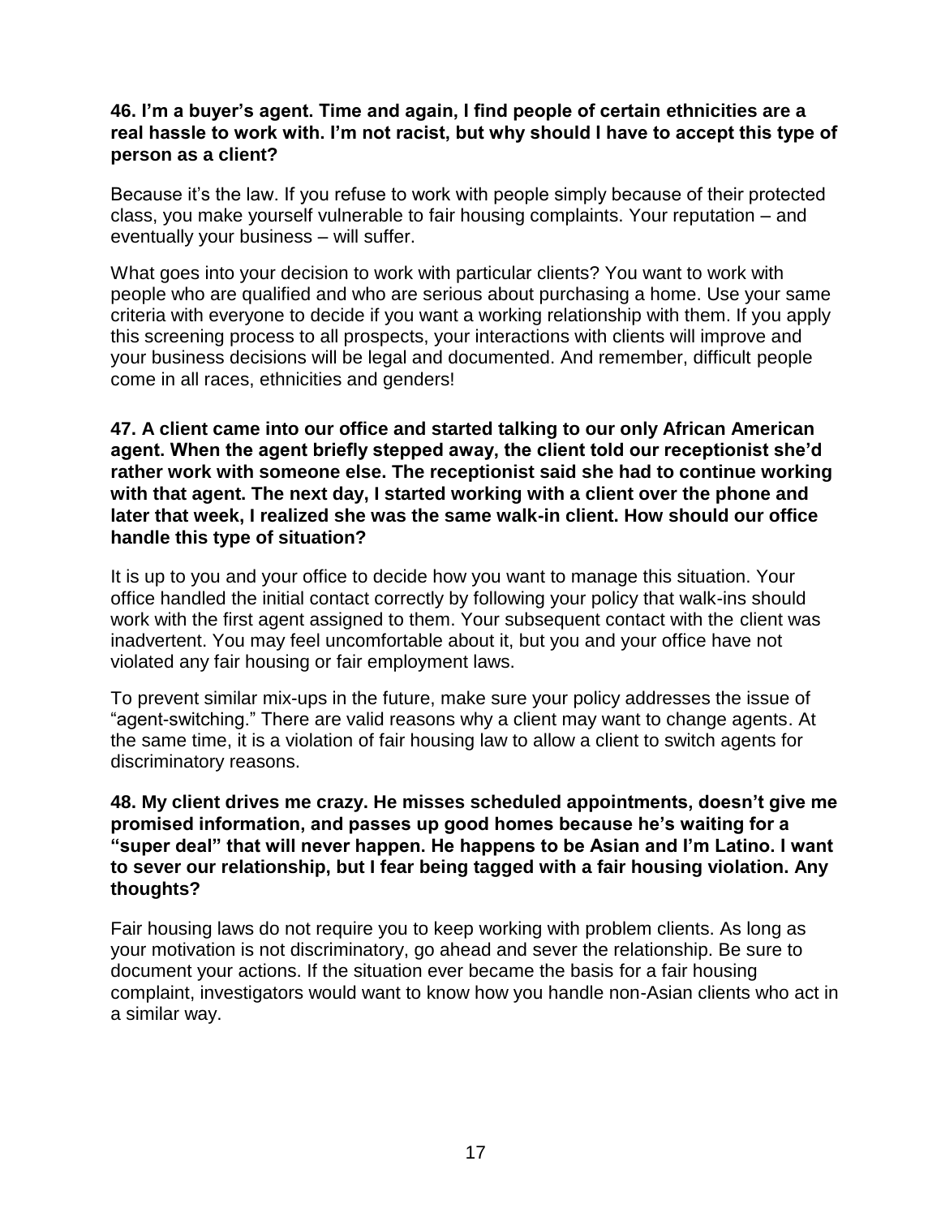**46. I'm a buyer's agent. Time and again, I find people of certain ethnicities are a real hassle to work with. I'm not racist, but why should I have to accept this type of person as a client?**

Because it's the law. If you refuse to work with people simply because of their protected class, you make yourself vulnerable to fair housing complaints. Your reputation – and eventually your business – will suffer.

What goes into your decision to work with particular clients? You want to work with people who are qualified and who are serious about purchasing a home. Use your same criteria with everyone to decide if you want a working relationship with them. If you apply this screening process to all prospects, your interactions with clients will improve and your business decisions will be legal and documented. And remember, difficult people come in all races, ethnicities and genders!

**47. A client came into our office and started talking to our only African American agent. When the agent briefly stepped away, the client told our receptionist she'd rather work with someone else. The receptionist said she had to continue working with that agent. The next day, I started working with a client over the phone and later that week, I realized she was the same walk-in client. How should our office handle this type of situation?**

It is up to you and your office to decide how you want to manage this situation. Your office handled the initial contact correctly by following your policy that walk-ins should work with the first agent assigned to them. Your subsequent contact with the client was inadvertent. You may feel uncomfortable about it, but you and your office have not violated any fair housing or fair employment laws.

To prevent similar mix-ups in the future, make sure your policy addresses the issue of "agent-switching." There are valid reasons why a client may want to change agents. At the same time, it is a violation of fair housing law to allow a client to switch agents for discriminatory reasons.

**48. My client drives me crazy. He misses scheduled appointments, doesn't give me promised information, and passes up good homes because he's waiting for a "super deal" that will never happen. He happens to be Asian and I'm Latino. I want to sever our relationship, but I fear being tagged with a fair housing violation. Any thoughts?**

Fair housing laws do not require you to keep working with problem clients. As long as your motivation is not discriminatory, go ahead and sever the relationship. Be sure to document your actions. If the situation ever became the basis for a fair housing complaint, investigators would want to know how you handle non-Asian clients who act in a similar way.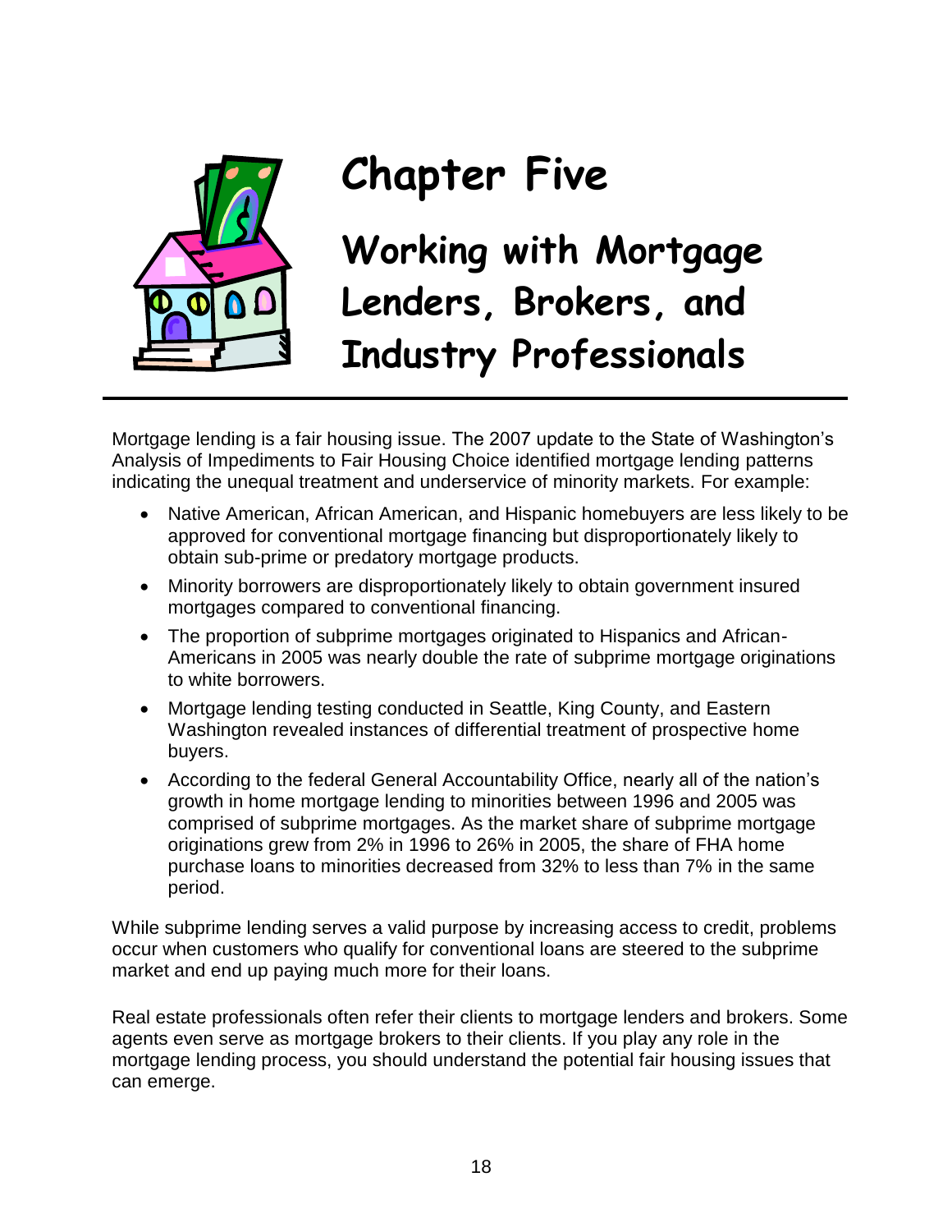# Chapter Five

## Working with Mortgage Lenders, Brokers, and Industry Professionals

Mortgage lending is a fair housing issue. The 2007 update to the State of Washington's Analysis of Impediments to Fair Housing Choice identified mortgage lending patterns indicating the unequal treatment and underservice of minority markets. For example:

- Native American, African American, and Hispanic homebuyers are less likely to be approved for conventional mortgage financing but disproportionately likely to obtain sub-prime or predatory mortgage products.
- Minority borrowers are disproportionately likely to obtain government insured mortgages compared to conventional financing.
- The proportion of subprime mortgages originated to Hispanics and African-Americans in 2005 was nearly double the rate of subprime mortgage originations to white borrowers.
- Mortgage lending testing conducted in Seattle, King County, and Eastern Washington revealed instances of differential treatment of prospective home buyers.
- According to the federal General Accountability Office, nearly all of the nation's growth in home mortgage lending to minorities between 1996 and 2005 was comprised of subprime mortgages. As the market share of subprime mortgage originations grew from 2% in 1996 to 26% in 2005, the share of FHA home purchase loans to minorities decreased from 32% to less than 7% in the same period.

While subprime lending serves a valid purpose by increasing access to credit, problems occur when customers who qualify for conventional loans are steered to the subprime market and end up paying much more for their loans.

Real estate professionals often refer their clients to mortgage lenders and brokers. Some agents even serve as mortgage brokers to their clients. If you play any role in the mortgage lending process, you should understand the potential fair housing issues that can emerge.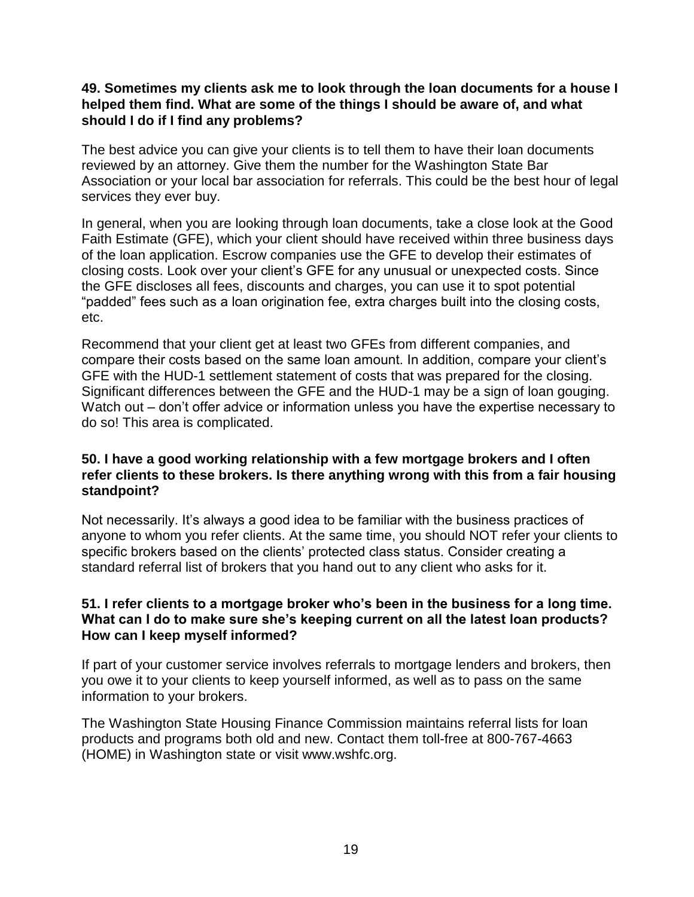**49. Sometimes my clients ask me to look through the loan documents for a house I helped them find. What are some of the things I should be aware of, and what should I do if I find any problems?**

The best advice you can give your clients is to tell them to have their loan documents reviewed by an attorney. Give them the number for the Washington State Bar Association or your local bar association for referrals. This could be the best hour of legal services they ever buy.

In general, when you are looking through loan documents, take a close look at the Good Faith Estimate (GFE), which your client should have received within three business days of the loan application. Escrow companies use the GFE to develop their estimates of closing costs. Look over your client's GFE for any unusual or unexpected costs. Since the GFE discloses all fees, discounts and charges, you can use it to spot potential "padded" fees such as a loan origination fee, extra charges built into the closing costs, etc.

Recommend that your client get at least two GFEs from different companies, and compare their costs based on the same loan amount. In addition, compare your client's GFE with the HUD-1 settlement statement of costs that was prepared for the closing. Significant differences between the GFE and the HUD-1 may be a sign of loan gouging. Watch out – don't offer advice or information unless you have the expertise necessary to do so! This area is complicated.

**50. I have a good working relationship with a few mortgage brokers and I often refer clients to these brokers. Is there anything wrong with this from a fair housing standpoint?**

Not necessarily. It's always a good idea to be familiar with the business practices of anyone to whom you refer clients. At the same time, you should NOT refer your clients to specific brokers based on the clients' protected class status. Consider creating a standard referral list of brokers that you hand out to any client who asks for it.

**51. I refer clients to a mortgage broker who's been in the business for a long time. What can I do to make sure she's keeping current on all the latest loan products? How can I keep myself informed?**

If part of your customer service involves referrals to mortgage lenders and brokers, then you owe it to your clients to keep yourself informed, as well as to pass on the same information to your brokers.

The Washington State Housing Finance Commission maintains referral lists for loan products and programs both old and new. Contact them toll-free at 800-767-4663 (HOME) in Washington state or visit www.wshfc.org.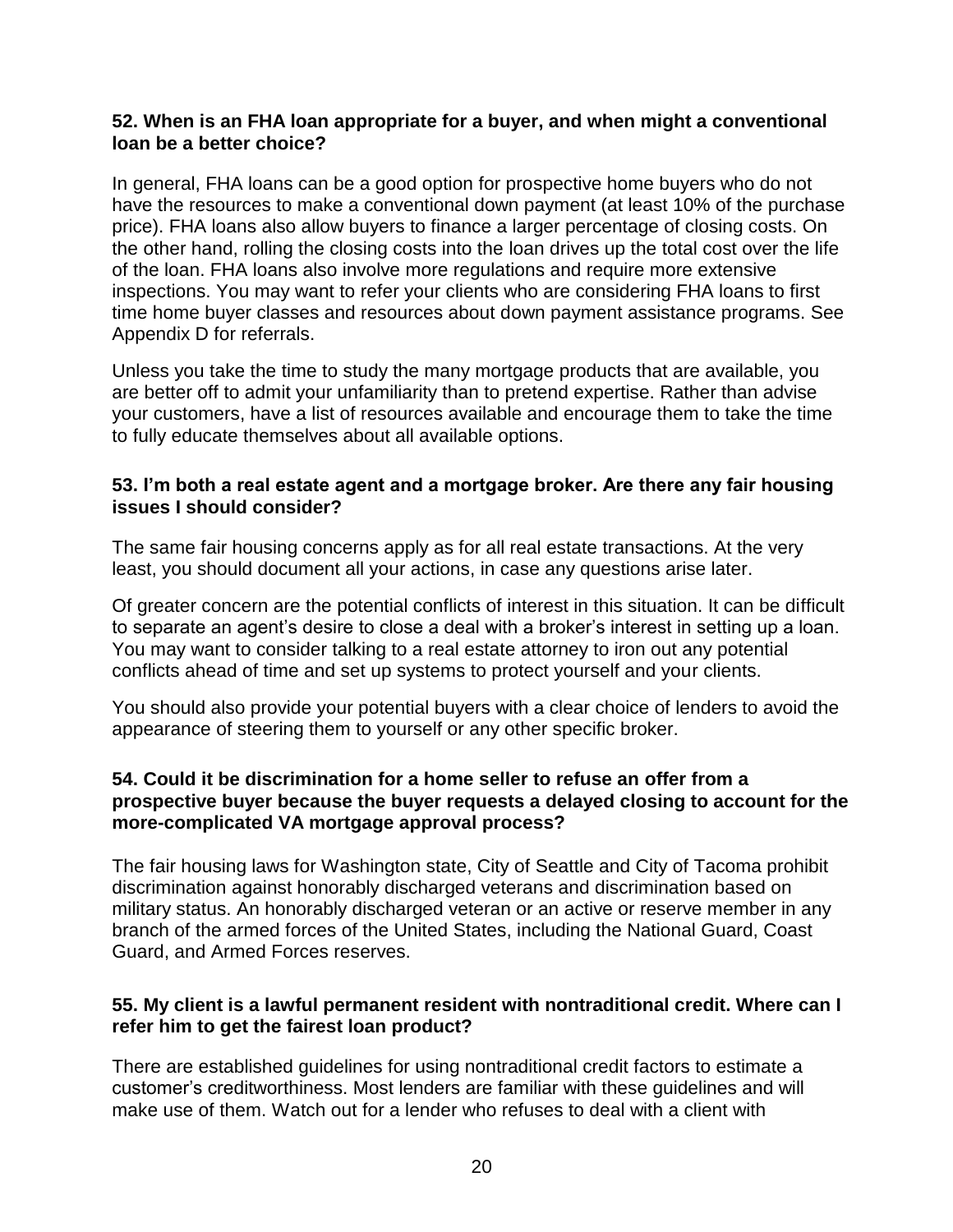**52. When is an FHA loan appropriate for a buyer, and when might a conventional loan be a better choice?**

In general, FHA loans can be a good option for prospective home buyers who do not have the resources to make a conventional down payment (at least 10% of the purchase price). FHA loans also allow buyers to finance a larger percentage of closing costs. On the other hand, rolling the closing costs into the loan drives up the total cost over the life of the loan. FHA loans also involve more regulations and require more extensive inspections. You may want to refer your clients who are considering FHA loans to first time home buyer classes and resources about down payment assistance programs. See Appendix D for referrals.

Unless you take the time to study the many mortgage products that are available, you are better off to admit your unfamiliarity than to pretend expertise. Rather than advise your customers, have a list of resources available and encourage them to take the time to fully educate themselves about all available options.

**53. I'm both a real estate agent and a mortgage broker. Are there any fair housing issues I should consider?**

The same fair housing concerns apply as for all real estate transactions. At the very least, you should document all your actions, in case any questions arise later.

Of greater concern are the potential conflicts of interest in this situation. It can be difficult to separate an agent's desire to close a deal with a broker's interest in setting up a loan. You may want to consider talking to a real estate attorney to iron out any potential conflicts ahead of time and set up systems to protect yourself and your clients.

You should also provide your potential buyers with a clear choice of lenders to avoid the appearance of steering them to yourself or any other specific broker.

**54. Could it be discrimination for a home seller to refuse an offer from a prospective buyer because the buyer requests a delayed closing to account for the more-complicated VA mortgage approval process?**

The fair housing laws for Washington state, City of Seattle and City of Tacoma prohibit discrimination against honorably discharged veterans and discrimination based on military status. An honorably discharged veteran or an active or reserve member in any branch of the armed forces of the United States, including the National Guard, Coast Guard, and Armed Forces reserves.

**55. My client is a lawful permanent resident with nontraditional credit. Where can I refer him to get the fairest loan product?**

There are established guidelines for using nontraditional credit factors to estimate a customer's creditworthiness. Most lenders are familiar with these guidelines and will make use of them. Watch out for a lender who refuses to deal with a client with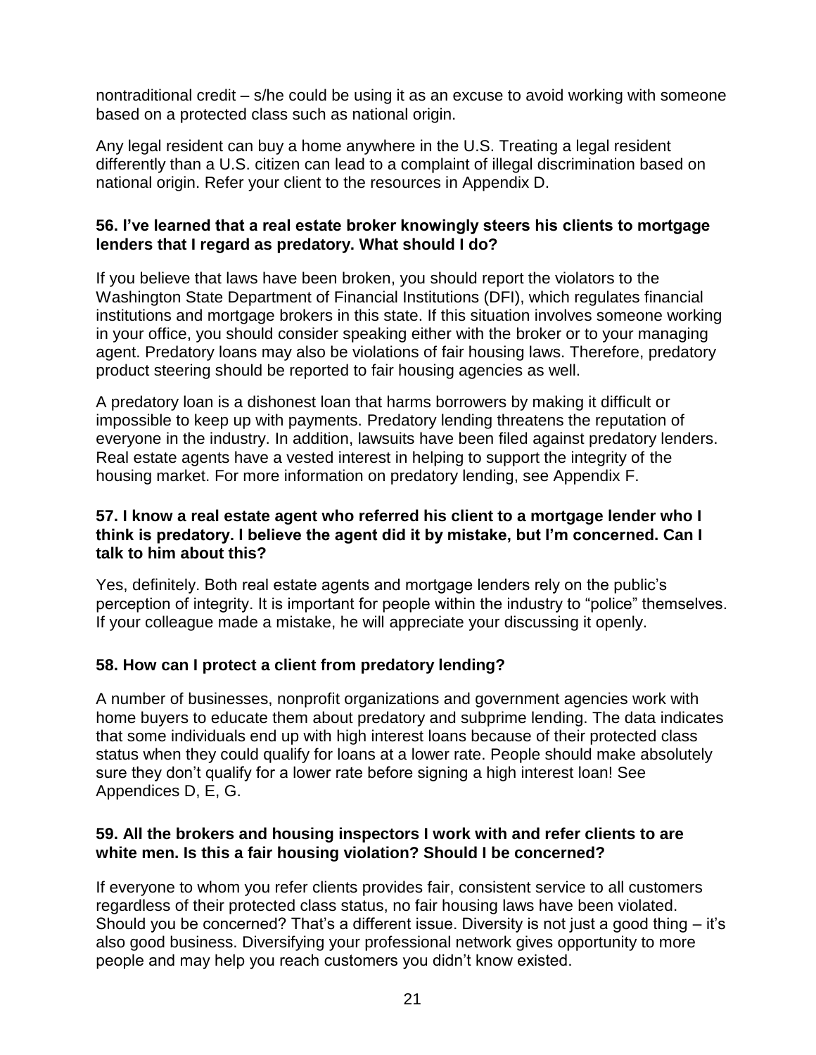nontraditional credit – s/he could be using it as an excuse to avoid working with someone based on a protected class such as national origin.

Any legal resident can buy a home anywhere in the U.S. Treating a legal resident differently than a U.S. citizen can lead to a complaint of illegal discrimination based on national origin. Refer your client to the resources in Appendix D.

**56. I've learned that a real estate broker knowingly steers his clients to mortgage lenders that I regard as predatory. What should I do?**

If you believe that laws have been broken, you should report the violators to the Washington State Department of Financial Institutions (DFI), which regulates financial institutions and mortgage brokers in this state. If this situation involves someone working in your office, you should consider speaking either with the broker or to your managing agent. Predatory loans may also be violations of fair housing laws. Therefore, predatory product steering should be reported to fair housing agencies as well.

A predatory loan is a dishonest loan that harms borrowers by making it difficult or impossible to keep up with payments. Predatory lending threatens the reputation of everyone in the industry. In addition, lawsuits have been filed against predatory lenders. Real estate agents have a vested interest in helping to support the integrity of the housing market. For more information on predatory lending, see Appendix F.

**57. I know a real estate agent who referred his client to a mortgage lender who I think is predatory. I believe the agent did it by mistake, but I'm concerned. Can I talk to him about this?**

Yes, definitely. Both real estate agents and mortgage lenders rely on the public's perception of integrity. It is important for people within the industry to "police" themselves. If your colleague made a mistake, he will appreciate your discussing it openly.

**58. How can I protect a client from predatory lending?**

A number of businesses, nonprofit organizations and government agencies work with home buyers to educate them about predatory and subprime lending. The data indicates that some individuals end up with high interest loans because of their protected class status when they could qualify for loans at a lower rate. People should make absolutely sure they don't qualify for a lower rate before signing a high interest loan! See Appendices D, E, G.

**59. All the brokers and housing inspectors I work with and refer clients to are white men. Is this a fair housing violation? Should I be concerned?**

If everyone to whom you refer clients provides fair, consistent service to all customers regardless of their protected class status, no fair housing laws have been violated. Should you be concerned? That's a different issue. Diversity is not just a good thing – it's also good business. Diversifying your professional network gives opportunity to more people and may help you reach customers you didn't know existed.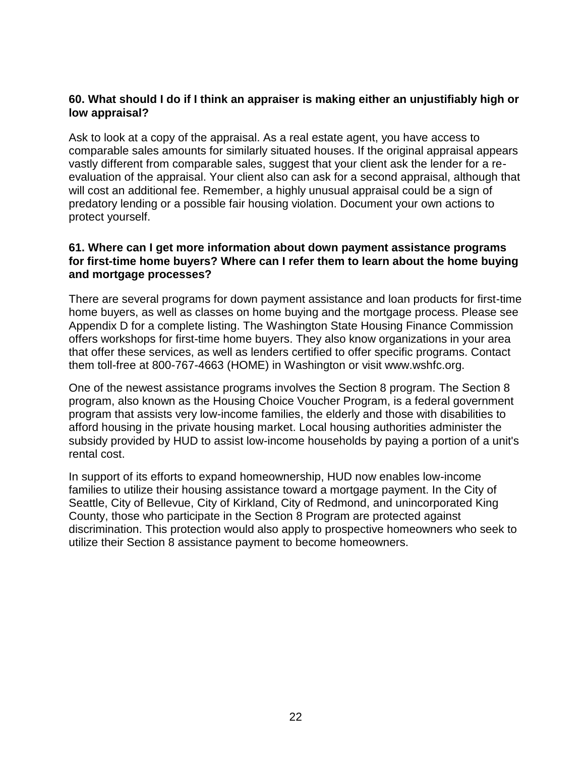**60. What should I do if I think an appraiser is making either an unjustifiably high or low appraisal?**

Ask to look at a copy of the appraisal. As a real estate agent, you have access to comparable sales amounts for similarly situated houses. If the original appraisal appears vastly different from comparable sales, suggest that your client ask the lender for a re-evaluation of the appraisal. Your client also can ask for a second appraisal, although that will cost an additional fee. Remember, a highly unusual appraisal could be a sign of predatory lending or a possible fair housing violation. Document your own actions to protect yourself.

**61. Where can I get more information about down payment assistance programs for first-time home buyers? Where can I refer them to learn about the home buying and mortgage processes?**

There are several programs for down payment assistance and loan products for first-time home buyers, as well as classes on home buying and the mortgage process. Please see Appendix D for a complete listing. The Washington State Housing Finance Commission offers workshops for first-time home buyers. They also know organizations in your area that offer these services, as well as lenders certified to offer specific programs. Contact them toll-free at 800-767-4663 (HOME) in Washington or visit www.wshfc.org.

One of the newest assistance programs involves the Section 8 program. The Section 8 program, also known as the Housing Choice Voucher Program, is a federal government program that assists very low-income families, the elderly and those with disabilities to afford housing in the private housing market. Local housing authorities administer the subsidy provided by HUD to assist low-income households by paying a portion of a unit's rental cost.

In support of its efforts to expand homeownership, HUD now enables low-income families to utilize their housing assistance toward a mortgage payment. In the City of Seattle, City of Bellevue, City of Kirkland, City of Redmond, and unincorporated King County, those who participate in the Section 8 Program are protected against discrimination. This protection would also apply to prospective homeowners who seek to utilize their Section 8 assistance payment to become homeowners.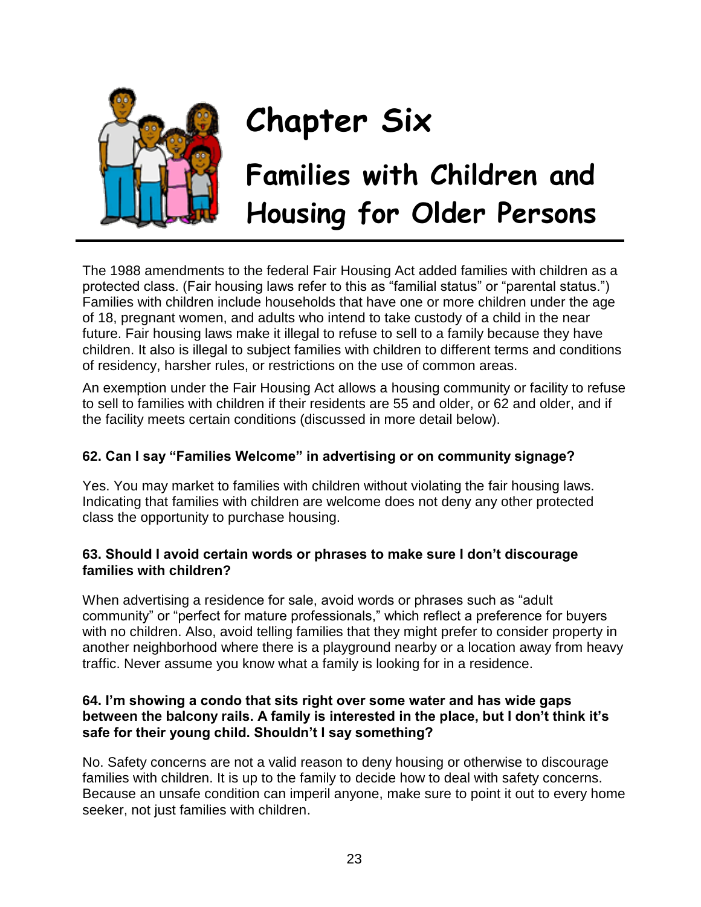# Chapter Six

## Families with Children and Housing for Older Persons

The 1988 amendments to the federal Fair Housing Act added families with children as a protected class. (Fair housing laws refer to this as “familial status” or “parental status.”) Families with children include households that have one or more children under the age of 18, pregnant women, and adults who intend to take custody of a child in the near future. Fair housing laws make it illegal to refuse to sell to a family because they have children. It also is illegal to subject families with children to different terms and conditions of residency, harsher rules, or restrictions on the use of common areas.

An exemption under the Fair Housing Act allows a housing community or facility to refuse to sell to families with children if their residents are 55 and older, or 62 and older, and if the facility meets certain conditions (discussed in more detail below).

**62. Can I say “Families Welcome” in advertising or on community signage?**

Yes. You may market to families with children without violating the fair housing laws. Indicating that families with children are welcome does not deny any other protected class the opportunity to purchase housing.

**63. Should I avoid certain words or phrases to make sure I don’t discourage families with children?**

When advertising a residence for sale, avoid words or phrases such as “adult community” or “perfect for mature professionals,” which reflect a preference for buyers with no children. Also, avoid telling families that they might prefer to consider property in another neighborhood where there is a playground nearby or a location away from heavy traffic. Never assume you know what a family is looking for in a residence.

**64. I’m showing a condo that sits right over some water and has wide gaps between the balcony rails. A family is interested in the place, but I don’t think it’s safe for their young child. Shouldn’t I say something?**

No. Safety concerns are not a valid reason to deny housing or otherwise to discourage families with children. It is up to the family to decide how to deal with safety concerns. Because an unsafe condition can imperil anyone, make sure to point it out to every home seeker, not just families with children.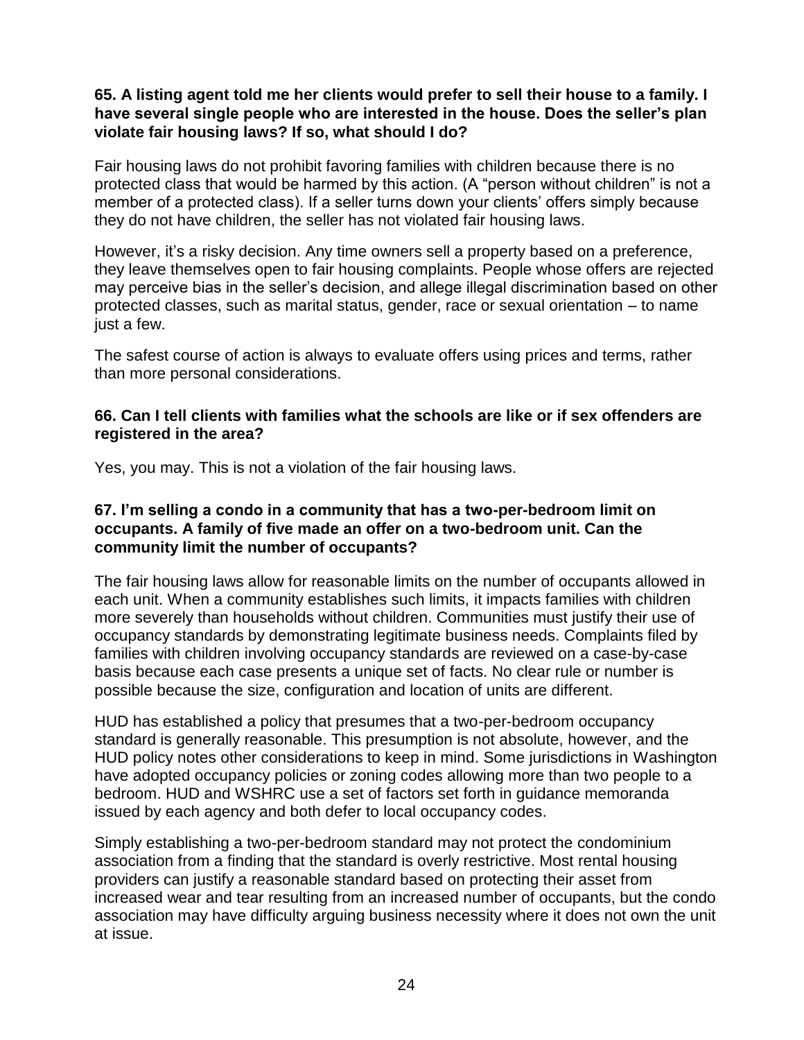**65. A listing agent told me her clients would prefer to sell their house to a family. I have several single people who are interested in the house. Does the seller's plan violate fair housing laws? If so, what should I do?**

Fair housing laws do not prohibit favoring families with children because there is no protected class that would be harmed by this action. (A "person without children" is not a member of a protected class). If a seller turns down your clients' offers simply because they do not have children, the seller has not violated fair housing laws.

However, it's a risky decision. Any time owners sell a property based on a preference, they leave themselves open to fair housing complaints. People whose offers are rejected may perceive bias in the seller's decision, and allege illegal discrimination based on other protected classes, such as marital status, gender, race or sexual orientation – to name just a few.

The safest course of action is always to evaluate offers using prices and terms, rather than more personal considerations.

**66. Can I tell clients with families what the schools are like or if sex offenders are registered in the area?**

Yes, you may. This is not a violation of the fair housing laws.

**67. I'm selling a condo in a community that has a two-per-bedroom limit on occupants. A family of five made an offer on a two-bedroom unit. Can the community limit the number of occupants?**

The fair housing laws allow for reasonable limits on the number of occupants allowed in each unit. When a community establishes such limits, it impacts families with children more severely than households without children. Communities must justify their use of occupancy standards by demonstrating legitimate business needs. Complaints filed by families with children involving occupancy standards are reviewed on a case-by-case basis because each case presents a unique set of facts. No clear rule or number is possible because the size, configuration and location of units are different.

HUD has established a policy that presumes that a two-per-bedroom occupancy standard is generally reasonable. This presumption is not absolute, however, and the HUD policy notes other considerations to keep in mind. Some jurisdictions in Washington have adopted occupancy policies or zoning codes allowing more than two people to a bedroom. HUD and WSHRC use a set of factors set forth in guidance memoranda issued by each agency and both defer to local occupancy codes.

Simply establishing a two-per-bedroom standard may not protect the condominium association from a finding that the standard is overly restrictive. Most rental housing providers can justify a reasonable standard based on protecting their asset from increased wear and tear resulting from an increased number of occupants, but the condo association may have difficulty arguing business necessity where it does not own the unit at issue.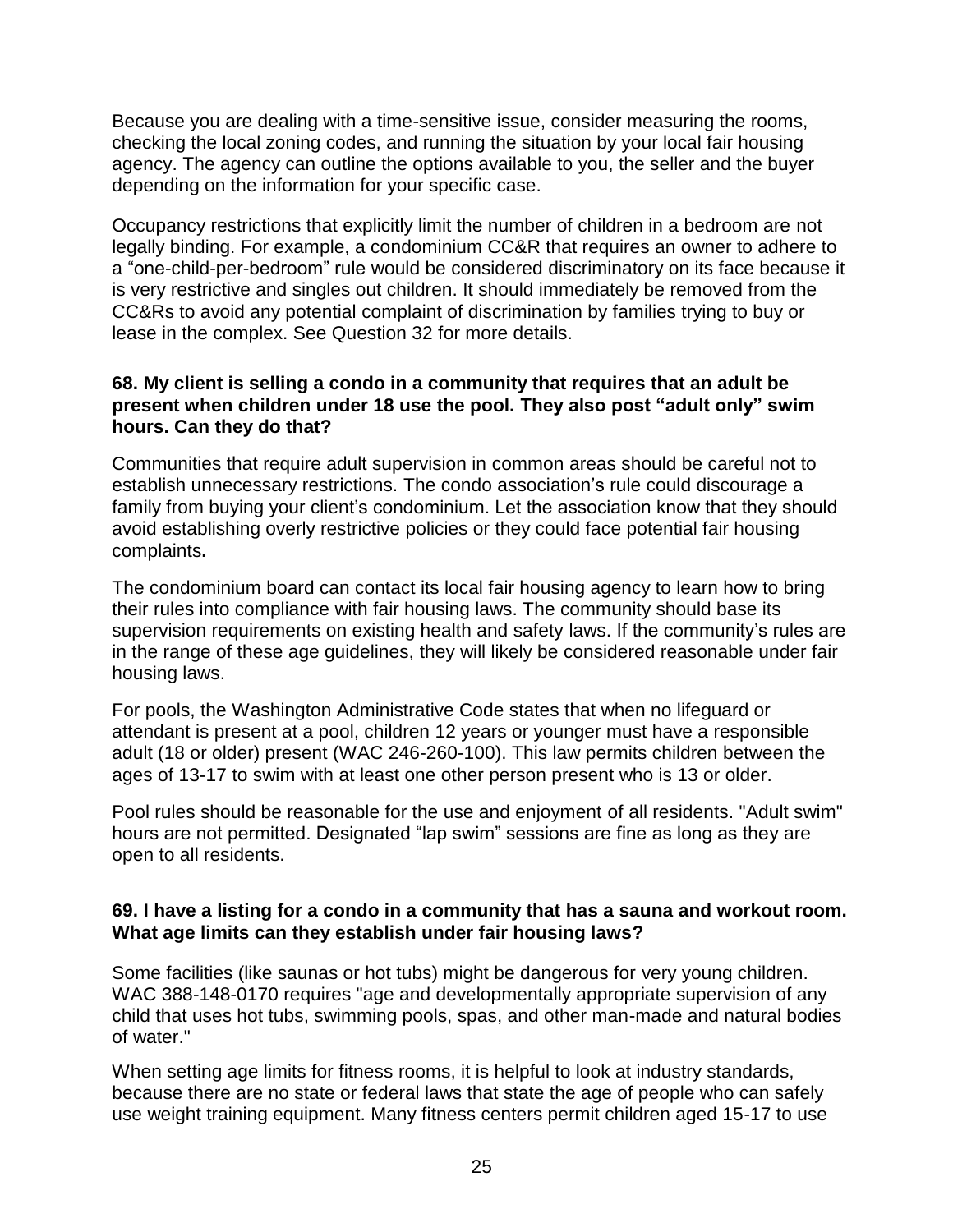Because you are dealing with a time-sensitive issue, consider measuring the rooms, checking the local zoning codes, and running the situation by your local fair housing agency. The agency can outline the options available to you, the seller and the buyer depending on the information for your specific case.

Occupancy restrictions that explicitly limit the number of children in a bedroom are not legally binding. For example, a condominium CC&R that requires an owner to adhere to a "one-child-per-bedroom" rule would be considered discriminatory on its face because it is very restrictive and singles out children. It should immediately be removed from the CC&Rs to avoid any potential complaint of discrimination by families trying to buy or lease in the complex. See Question 32 for more details.

**68. My client is selling a condo in a community that requires that an adult be present when children under 18 use the pool. They also post "adult only" swim hours. Can they do that?**

Communities that require adult supervision in common areas should be careful not to establish unnecessary restrictions. The condo association's rule could discourage a family from buying your client's condominium. Let the association know that they should avoid establishing overly restrictive policies or they could face potential fair housing complaints**.**

The condominium board can contact its local fair housing agency to learn how to bring their rules into compliance with fair housing laws. The community should base its supervision requirements on existing health and safety laws. If the community's rules are in the range of these age guidelines, they will likely be considered reasonable under fair housing laws.

For pools, the Washington Administrative Code states that when no lifeguard or attendant is present at a pool, children 12 years or younger must have a responsible adult (18 or older) present (WAC 246-260-100). This law permits children between the ages of 13-17 to swim with at least one other person present who is 13 or older.

Pool rules should be reasonable for the use and enjoyment of all residents. "Adult swim" hours are not permitted. Designated "lap swim" sessions are fine as long as they are open to all residents.

**69. I have a listing for a condo in a community that has a sauna and workout room. What age limits can they establish under fair housing laws?**

Some facilities (like saunas or hot tubs) might be dangerous for very young children. WAC 388-148-0170 requires "age and developmentally appropriate supervision of any child that uses hot tubs, swimming pools, spas, and other man-made and natural bodies of water."

When setting age limits for fitness rooms, it is helpful to look at industry standards, because there are no state or federal laws that state the age of people who can safely use weight training equipment. Many fitness centers permit children aged 15-17 to use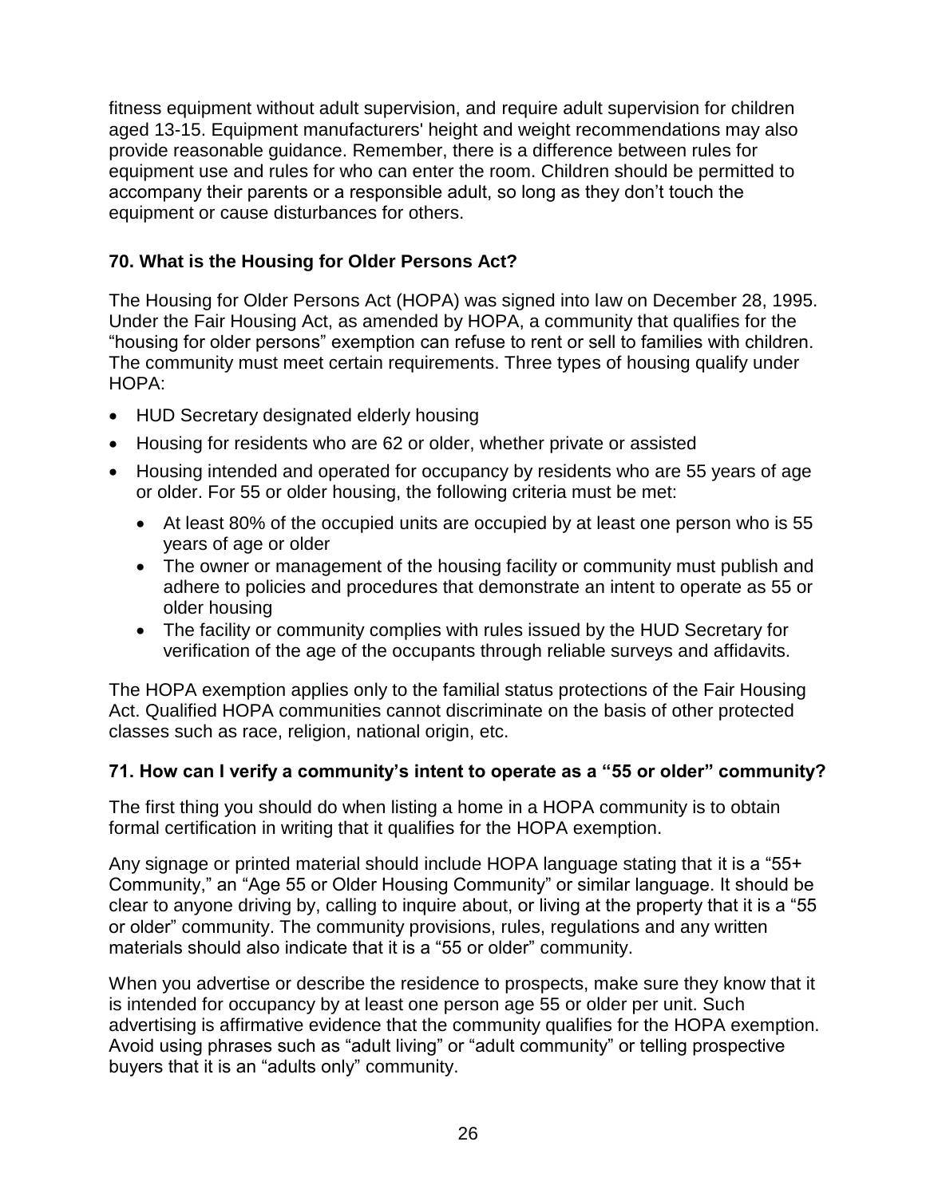fitness equipment without adult supervision, and require adult supervision for children aged 13-15. Equipment manufacturers' height and weight recommendations may also provide reasonable guidance. Remember, there is a difference between rules for equipment use and rules for who can enter the room. Children should be permitted to accompany their parents or a responsible adult, so long as they don't touch the equipment or cause disturbances for others.

### 70. What is the Housing for Older Persons Act?

The Housing for Older Persons Act (HOPA) was signed into law on December 28, 1995. Under the Fair Housing Act, as amended by HOPA, a community that qualifies for the "housing for older persons" exemption can refuse to rent or sell to families with children. The community must meet certain requirements. Three types of housing qualify under HOPA:

- HUD Secretary designated elderly housing
- Housing for residents who are 62 or older, whether private or assisted
- Housing intended and operated for occupancy by residents who are 55 years of age or older. For 55 or older housing, the following criteria must be met:
  - At least 80% of the occupied units are occupied by at least one person who is 55 years of age or older
  - The owner or management of the housing facility or community must publish and adhere to policies and procedures that demonstrate an intent to operate as 55 or older housing
  - The facility or community complies with rules issued by the HUD Secretary for verification of the age of the occupants through reliable surveys and affidavits.

The HOPA exemption applies only to the familial status protections of the Fair Housing Act. Qualified HOPA communities cannot discriminate on the basis of other protected classes such as race, religion, national origin, etc.

### 71. How can I verify a community's intent to operate as a "55 or older" community?

The first thing you should do when listing a home in a HOPA community is to obtain formal certification in writing that it qualifies for the HOPA exemption.

Any signage or printed material should include HOPA language stating that it is a "55+ Community," an "Age 55 or Older Housing Community" or similar language. It should be clear to anyone driving by, calling to inquire about, or living at the property that it is a "55 or older" community. The community provisions, rules, regulations and any written materials should also indicate that it is a "55 or older" community.

When you advertise or describe the residence to prospects, make sure they know that it is intended for occupancy by at least one person age 55 or older per unit. Such advertising is affirmative evidence that the community qualifies for the HOPA exemption. Avoid using phrases such as "adult living" or "adult community" or telling prospective buyers that it is an "adults only" community.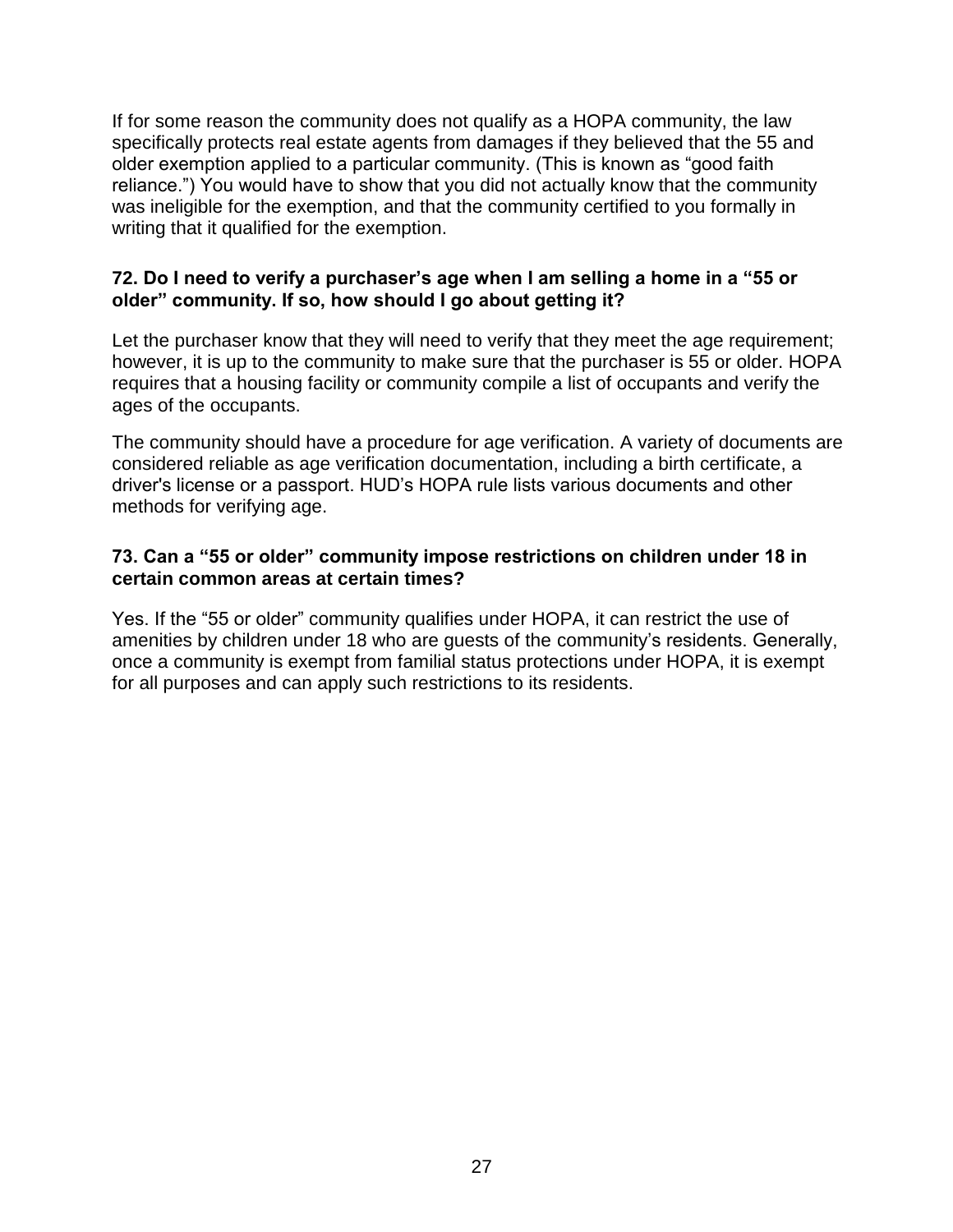If for some reason the community does not qualify as a HOPA community, the law specifically protects real estate agents from damages if they believed that the 55 and older exemption applied to a particular community. (This is known as "good faith reliance.") You would have to show that you did not actually know that the community was ineligible for the exemption, and that the community certified to you formally in writing that it qualified for the exemption.

**72. Do I need to verify a purchaser's age when I am selling a home in a "55 or older" community. If so, how should I go about getting it?**

Let the purchaser know that they will need to verify that they meet the age requirement; however, it is up to the community to make sure that the purchaser is 55 or older. HOPA requires that a housing facility or community compile a list of occupants and verify the ages of the occupants.

The community should have a procedure for age verification. A variety of documents are considered reliable as age verification documentation, including a birth certificate, a driver's license or a passport. HUD's HOPA rule lists various documents and other methods for verifying age.

**73. Can a "55 or older" community impose restrictions on children under 18 in certain common areas at certain times?**

Yes. If the "55 or older" community qualifies under HOPA, it can restrict the use of amenities by children under 18 who are guests of the community's residents. Generally, once a community is exempt from familial status protections under HOPA, it is exempt for all purposes and can apply such restrictions to its residents.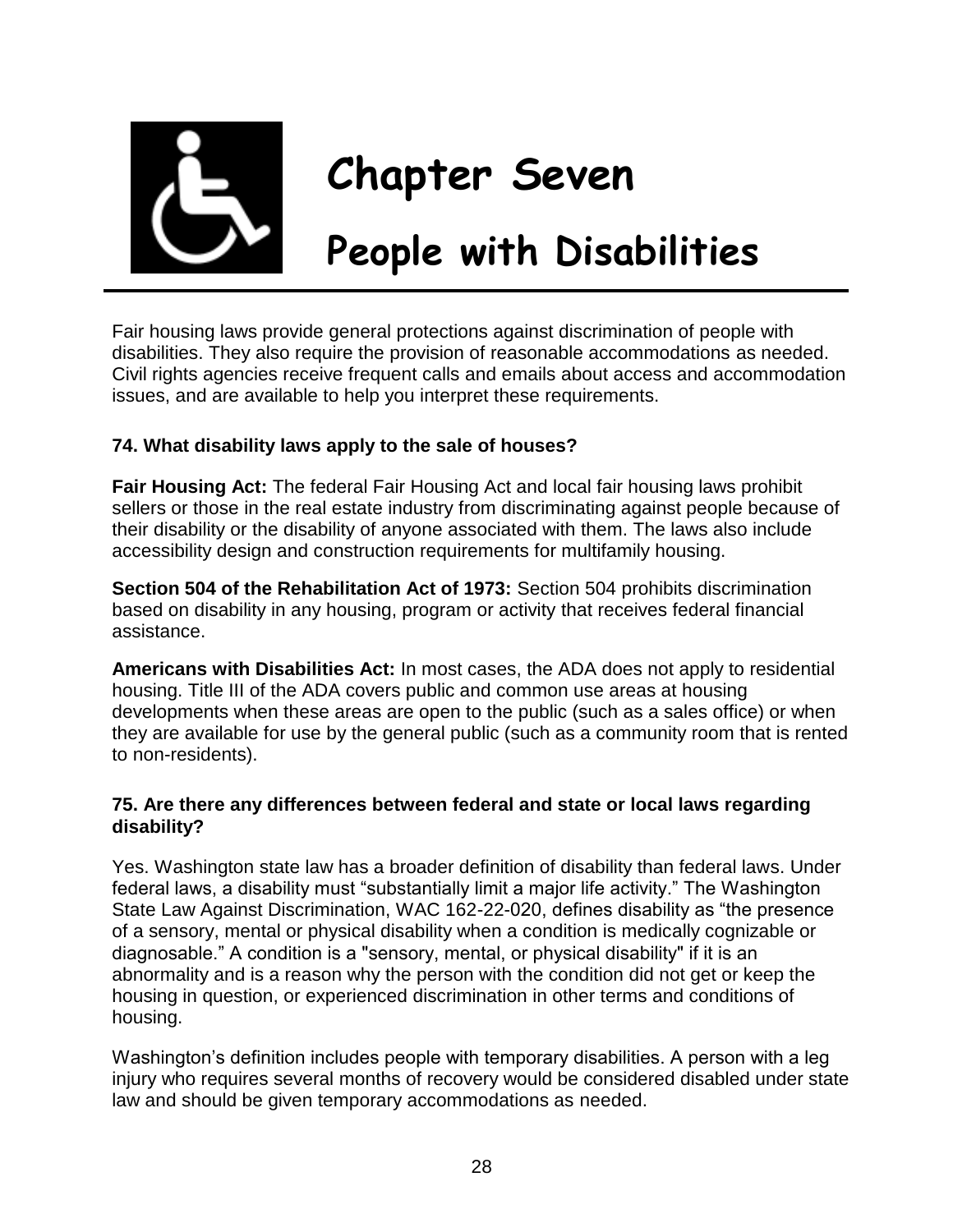# Chapter Seven

# People with Disabilities

Fair housing laws provide general protections against discrimination of people with disabilities. They also require the provision of reasonable accommodations as needed. Civil rights agencies receive frequent calls and emails about access and accommodation issues, and are available to help you interpret these requirements.

### 74. What disability laws apply to the sale of houses?

**Fair Housing Act:** The federal Fair Housing Act and local fair housing laws prohibit sellers or those in the real estate industry from discriminating against people because of their disability or the disability of anyone associated with them. The laws also include accessibility design and construction requirements for multifamily housing.

**Section 504 of the Rehabilitation Act of 1973:** Section 504 prohibits discrimination based on disability in any housing, program or activity that receives federal financial assistance.

**Americans with Disabilities Act:** In most cases, the ADA does not apply to residential housing. Title III of the ADA covers public and common use areas at housing developments when these areas are open to the public (such as a sales office) or when they are available for use by the general public (such as a community room that is rented to non-residents).

### 75. Are there any differences between federal and state or local laws regarding disability?

Yes. Washington state law has a broader definition of disability than federal laws. Under federal laws, a disability must "substantially limit a major life activity." The Washington State Law Against Discrimination, WAC 162-22-020, defines disability as "the presence of a sensory, mental or physical disability when a condition is medically cognizable or diagnosable." A condition is a "sensory, mental, or physical disability" if it is an abnormality and is a reason why the person with the condition did not get or keep the housing in question, or experienced discrimination in other terms and conditions of housing.

Washington's definition includes people with temporary disabilities. A person with a leg injury who requires several months of recovery would be considered disabled under state law and should be given temporary accommodations as needed.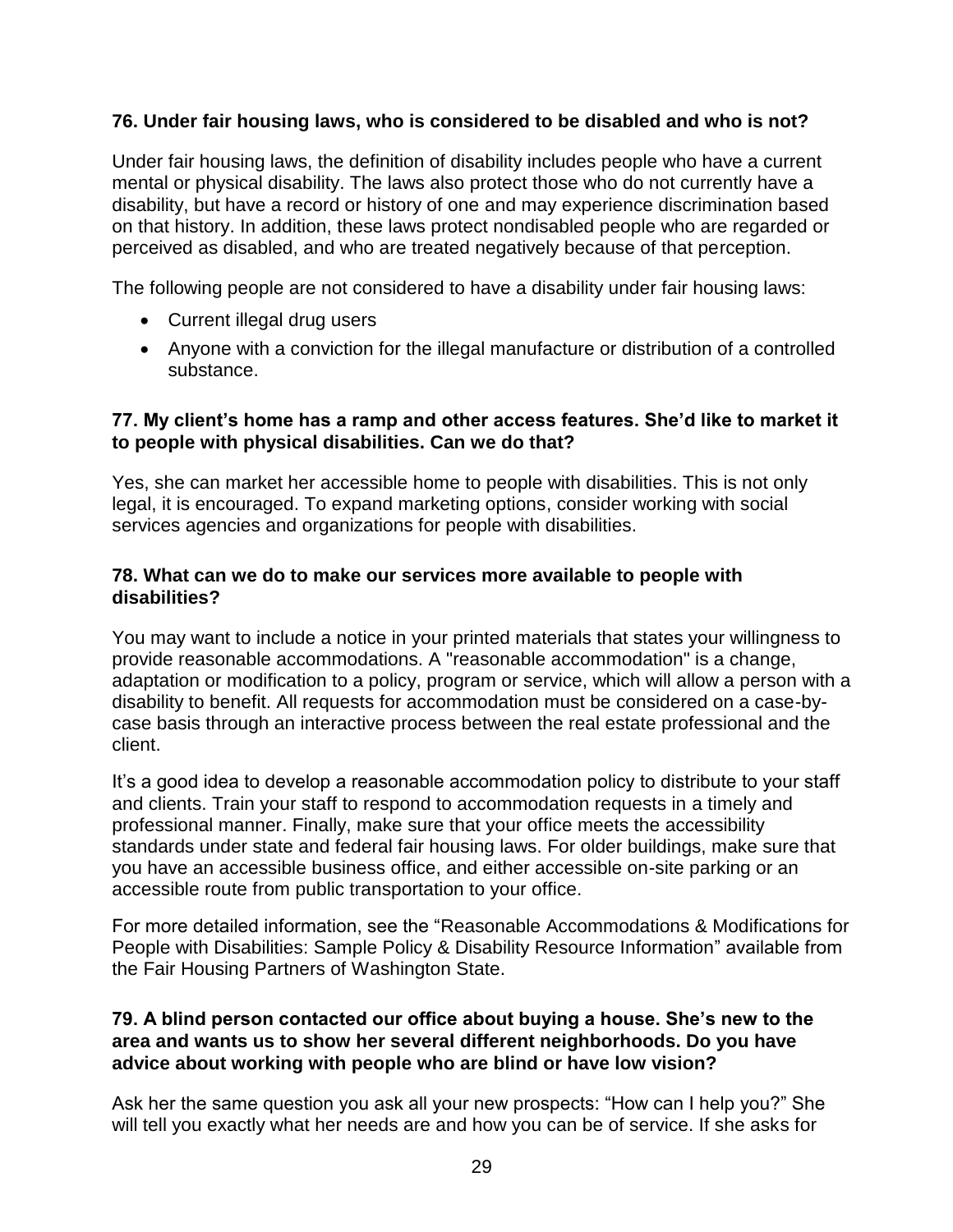**76. Under fair housing laws, who is considered to be disabled and who is not?**

Under fair housing laws, the definition of disability includes people who have a current mental or physical disability. The laws also protect those who do not currently have a disability, but have a record or history of one and may experience discrimination based on that history. In addition, these laws protect nondisabled people who are regarded or perceived as disabled, and who are treated negatively because of that perception.

The following people are not considered to have a disability under fair housing laws:

- Current illegal drug users
- Anyone with a conviction for the illegal manufacture or distribution of a controlled substance.

**77. My client's home has a ramp and other access features. She'd like to market it to people with physical disabilities. Can we do that?**

Yes, she can market her accessible home to people with disabilities. This is not only legal, it is encouraged. To expand marketing options, consider working with social services agencies and organizations for people with disabilities.

**78. What can we do to make our services more available to people with disabilities?**

You may want to include a notice in your printed materials that states your willingness to provide reasonable accommodations. A "reasonable accommodation" is a change, adaptation or modification to a policy, program or service, which will allow a person with a disability to benefit. All requests for accommodation must be considered on a case-by-case basis through an interactive process between the real estate professional and the client.

It's a good idea to develop a reasonable accommodation policy to distribute to your staff and clients. Train your staff to respond to accommodation requests in a timely and professional manner. Finally, make sure that your office meets the accessibility standards under state and federal fair housing laws. For older buildings, make sure that you have an accessible business office, and either accessible on-site parking or an accessible route from public transportation to your office.

For more detailed information, see the "Reasonable Accommodations & Modifications for People with Disabilities: Sample Policy & Disability Resource Information" available from the Fair Housing Partners of Washington State.

**79. A blind person contacted our office about buying a house. She's new to the area and wants us to show her several different neighborhoods. Do you have advice about working with people who are blind or have low vision?**

Ask her the same question you ask all your new prospects: "How can I help you?" She will tell you exactly what her needs are and how you can be of service. If she asks for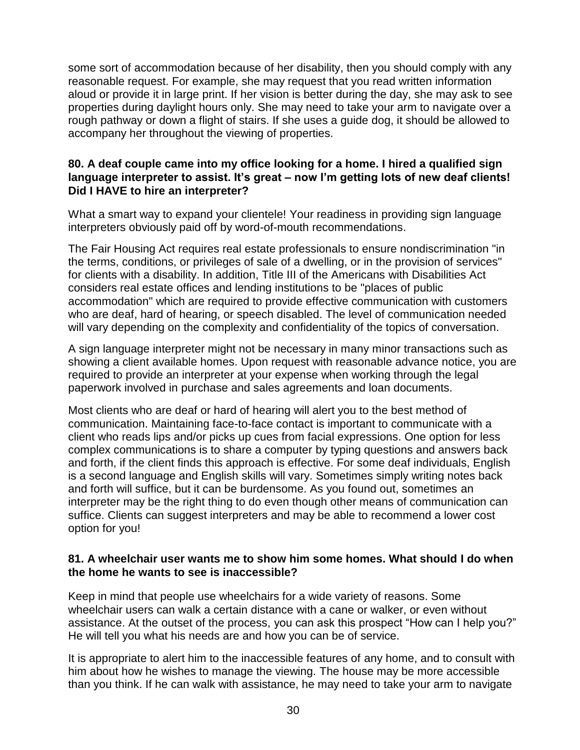some sort of accommodation because of her disability, then you should comply with any reasonable request. For example, she may request that you read written information aloud or provide it in large print. If her vision is better during the day, she may ask to see properties during daylight hours only. She may need to take your arm to navigate over a rough pathway or down a flight of stairs. If she uses a guide dog, it should be allowed to accompany her throughout the viewing of properties.

**80. A deaf couple came into my office looking for a home. I hired a qualified sign language interpreter to assist. It's great – now I'm getting lots of new deaf clients! Did I HAVE to hire an interpreter?**

What a smart way to expand your clientele! Your readiness in providing sign language interpreters obviously paid off by word-of-mouth recommendations.

The Fair Housing Act requires real estate professionals to ensure nondiscrimination "in the terms, conditions, or privileges of sale of a dwelling, or in the provision of services" for clients with a disability. In addition, Title III of the Americans with Disabilities Act considers real estate offices and lending institutions to be "places of public accommodation" which are required to provide effective communication with customers who are deaf, hard of hearing, or speech disabled. The level of communication needed will vary depending on the complexity and confidentiality of the topics of conversation.

A sign language interpreter might not be necessary in many minor transactions such as showing a client available homes. Upon request with reasonable advance notice, you are required to provide an interpreter at your expense when working through the legal paperwork involved in purchase and sales agreements and loan documents.

Most clients who are deaf or hard of hearing will alert you to the best method of communication. Maintaining face-to-face contact is important to communicate with a client who reads lips and/or picks up cues from facial expressions. One option for less complex communications is to share a computer by typing questions and answers back and forth, if the client finds this approach is effective. For some deaf individuals, English is a second language and English skills will vary. Sometimes simply writing notes back and forth will suffice, but it can be burdensome. As you found out, sometimes an interpreter may be the right thing to do even though other means of communication can suffice. Clients can suggest interpreters and may be able to recommend a lower cost option for you!

**81. A wheelchair user wants me to show him some homes. What should I do when the home he wants to see is inaccessible?**

Keep in mind that people use wheelchairs for a wide variety of reasons. Some wheelchair users can walk a certain distance with a cane or walker, or even without assistance. At the outset of the process, you can ask this prospect "How can I help you?" He will tell you what his needs are and how you can be of service.

It is appropriate to alert him to the inaccessible features of any home, and to consult with him about how he wishes to manage the viewing. The house may be more accessible than you think. If he can walk with assistance, he may need to take your arm to navigate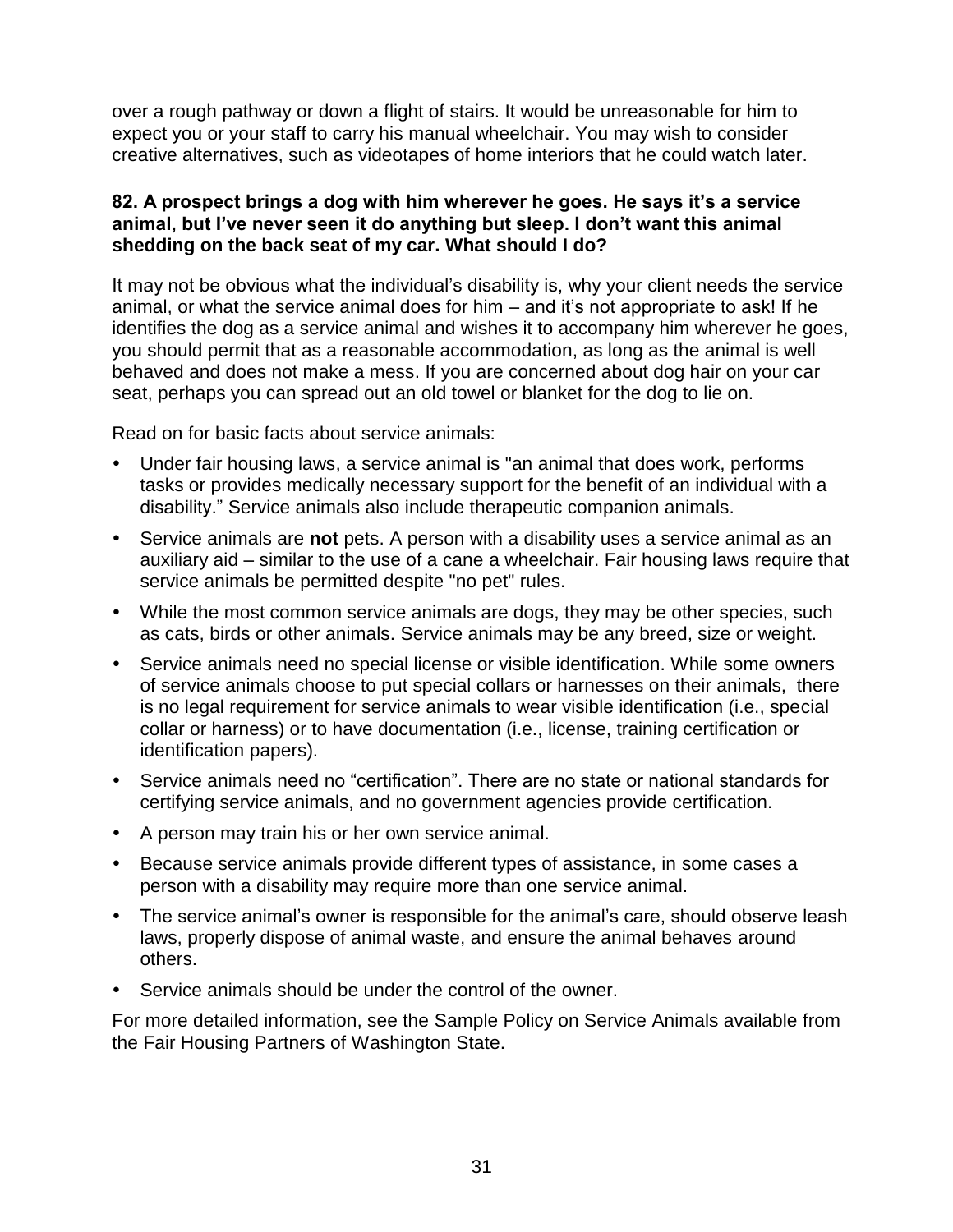over a rough pathway or down a flight of stairs. It would be unreasonable for him to expect you or your staff to carry his manual wheelchair. You may wish to consider creative alternatives, such as videotapes of home interiors that he could watch later.

**82. A prospect brings a dog with him wherever he goes. He says it's a service animal, but I've never seen it do anything but sleep. I don't want this animal shedding on the back seat of my car. What should I do?**

It may not be obvious what the individual's disability is, why your client needs the service animal, or what the service animal does for him – and it's not appropriate to ask! If he identifies the dog as a service animal and wishes it to accompany him wherever he goes, you should permit that as a reasonable accommodation, as long as the animal is well behaved and does not make a mess. If you are concerned about dog hair on your car seat, perhaps you can spread out an old towel or blanket for the dog to lie on.

Read on for basic facts about service animals:

- Under fair housing laws, a service animal is "an animal that does work, performs tasks or provides medically necessary support for the benefit of an individual with a disability." Service animals also include therapeutic companion animals.
- Service animals are **not** pets. A person with a disability uses a service animal as an auxiliary aid – similar to the use of a cane a wheelchair. Fair housing laws require that service animals be permitted despite "no pet" rules.
- While the most common service animals are dogs, they may be other species, such as cats, birds or other animals. Service animals may be any breed, size or weight.
- Service animals need no special license or visible identification. While some owners of service animals choose to put special collars or harnesses on their animals, there is no legal requirement for service animals to wear visible identification (i.e., special collar or harness) or to have documentation (i.e., license, training certification or identification papers).
- Service animals need no "certification". There are no state or national standards for certifying service animals, and no government agencies provide certification.
- A person may train his or her own service animal.
- Because service animals provide different types of assistance, in some cases a person with a disability may require more than one service animal.
- The service animal's owner is responsible for the animal's care, should observe leash laws, properly dispose of animal waste, and ensure the animal behaves around others.
- Service animals should be under the control of the owner.

For more detailed information, see the Sample Policy on Service Animals available from the Fair Housing Partners of Washington State.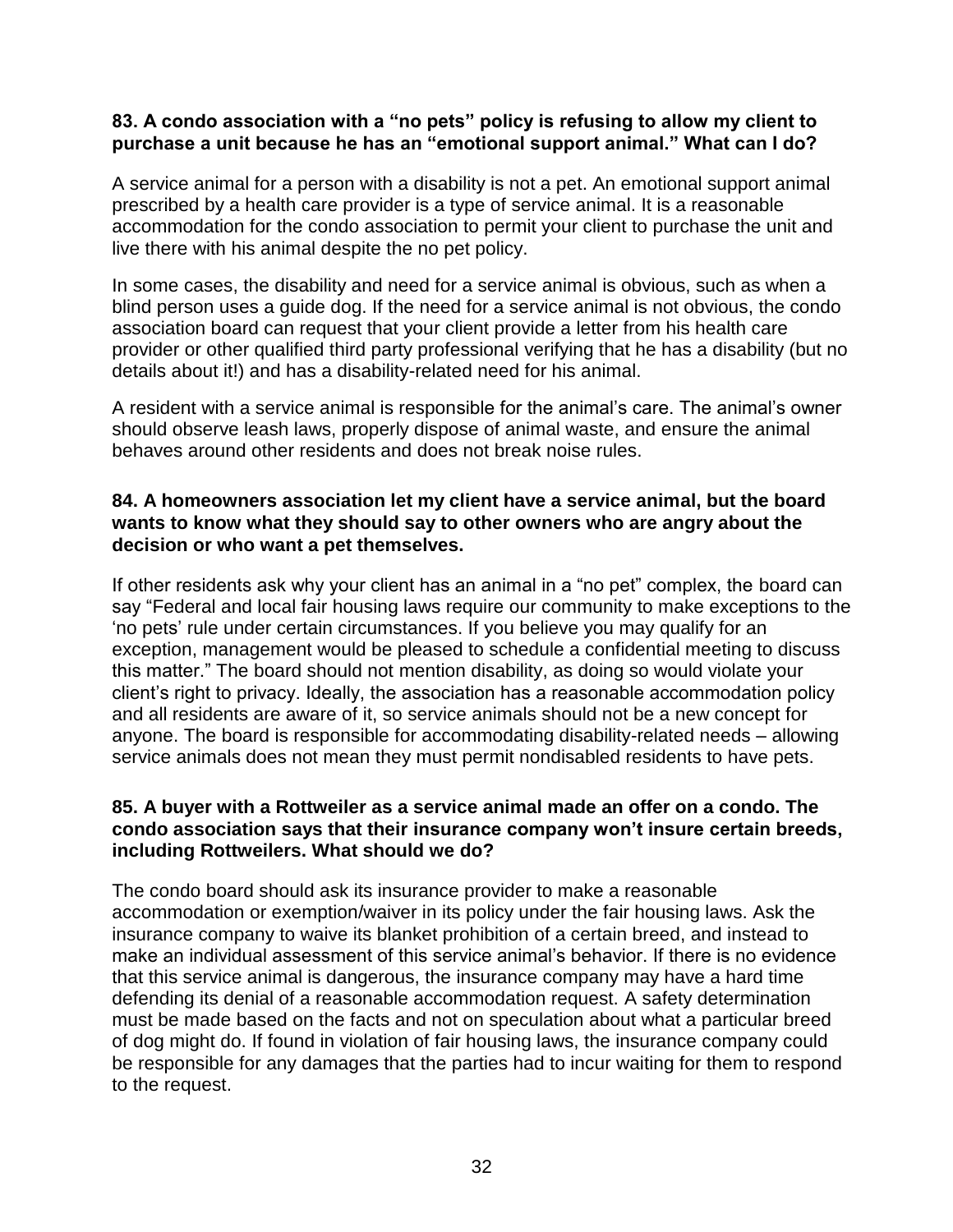**83. A condo association with a "no pets" policy is refusing to allow my client to purchase a unit because he has an "emotional support animal." What can I do?**

A service animal for a person with a disability is not a pet. An emotional support animal prescribed by a health care provider is a type of service animal. It is a reasonable accommodation for the condo association to permit your client to purchase the unit and live there with his animal despite the no pet policy.

In some cases, the disability and need for a service animal is obvious, such as when a blind person uses a guide dog. If the need for a service animal is not obvious, the condo association board can request that your client provide a letter from his health care provider or other qualified third party professional verifying that he has a disability (but no details about it!) and has a disability-related need for his animal.

A resident with a service animal is responsible for the animal's care. The animal's owner should observe leash laws, properly dispose of animal waste, and ensure the animal behaves around other residents and does not break noise rules.

**84. A homeowners association let my client have a service animal, but the board wants to know what they should say to other owners who are angry about the decision or who want a pet themselves.**

If other residents ask why your client has an animal in a "no pet" complex, the board can say "Federal and local fair housing laws require our community to make exceptions to the 'no pets' rule under certain circumstances. If you believe you may qualify for an exception, management would be pleased to schedule a confidential meeting to discuss this matter." The board should not mention disability, as doing so would violate your client's right to privacy. Ideally, the association has a reasonable accommodation policy and all residents are aware of it, so service animals should not be a new concept for anyone. The board is responsible for accommodating disability-related needs – allowing service animals does not mean they must permit nondisabled residents to have pets.

**85. A buyer with a Rottweiler as a service animal made an offer on a condo. The condo association says that their insurance company won't insure certain breeds, including Rottweilers. What should we do?**

The condo board should ask its insurance provider to make a reasonable accommodation or exemption/waiver in its policy under the fair housing laws. Ask the insurance company to waive its blanket prohibition of a certain breed, and instead to make an individual assessment of this service animal's behavior. If there is no evidence that this service animal is dangerous, the insurance company may have a hard time defending its denial of a reasonable accommodation request. A safety determination must be made based on the facts and not on speculation about what a particular breed of dog might do. If found in violation of fair housing laws, the insurance company could be responsible for any damages that the parties had to incur waiting for them to respond to the request.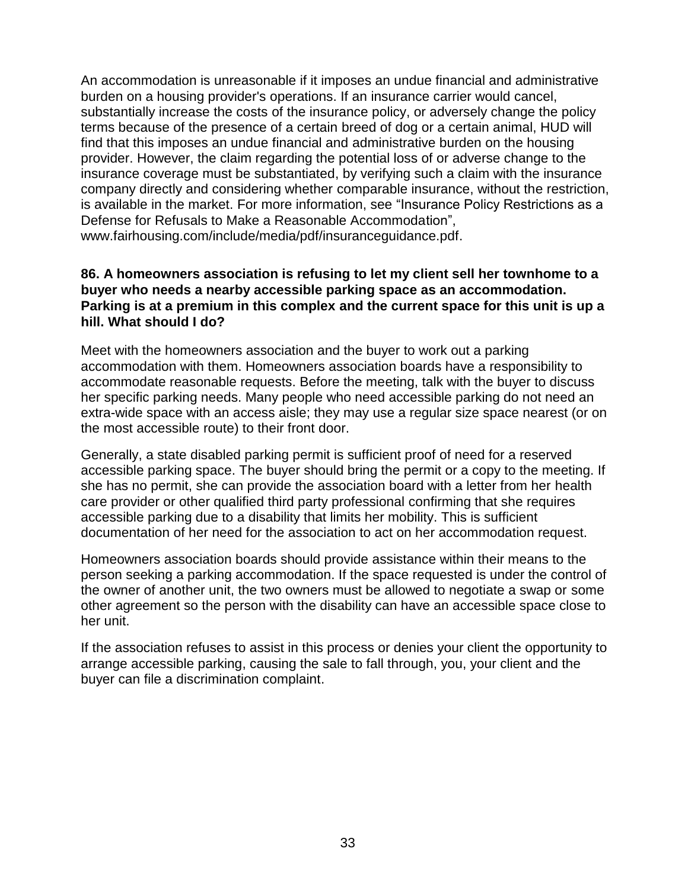An accommodation is unreasonable if it imposes an undue financial and administrative burden on a housing provider's operations. If an insurance carrier would cancel, substantially increase the costs of the insurance policy, or adversely change the policy terms because of the presence of a certain breed of dog or a certain animal, HUD will find that this imposes an undue financial and administrative burden on the housing provider. However, the claim regarding the potential loss of or adverse change to the insurance coverage must be substantiated, by verifying such a claim with the insurance company directly and considering whether comparable insurance, without the restriction, is available in the market. For more information, see "Insurance Policy Restrictions as a Defense for Refusals to Make a Reasonable Accommodation", www.fairhousing.com/include/media/pdf/insuranceguidance.pdf.

**86. A homeowners association is refusing to let my client sell her townhome to a buyer who needs a nearby accessible parking space as an accommodation. Parking is at a premium in this complex and the current space for this unit is up a hill. What should I do?**

Meet with the homeowners association and the buyer to work out a parking accommodation with them. Homeowners association boards have a responsibility to accommodate reasonable requests. Before the meeting, talk with the buyer to discuss her specific parking needs. Many people who need accessible parking do not need an extra-wide space with an access aisle; they may use a regular size space nearest (or on the most accessible route) to their front door.

Generally, a state disabled parking permit is sufficient proof of need for a reserved accessible parking space. The buyer should bring the permit or a copy to the meeting. If she has no permit, she can provide the association board with a letter from her health care provider or other qualified third party professional confirming that she requires accessible parking due to a disability that limits her mobility. This is sufficient documentation of her need for the association to act on her accommodation request.

Homeowners association boards should provide assistance within their means to the person seeking a parking accommodation. If the space requested is under the control of the owner of another unit, the two owners must be allowed to negotiate a swap or some other agreement so the person with the disability can have an accessible space close to her unit.

If the association refuses to assist in this process or denies your client the opportunity to arrange accessible parking, causing the sale to fall through, you, your client and the buyer can file a discrimination complaint.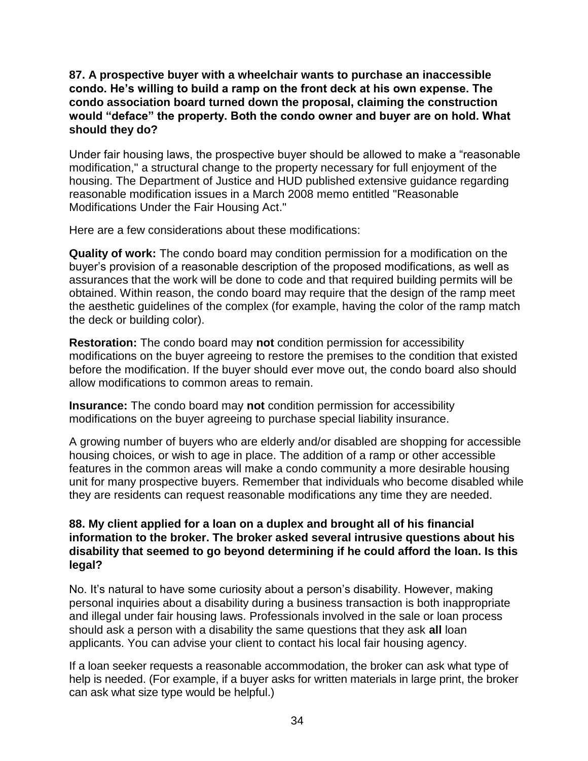**87. A prospective buyer with a wheelchair wants to purchase an inaccessible condo. He's willing to build a ramp on the front deck at his own expense. The condo association board turned down the proposal, claiming the construction would "deface" the property. Both the condo owner and buyer are on hold. What should they do?**

Under fair housing laws, the prospective buyer should be allowed to make a "reasonable modification," a structural change to the property necessary for full enjoyment of the housing. The Department of Justice and HUD published extensive guidance regarding reasonable modification issues in a March 2008 memo entitled "Reasonable Modifications Under the Fair Housing Act."

Here are a few considerations about these modifications:

**Quality of work:** The condo board may condition permission for a modification on the buyer's provision of a reasonable description of the proposed modifications, as well as assurances that the work will be done to code and that required building permits will be obtained. Within reason, the condo board may require that the design of the ramp meet the aesthetic guidelines of the complex (for example, having the color of the ramp match the deck or building color).

**Restoration:** The condo board may **not** condition permission for accessibility modifications on the buyer agreeing to restore the premises to the condition that existed before the modification. If the buyer should ever move out, the condo board also should allow modifications to common areas to remain.

**Insurance:** The condo board may **not** condition permission for accessibility modifications on the buyer agreeing to purchase special liability insurance.

A growing number of buyers who are elderly and/or disabled are shopping for accessible housing choices, or wish to age in place. The addition of a ramp or other accessible features in the common areas will make a condo community a more desirable housing unit for many prospective buyers. Remember that individuals who become disabled while they are residents can request reasonable modifications any time they are needed.

**88. My client applied for a loan on a duplex and brought all of his financial information to the broker. The broker asked several intrusive questions about his disability that seemed to go beyond determining if he could afford the loan. Is this legal?**

No. It's natural to have some curiosity about a person's disability. However, making personal inquiries about a disability during a business transaction is both inappropriate and illegal under fair housing laws. Professionals involved in the sale or loan process should ask a person with a disability the same questions that they ask **all** loan applicants. You can advise your client to contact his local fair housing agency.

If a loan seeker requests a reasonable accommodation, the broker can ask what type of help is needed. (For example, if a buyer asks for written materials in large print, the broker can ask what size type would be helpful.)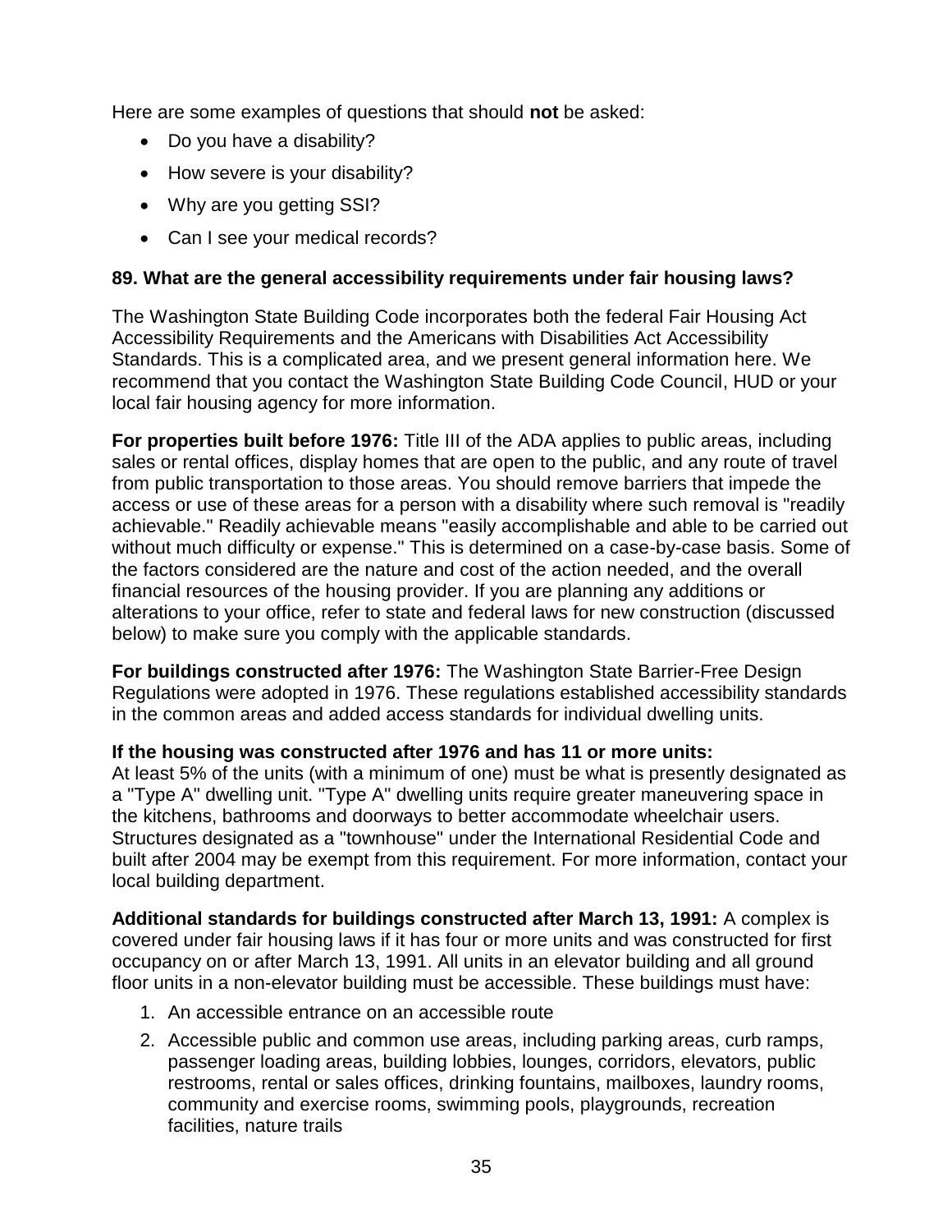Here are some examples of questions that should **not** be asked:

- Do you have a disability?
- How severe is your disability?
- Why are you getting SSI?
- Can I see your medical records?

### 89. What are the general accessibility requirements under fair housing laws?

The Washington State Building Code incorporates both the federal Fair Housing Act Accessibility Requirements and the Americans with Disabilities Act Accessibility Standards. This is a complicated area, and we present general information here. We recommend that you contact the Washington State Building Code Council, HUD or your local fair housing agency for more information.

**For properties built before 1976:** Title III of the ADA applies to public areas, including sales or rental offices, display homes that are open to the public, and any route of travel from public transportation to those areas. You should remove barriers that impede the access or use of these areas for a person with a disability where such removal is "readily achievable." Readily achievable means "easily accomplishable and able to be carried out without much difficulty or expense." This is determined on a case-by-case basis. Some of the factors considered are the nature and cost of the action needed, and the overall financial resources of the housing provider. If you are planning any additions or alterations to your office, refer to state and federal laws for new construction (discussed below) to make sure you comply with the applicable standards.

**For buildings constructed after 1976:** The Washington State Barrier-Free Design Regulations were adopted in 1976. These regulations established accessibility standards in the common areas and added access standards for individual dwelling units.

**If the housing was constructed after 1976 and has 11 or more units:**
At least 5% of the units (with a minimum of one) must be what is presently designated as a "Type A" dwelling unit. "Type A" dwelling units require greater maneuvering space in the kitchens, bathrooms and doorways to better accommodate wheelchair users. Structures designated as a "townhouse" under the International Residential Code and built after 2004 may be exempt from this requirement. For more information, contact your local building department.

**Additional standards for buildings constructed after March 13, 1991:** A complex is covered under fair housing laws if it has four or more units and was constructed for first occupancy on or after March 13, 1991. All units in an elevator building and all ground floor units in a non-elevator building must be accessible. These buildings must have:

1. An accessible entrance on an accessible route
2. Accessible public and common use areas, including parking areas, curb ramps, passenger loading areas, building lobbies, lounges, corridors, elevators, public restrooms, rental or sales offices, drinking fountains, mailboxes, laundry rooms, community and exercise rooms, swimming pools, playgrounds, recreation facilities, nature trails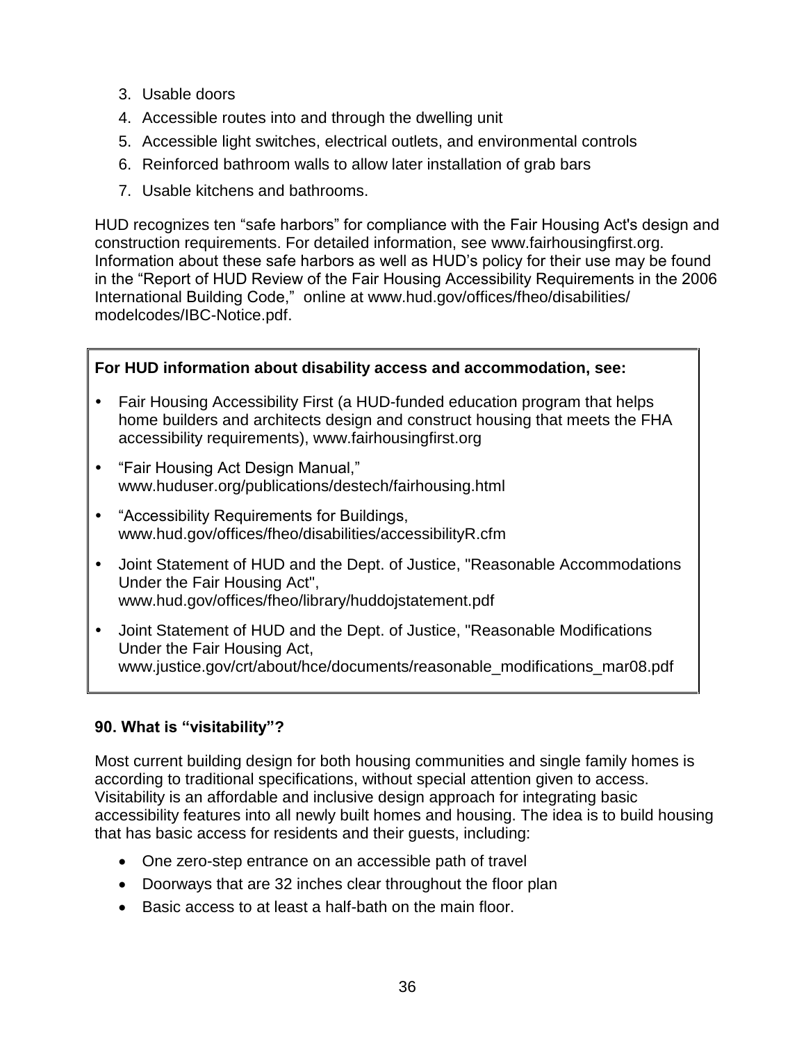3. Usable doors
4. Accessible routes into and through the dwelling unit
5. Accessible light switches, electrical outlets, and environmental controls
6. Reinforced bathroom walls to allow later installation of grab bars
7. Usable kitchens and bathrooms.

HUD recognizes ten “safe harbors” for compliance with the Fair Housing Act's design and construction requirements. For detailed information, see www.fairhousingfirst.org. Information about these safe harbors as well as HUD’s policy for their use may be found in the “Report of HUD Review of the Fair Housing Accessibility Requirements in the 2006 International Building Code,” online at www.hud.gov/offices/fheo/disabilities/modelcodes/IBC-Notice.pdf.

**For HUD information about disability access and accommodation, see:**

- Fair Housing Accessibility First (a HUD-funded education program that helps home builders and architects design and construct housing that meets the FHA accessibility requirements), www.fairhousingfirst.org
- “Fair Housing Act Design Manual,” www.huduser.org/publications/destech/fairhousing.html
- “Accessibility Requirements for Buildings, www.hud.gov/offices/fheo/disabilities/accessibilityR.cfm
- Joint Statement of HUD and the Dept. of Justice, "Reasonable Accommodations Under the Fair Housing Act", www.hud.gov/offices/fheo/library/huddojstatement.pdf
- Joint Statement of HUD and the Dept. of Justice, "Reasonable Modifications Under the Fair Housing Act, www.justice.gov/crt/about/hce/documents/reasonable_modifications_mar08.pdf

**90. What is “visitability”?**

Most current building design for both housing communities and single family homes is according to traditional specifications, without special attention given to access. Visitability is an affordable and inclusive design approach for integrating basic accessibility features into all newly built homes and housing. The idea is to build housing that has basic access for residents and their guests, including:

- One zero-step entrance on an accessible path of travel
- Doorways that are 32 inches clear throughout the floor plan
- Basic access to at least a half-bath on the main floor.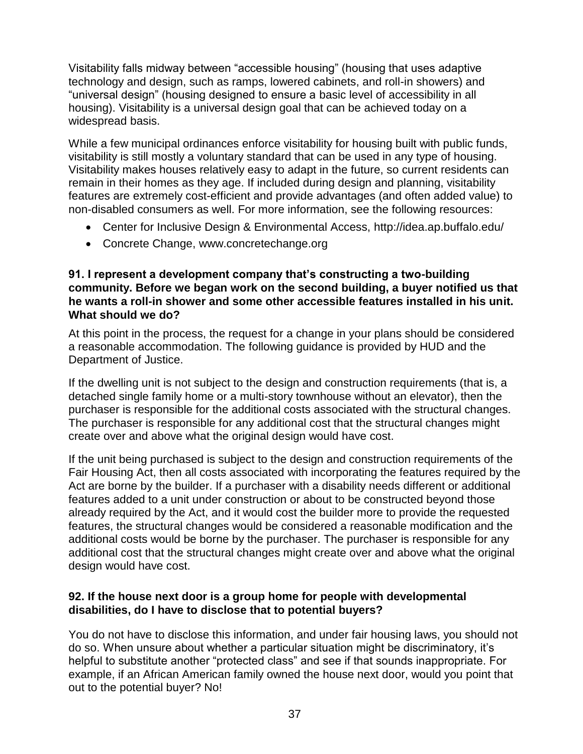Visitability falls midway between “accessible housing” (housing that uses adaptive technology and design, such as ramps, lowered cabinets, and roll-in showers) and “universal design” (housing designed to ensure a basic level of accessibility in all housing). Visitability is a universal design goal that can be achieved today on a widespread basis.

While a few municipal ordinances enforce visitability for housing built with public funds, visitability is still mostly a voluntary standard that can be used in any type of housing. Visitability makes houses relatively easy to adapt in the future, so current residents can remain in their homes as they age. If included during design and planning, visitability features are extremely cost-efficient and provide advantages (and often added value) to non-disabled consumers as well. For more information, see the following resources:

- Center for Inclusive Design & Environmental Access, http://idea.ap.buffalo.edu/
- Concrete Change, www.concretechange.org

**91. I represent a development company that’s constructing a two-building community. Before we began work on the second building, a buyer notified us that he wants a roll-in shower and some other accessible features installed in his unit. What should we do?**

At this point in the process, the request for a change in your plans should be considered a reasonable accommodation. The following guidance is provided by HUD and the Department of Justice.

If the dwelling unit is not subject to the design and construction requirements (that is, a detached single family home or a multi-story townhouse without an elevator), then the purchaser is responsible for the additional costs associated with the structural changes. The purchaser is responsible for any additional cost that the structural changes might create over and above what the original design would have cost.

If the unit being purchased is subject to the design and construction requirements of the Fair Housing Act, then all costs associated with incorporating the features required by the Act are borne by the builder. If a purchaser with a disability needs different or additional features added to a unit under construction or about to be constructed beyond those already required by the Act, and it would cost the builder more to provide the requested features, the structural changes would be considered a reasonable modification and the additional costs would be borne by the purchaser. The purchaser is responsible for any additional cost that the structural changes might create over and above what the original design would have cost.

**92. If the house next door is a group home for people with developmental disabilities, do I have to disclose that to potential buyers?**

You do not have to disclose this information, and under fair housing laws, you should not do so. When unsure about whether a particular situation might be discriminatory, it’s helpful to substitute another “protected class” and see if that sounds inappropriate. For example, if an African American family owned the house next door, would you point that out to the potential buyer? No!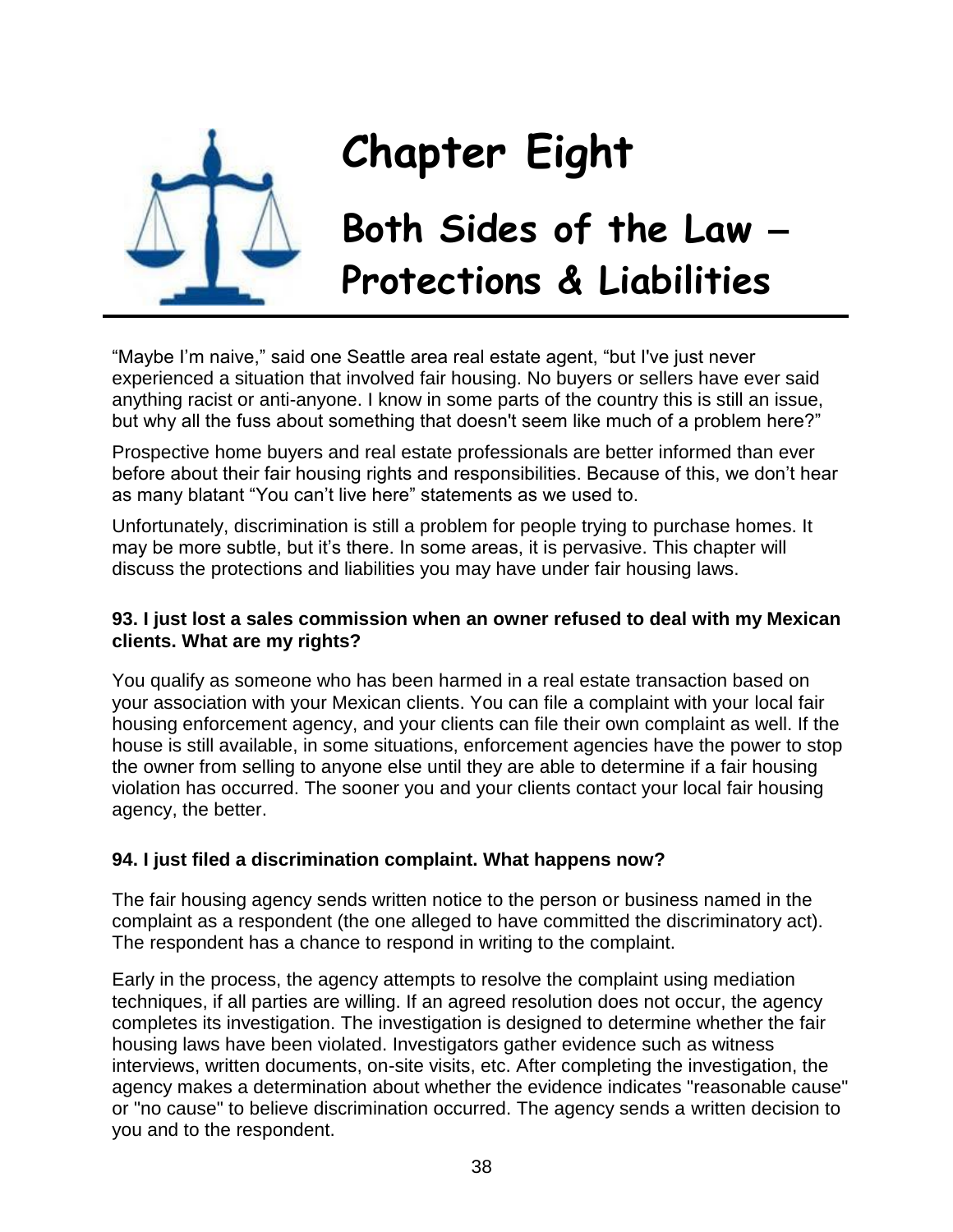# Chapter Eight

## Both Sides of the Law – Protections & Liabilities

"Maybe I'm naive," said one Seattle area real estate agent, "but I've just never experienced a situation that involved fair housing. No buyers or sellers have ever said anything racist or anti-anyone. I know in some parts of the country this is still an issue, but why all the fuss about something that doesn't seem like much of a problem here?"

Prospective home buyers and real estate professionals are better informed than ever before about their fair housing rights and responsibilities. Because of this, we don't hear as many blatant "You can't live here" statements as we used to.

Unfortunately, discrimination is still a problem for people trying to purchase homes. It may be more subtle, but it's there. In some areas, it is pervasive. This chapter will discuss the protections and liabilities you may have under fair housing laws.

**93. I just lost a sales commission when an owner refused to deal with my Mexican clients. What are my rights?**

You qualify as someone who has been harmed in a real estate transaction based on your association with your Mexican clients. You can file a complaint with your local fair housing enforcement agency, and your clients can file their own complaint as well. If the house is still available, in some situations, enforcement agencies have the power to stop the owner from selling to anyone else until they are able to determine if a fair housing violation has occurred. The sooner you and your clients contact your local fair housing agency, the better.

**94. I just filed a discrimination complaint. What happens now?**

The fair housing agency sends written notice to the person or business named in the complaint as a respondent (the one alleged to have committed the discriminatory act). The respondent has a chance to respond in writing to the complaint.

Early in the process, the agency attempts to resolve the complaint using mediation techniques, if all parties are willing. If an agreed resolution does not occur, the agency completes its investigation. The investigation is designed to determine whether the fair housing laws have been violated. Investigators gather evidence such as witness interviews, written documents, on-site visits, etc. After completing the investigation, the agency makes a determination about whether the evidence indicates "reasonable cause" or "no cause" to believe discrimination occurred. The agency sends a written decision to you and to the respondent.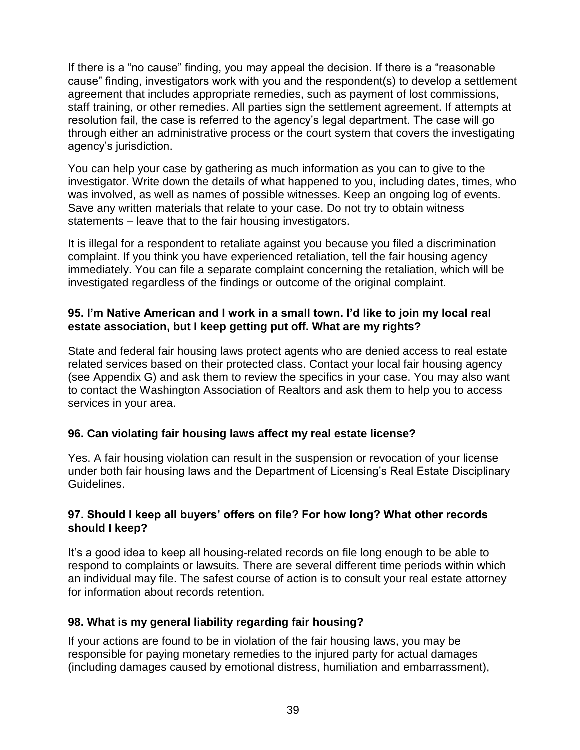If there is a "no cause" finding, you may appeal the decision. If there is a "reasonable cause" finding, investigators work with you and the respondent(s) to develop a settlement agreement that includes appropriate remedies, such as payment of lost commissions, staff training, or other remedies. All parties sign the settlement agreement. If attempts at resolution fail, the case is referred to the agency's legal department. The case will go through either an administrative process or the court system that covers the investigating agency's jurisdiction.

You can help your case by gathering as much information as you can to give to the investigator. Write down the details of what happened to you, including dates, times, who was involved, as well as names of possible witnesses. Keep an ongoing log of events. Save any written materials that relate to your case. Do not try to obtain witness statements – leave that to the fair housing investigators.

It is illegal for a respondent to retaliate against you because you filed a discrimination complaint. If you think you have experienced retaliation, tell the fair housing agency immediately. You can file a separate complaint concerning the retaliation, which will be investigated regardless of the findings or outcome of the original complaint.

### 95. I'm Native American and I work in a small town. I'd like to join my local real estate association, but I keep getting put off. What are my rights?

State and federal fair housing laws protect agents who are denied access to real estate related services based on their protected class. Contact your local fair housing agency (see Appendix G) and ask them to review the specifics in your case. You may also want to contact the Washington Association of Realtors and ask them to help you to access services in your area.

### 96. Can violating fair housing laws affect my real estate license?

Yes. A fair housing violation can result in the suspension or revocation of your license under both fair housing laws and the Department of Licensing's Real Estate Disciplinary Guidelines.

### 97. Should I keep all buyers' offers on file? For how long? What other records should I keep?

It's a good idea to keep all housing-related records on file long enough to be able to respond to complaints or lawsuits. There are several different time periods within which an individual may file. The safest course of action is to consult your real estate attorney for information about records retention.

### 98. What is my general liability regarding fair housing?

If your actions are found to be in violation of the fair housing laws, you may be responsible for paying monetary remedies to the injured party for actual damages (including damages caused by emotional distress, humiliation and embarrassment),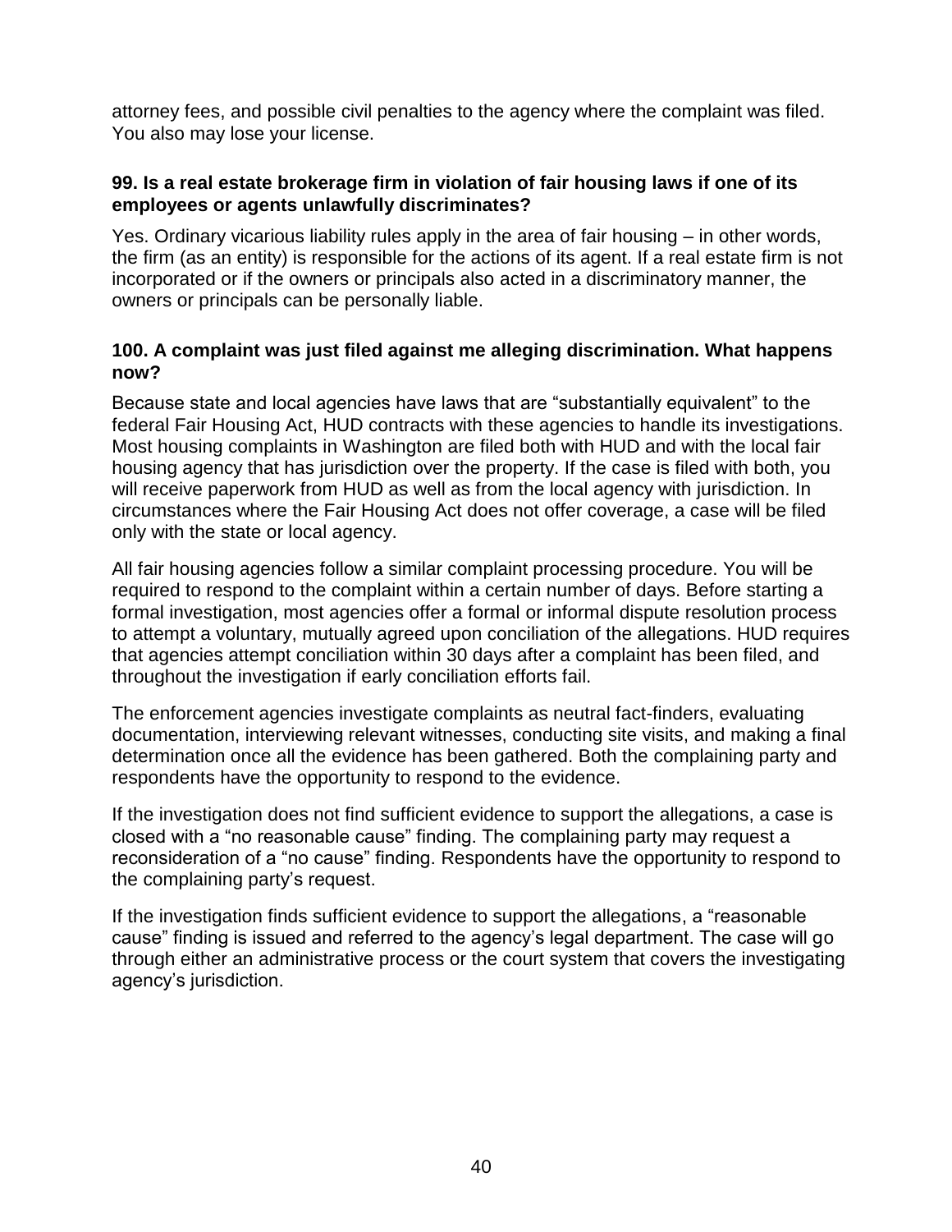attorney fees, and possible civil penalties to the agency where the complaint was filed. You also may lose your license.

**99. Is a real estate brokerage firm in violation of fair housing laws if one of its employees or agents unlawfully discriminates?**

Yes. Ordinary vicarious liability rules apply in the area of fair housing – in other words, the firm (as an entity) is responsible for the actions of its agent. If a real estate firm is not incorporated or if the owners or principals also acted in a discriminatory manner, the owners or principals can be personally liable.

**100. A complaint was just filed against me alleging discrimination. What happens now?**

Because state and local agencies have laws that are "substantially equivalent" to the federal Fair Housing Act, HUD contracts with these agencies to handle its investigations. Most housing complaints in Washington are filed both with HUD and with the local fair housing agency that has jurisdiction over the property. If the case is filed with both, you will receive paperwork from HUD as well as from the local agency with jurisdiction. In circumstances where the Fair Housing Act does not offer coverage, a case will be filed only with the state or local agency.

All fair housing agencies follow a similar complaint processing procedure. You will be required to respond to the complaint within a certain number of days. Before starting a formal investigation, most agencies offer a formal or informal dispute resolution process to attempt a voluntary, mutually agreed upon conciliation of the allegations. HUD requires that agencies attempt conciliation within 30 days after a complaint has been filed, and throughout the investigation if early conciliation efforts fail.

The enforcement agencies investigate complaints as neutral fact-finders, evaluating documentation, interviewing relevant witnesses, conducting site visits, and making a final determination once all the evidence has been gathered. Both the complaining party and respondents have the opportunity to respond to the evidence.

If the investigation does not find sufficient evidence to support the allegations, a case is closed with a "no reasonable cause" finding. The complaining party may request a reconsideration of a "no cause" finding. Respondents have the opportunity to respond to the complaining party's request.

If the investigation finds sufficient evidence to support the allegations, a "reasonable cause" finding is issued and referred to the agency's legal department. The case will go through either an administrative process or the court system that covers the investigating agency's jurisdiction.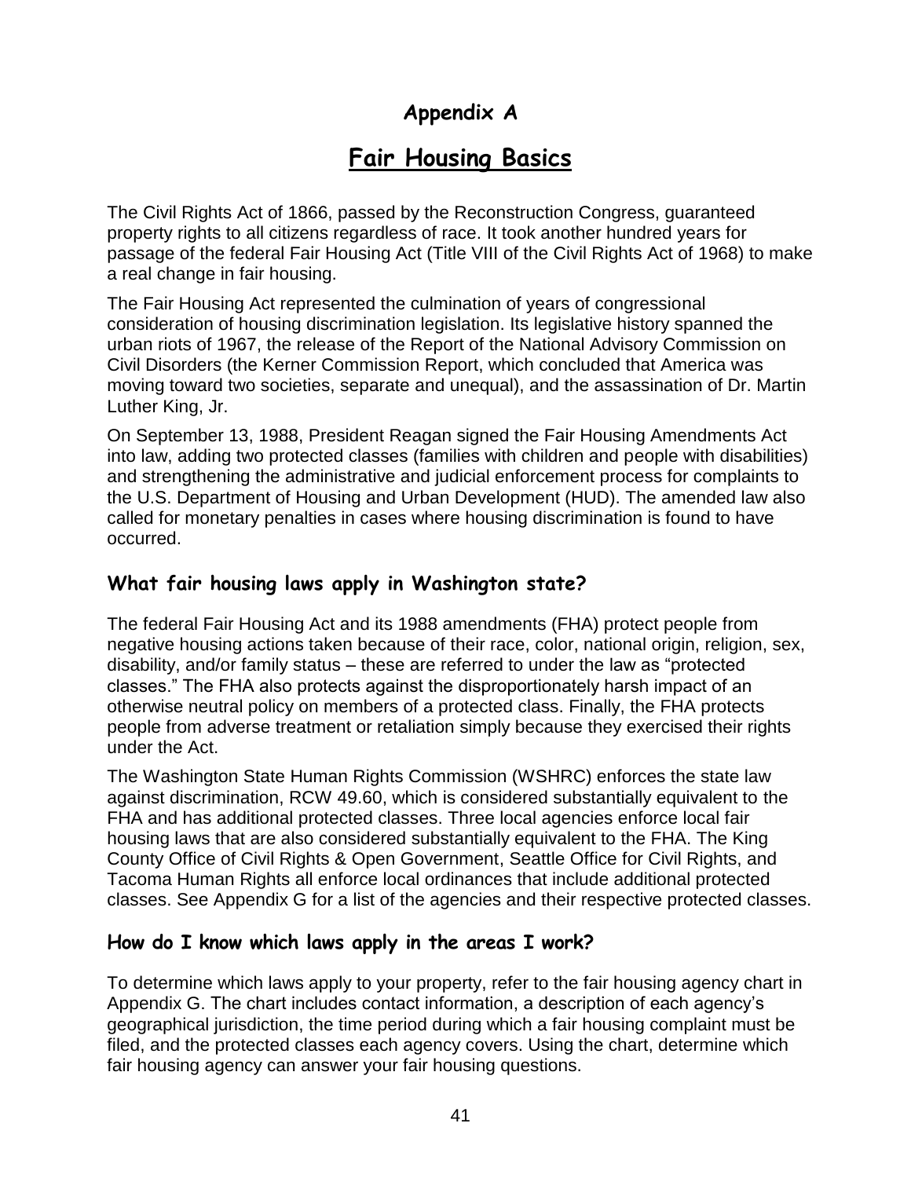# Appendix A

## Fair Housing Basics

The Civil Rights Act of 1866, passed by the Reconstruction Congress, guaranteed property rights to all citizens regardless of race. It took another hundred years for passage of the federal Fair Housing Act (Title VIII of the Civil Rights Act of 1968) to make a real change in fair housing.

The Fair Housing Act represented the culmination of years of congressional consideration of housing discrimination legislation. Its legislative history spanned the urban riots of 1967, the release of the Report of the National Advisory Commission on Civil Disorders (the Kerner Commission Report, which concluded that America was moving toward two societies, separate and unequal), and the assassination of Dr. Martin Luther King, Jr.

On September 13, 1988, President Reagan signed the Fair Housing Amendments Act into law, adding two protected classes (families with children and people with disabilities) and strengthening the administrative and judicial enforcement process for complaints to the U.S. Department of Housing and Urban Development (HUD). The amended law also called for monetary penalties in cases where housing discrimination is found to have occurred.

### What fair housing laws apply in Washington state?

The federal Fair Housing Act and its 1988 amendments (FHA) protect people from negative housing actions taken because of their race, color, national origin, religion, sex, disability, and/or family status – these are referred to under the law as "protected classes." The FHA also protects against the disproportionately harsh impact of an otherwise neutral policy on members of a protected class. Finally, the FHA protects people from adverse treatment or retaliation simply because they exercised their rights under the Act.

The Washington State Human Rights Commission (WSHRC) enforces the state law against discrimination, RCW 49.60, which is considered substantially equivalent to the FHA and has additional protected classes. Three local agencies enforce local fair housing laws that are also considered substantially equivalent to the FHA. The King County Office of Civil Rights & Open Government, Seattle Office for Civil Rights, and Tacoma Human Rights all enforce local ordinances that include additional protected classes. See Appendix G for a list of the agencies and their respective protected classes.

### How do I know which laws apply in the areas I work?

To determine which laws apply to your property, refer to the fair housing agency chart in Appendix G. The chart includes contact information, a description of each agency's geographical jurisdiction, the time period during which a fair housing complaint must be filed, and the protected classes each agency covers. Using the chart, determine which fair housing agency can answer your fair housing questions.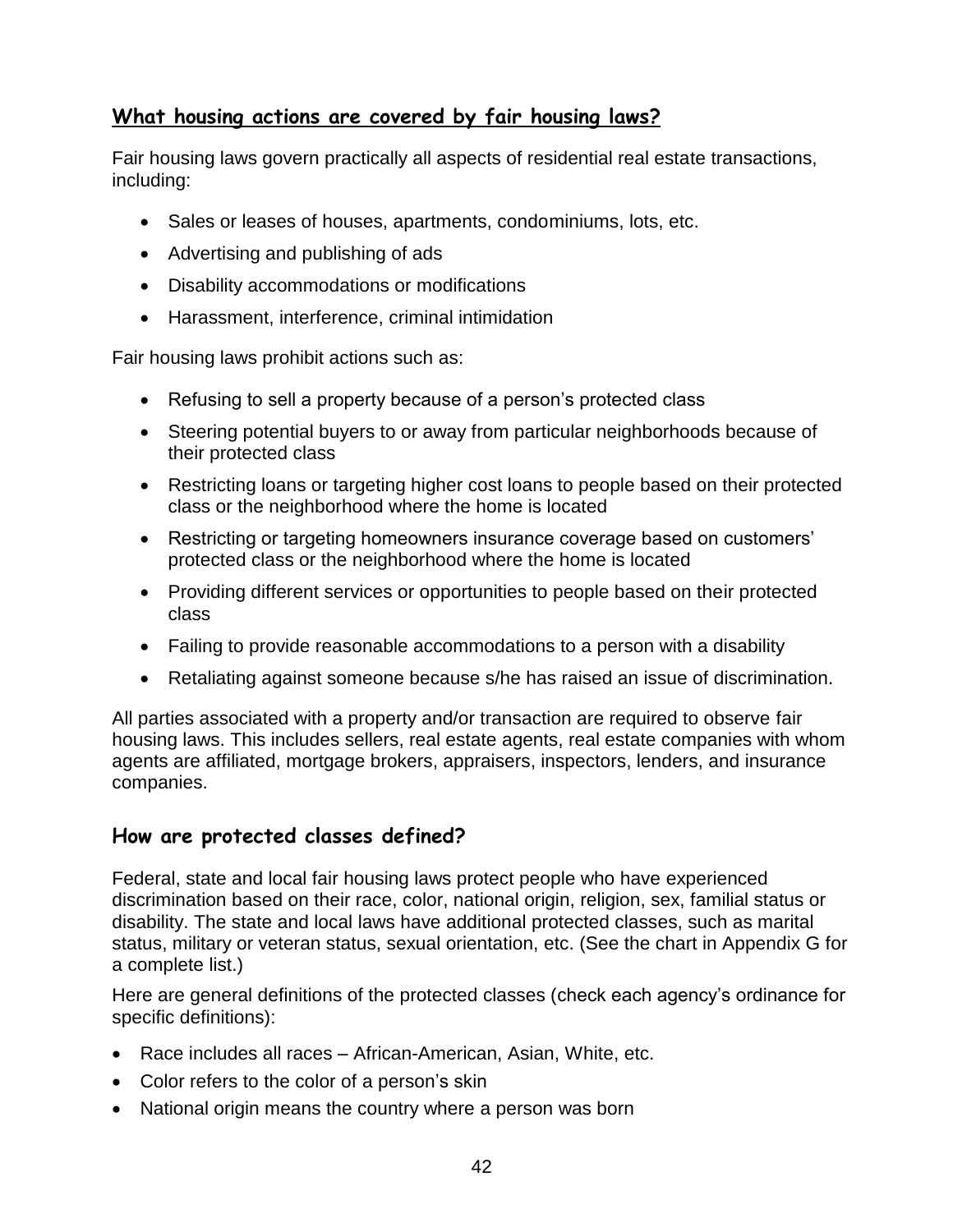## **What housing actions are covered by fair housing laws?**

Fair housing laws govern practically all aspects of residential real estate transactions, including:

- Sales or leases of houses, apartments, condominiums, lots, etc.
- Advertising and publishing of ads
- Disability accommodations or modifications
- Harassment, interference, criminal intimidation

Fair housing laws prohibit actions such as:

- Refusing to sell a property because of a person's protected class
- Steering potential buyers to or away from particular neighborhoods because of their protected class
- Restricting loans or targeting higher cost loans to people based on their protected class or the neighborhood where the home is located
- Restricting or targeting homeowners insurance coverage based on customers' protected class or the neighborhood where the home is located
- Providing different services or opportunities to people based on their protected class
- Failing to provide reasonable accommodations to a person with a disability
- Retaliating against someone because s/he has raised an issue of discrimination.

All parties associated with a property and/or transaction are required to observe fair housing laws. This includes sellers, real estate agents, real estate companies with whom agents are affiliated, mortgage brokers, appraisers, inspectors, lenders, and insurance companies.

## **How are protected classes defined?**

Federal, state and local fair housing laws protect people who have experienced discrimination based on their race, color, national origin, religion, sex, familial status or disability. The state and local laws have additional protected classes, such as marital status, military or veteran status, sexual orientation, etc. (See the chart in Appendix G for a complete list.)

Here are general definitions of the protected classes (check each agency's ordinance for specific definitions):

- Race includes all races – African-American, Asian, White, etc.
- Color refers to the color of a person's skin
- National origin means the country where a person was born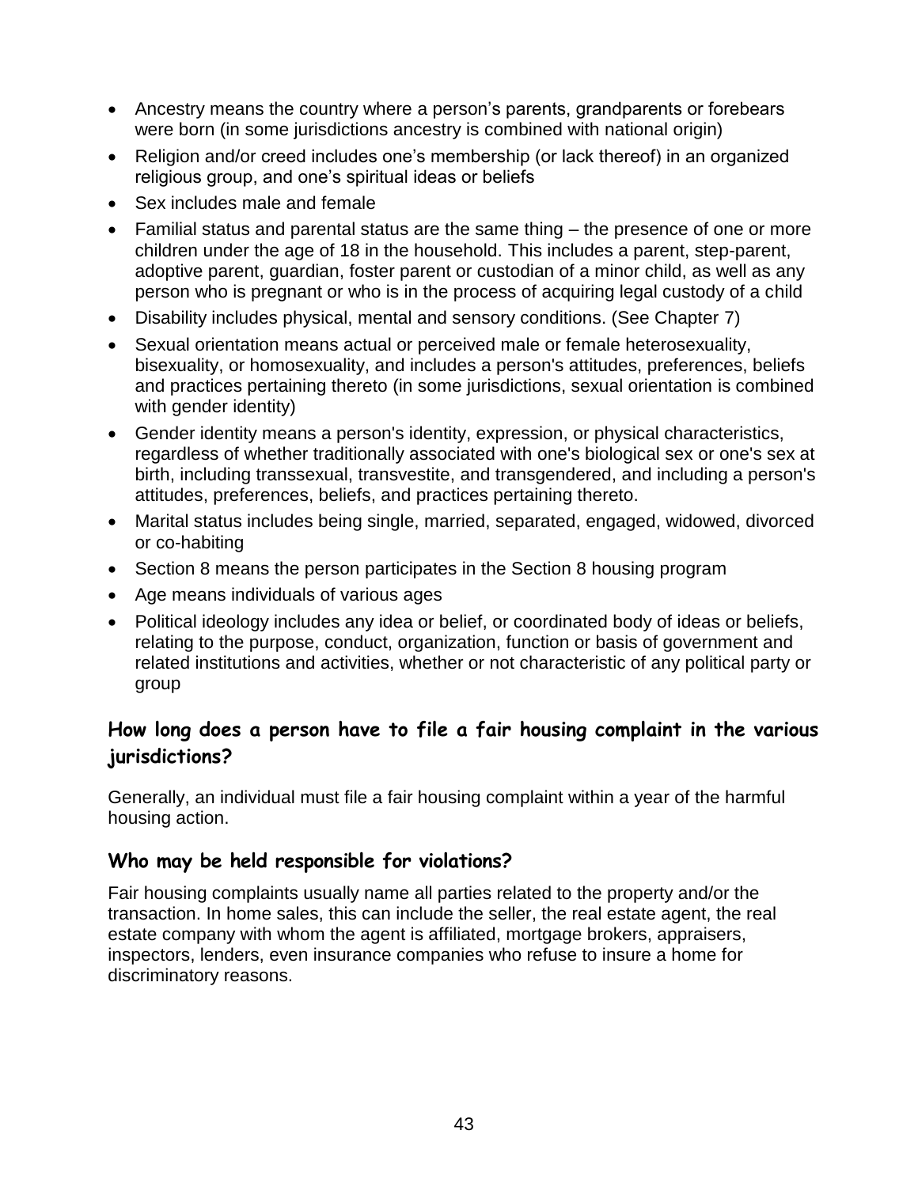- Ancestry means the country where a person's parents, grandparents or forebears were born (in some jurisdictions ancestry is combined with national origin)
- Religion and/or creed includes one's membership (or lack thereof) in an organized religious group, and one's spiritual ideas or beliefs
- Sex includes male and female
- Familial status and parental status are the same thing – the presence of one or more children under the age of 18 in the household. This includes a parent, step-parent, adoptive parent, guardian, foster parent or custodian of a minor child, as well as any person who is pregnant or who is in the process of acquiring legal custody of a child
- Disability includes physical, mental and sensory conditions. (See Chapter 7)
- Sexual orientation means actual or perceived male or female heterosexuality, bisexuality, or homosexuality, and includes a person's attitudes, preferences, beliefs and practices pertaining thereto (in some jurisdictions, sexual orientation is combined with gender identity)
- Gender identity means a person's identity, expression, or physical characteristics, regardless of whether traditionally associated with one's biological sex or one's sex at birth, including transsexual, transvestite, and transgendered, and including a person's attitudes, preferences, beliefs, and practices pertaining thereto.
- Marital status includes being single, married, separated, engaged, widowed, divorced or co-habiting
- Section 8 means the person participates in the Section 8 housing program
- Age means individuals of various ages
- Political ideology includes any idea or belief, or coordinated body of ideas or beliefs, relating to the purpose, conduct, organization, function or basis of government and related institutions and activities, whether or not characteristic of any political party or group

## How long does a person have to file a fair housing complaint in the various jurisdictions?

Generally, an individual must file a fair housing complaint within a year of the harmful housing action.

### Who may be held responsible for violations?

Fair housing complaints usually name all parties related to the property and/or the transaction. In home sales, this can include the seller, the real estate agent, the real estate company with whom the agent is affiliated, mortgage brokers, appraisers, inspectors, lenders, even insurance companies who refuse to insure a home for discriminatory reasons.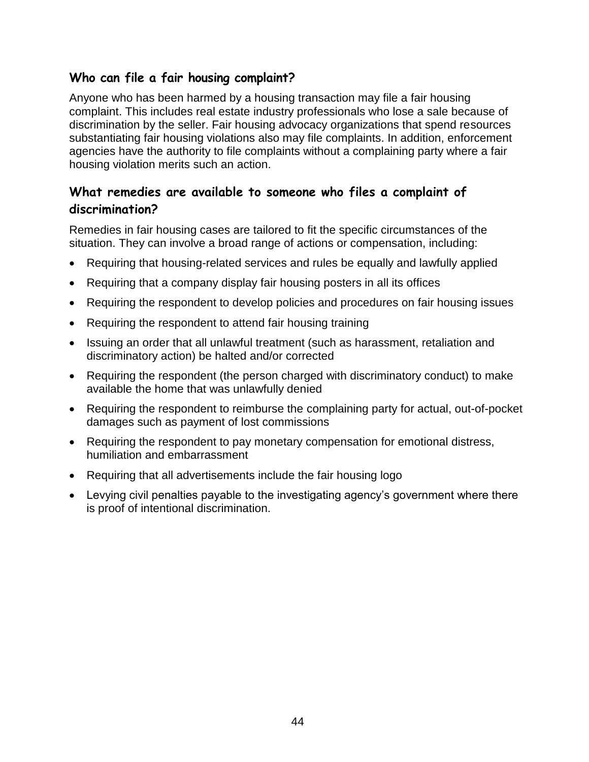### Who can file a fair housing complaint?

Anyone who has been harmed by a housing transaction may file a fair housing complaint. This includes real estate industry professionals who lose a sale because of discrimination by the seller. Fair housing advocacy organizations that spend resources substantiating fair housing violations also may file complaints. In addition, enforcement agencies have the authority to file complaints without a complaining party where a fair housing violation merits such an action.

### What remedies are available to someone who files a complaint of discrimination?

Remedies in fair housing cases are tailored to fit the specific circumstances of the situation. They can involve a broad range of actions or compensation, including:

- Requiring that housing-related services and rules be equally and lawfully applied
- Requiring that a company display fair housing posters in all its offices
- Requiring the respondent to develop policies and procedures on fair housing issues
- Requiring the respondent to attend fair housing training
- Issuing an order that all unlawful treatment (such as harassment, retaliation and discriminatory action) be halted and/or corrected
- Requiring the respondent (the person charged with discriminatory conduct) to make available the home that was unlawfully denied
- Requiring the respondent to reimburse the complaining party for actual, out-of-pocket damages such as payment of lost commissions
- Requiring the respondent to pay monetary compensation for emotional distress, humiliation and embarrassment
- Requiring that all advertisements include the fair housing logo
- Levying civil penalties payable to the investigating agency's government where there is proof of intentional discrimination.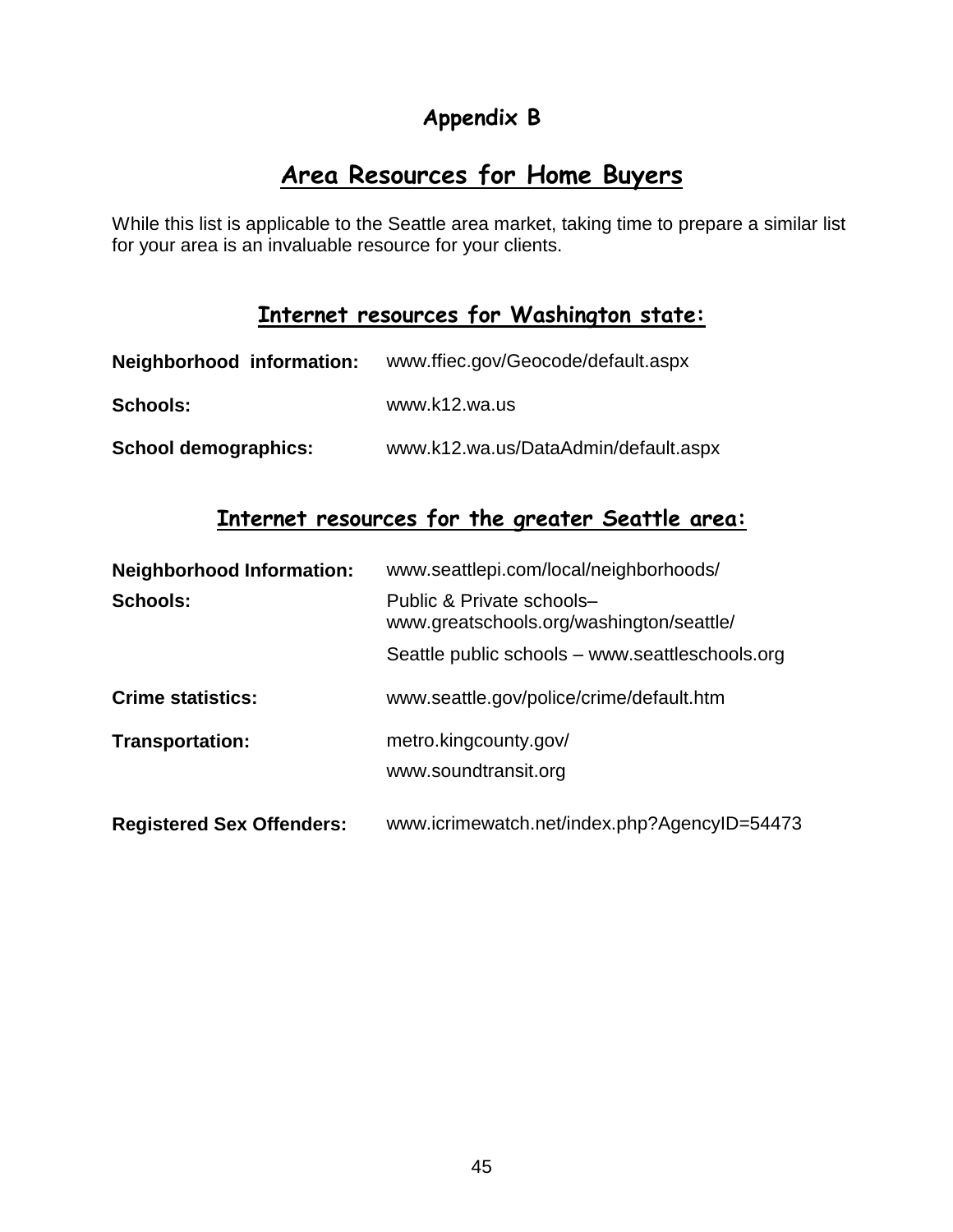## Appendix B

# Area Resources for Home Buyers

While this list is applicable to the Seattle area market, taking time to prepare a similar list for your area is an invaluable resource for your clients.

## Internet resources for Washington state:

| | |
|---|---|
| **Neighborhood information:** | www.ffiec.gov/Geocode/default.aspx |
| **Schools:** | www.k12.wa.us |
| **School demographics:** | www.k12.wa.us/DataAdmin/default.aspx |

## Internet resources for the greater Seattle area:

| | |
|---|---|
| **Neighborhood Information:** | www.seattlepi.com/local/neighborhoods/ |
| **Schools:** | Public & Private schools– www.greatschools.org/washington/seattle/ |
| | Seattle public schools – www.seattleschools.org |
| **Crime statistics:** | www.seattle.gov/police/crime/default.htm |
| **Transportation:** | metro.kingcounty.gov/ |
| | www.soundtransit.org |
| **Registered Sex Offenders:** | www.icrimewatch.net/index.php?AgencyID=54473 |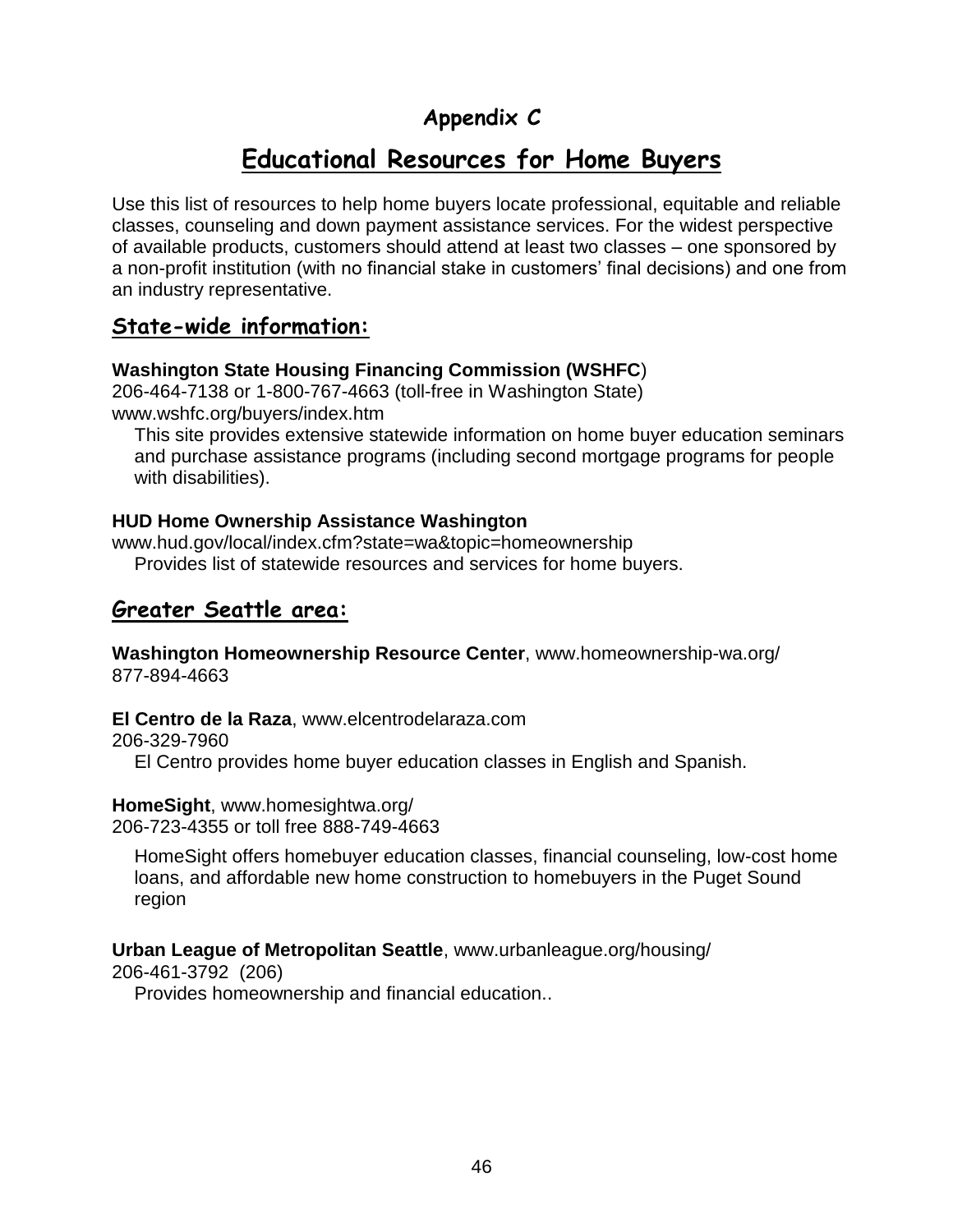## Appendix C

# Educational Resources for Home Buyers

Use this list of resources to help home buyers locate professional, equitable and reliable classes, counseling and down payment assistance services. For the widest perspective of available products, customers should attend at least two classes – one sponsored by a non-profit institution (with no financial stake in customers' final decisions) and one from an industry representative.

## State-wide information:

**Washington State Housing Financing Commission (WSHFC**)
206-464-7138 or 1-800-767-4663 (toll-free in Washington State)
www.wshfc.org/buyers/index.htm

This site provides extensive statewide information on home buyer education seminars and purchase assistance programs (including second mortgage programs for people with disabilities).

**HUD Home Ownership Assistance Washington**
www.hud.gov/local/index.cfm?state=wa&topic=homeownership

Provides list of statewide resources and services for home buyers.

## Greater Seattle area:

**Washington Homeownership Resource Center**, www.homeownership-wa.org/
877-894-4663

**El Centro de la Raza**, www.elcentrodelaraza.com
206-329-7960

El Centro provides home buyer education classes in English and Spanish.

**HomeSight**, www.homesightwa.org/
206-723-4355 or toll free 888-749-4663

HomeSight offers homebuyer education classes, financial counseling, low-cost home loans, and affordable new home construction to homebuyers in the Puget Sound region

**Urban League of Metropolitan Seattle**, www.urbanleague.org/housing/
206-461-3792 (206)

Provides homeownership and financial education..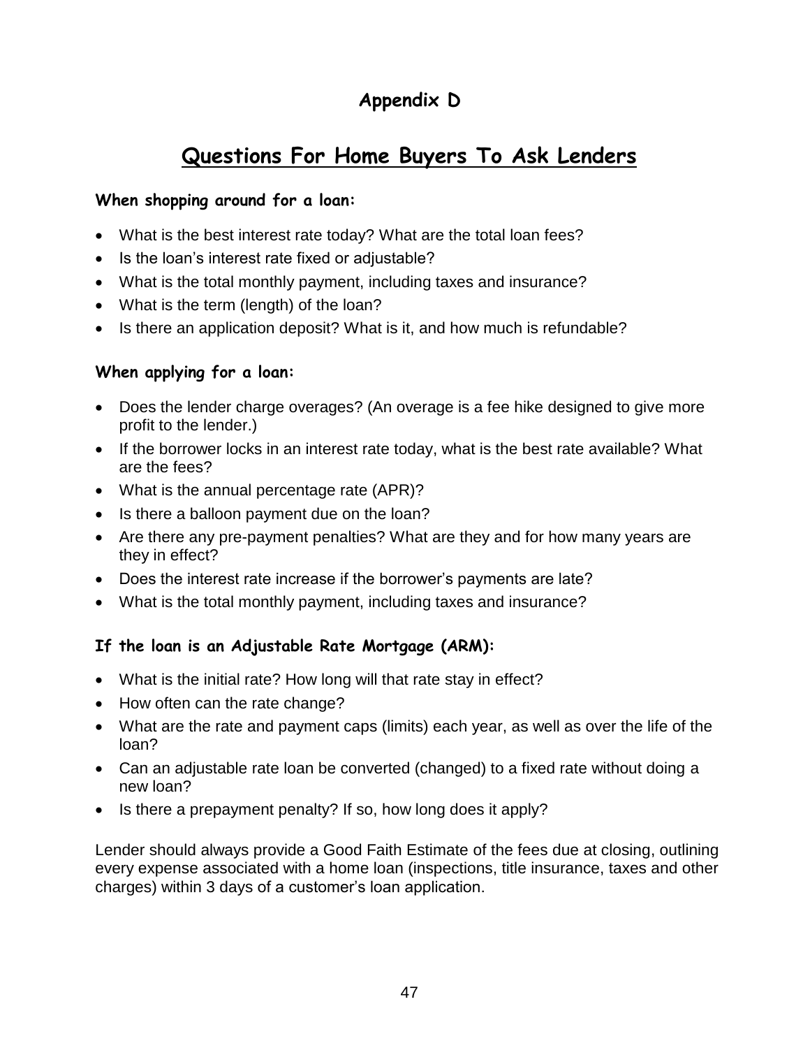## Appendix D

# Questions For Home Buyers To Ask Lenders

**When shopping around for a loan:**

- What is the best interest rate today? What are the total loan fees?
- Is the loan's interest rate fixed or adjustable?
- What is the total monthly payment, including taxes and insurance?
- What is the term (length) of the loan?
- Is there an application deposit? What is it, and how much is refundable?

**When applying for a loan:**

- Does the lender charge overages? (An overage is a fee hike designed to give more profit to the lender.)
- If the borrower locks in an interest rate today, what is the best rate available? What are the fees?
- What is the annual percentage rate (APR)?
- Is there a balloon payment due on the loan?
- Are there any pre-payment penalties? What are they and for how many years are they in effect?
- Does the interest rate increase if the borrower's payments are late?
- What is the total monthly payment, including taxes and insurance?

**If the loan is an Adjustable Rate Mortgage (ARM):**

- What is the initial rate? How long will that rate stay in effect?
- How often can the rate change?
- What are the rate and payment caps (limits) each year, as well as over the life of the loan?
- Can an adjustable rate loan be converted (changed) to a fixed rate without doing a new loan?
- Is there a prepayment penalty? If so, how long does it apply?

Lender should always provide a Good Faith Estimate of the fees due at closing, outlining every expense associated with a home loan (inspections, title insurance, taxes and other charges) within 3 days of a customer's loan application.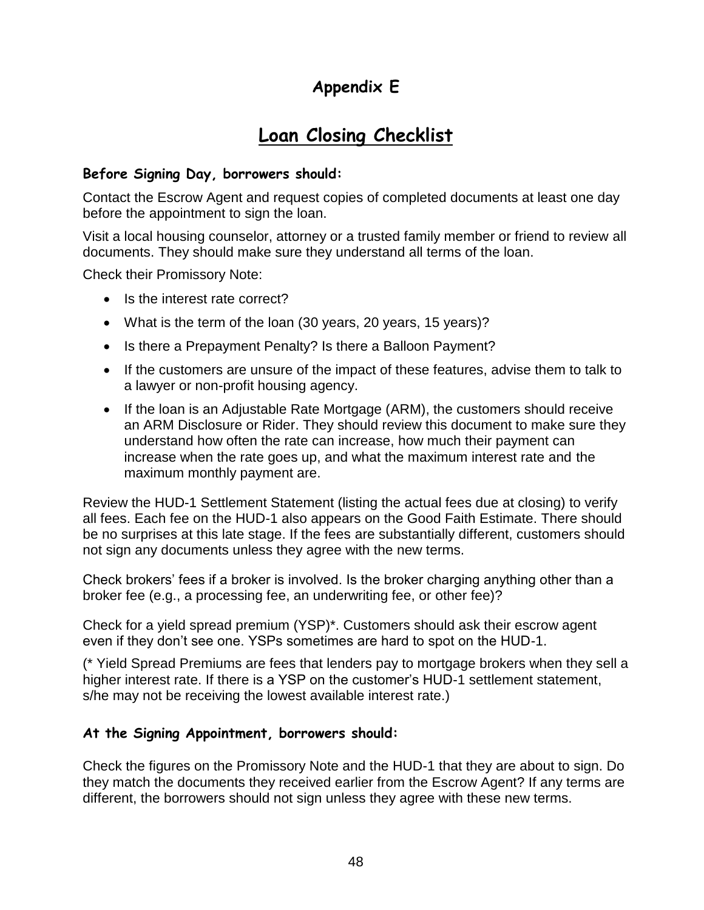# Appendix E

## Loan Closing Checklist

### Before Signing Day, borrowers should:

Contact the Escrow Agent and request copies of completed documents at least one day before the appointment to sign the loan.

Visit a local housing counselor, attorney or a trusted family member or friend to review all documents. They should make sure they understand all terms of the loan.

Check their Promissory Note:

- Is the interest rate correct?
- What is the term of the loan (30 years, 20 years, 15 years)?
- Is there a Prepayment Penalty? Is there a Balloon Payment?
- If the customers are unsure of the impact of these features, advise them to talk to a lawyer or non-profit housing agency.
- If the loan is an Adjustable Rate Mortgage (ARM), the customers should receive an ARM Disclosure or Rider. They should review this document to make sure they understand how often the rate can increase, how much their payment can increase when the rate goes up, and what the maximum interest rate and the maximum monthly payment are.

Review the HUD-1 Settlement Statement (listing the actual fees due at closing) to verify all fees. Each fee on the HUD-1 also appears on the Good Faith Estimate. There should be no surprises at this late stage. If the fees are substantially different, customers should not sign any documents unless they agree with the new terms.

Check brokers' fees if a broker is involved. Is the broker charging anything other than a broker fee (e.g., a processing fee, an underwriting fee, or other fee)?

Check for a yield spread premium (YSP)*. Customers should ask their escrow agent even if they don't see one. YSPs sometimes are hard to spot on the HUD-1.

(* Yield Spread Premiums are fees that lenders pay to mortgage brokers when they sell a higher interest rate. If there is a YSP on the customer's HUD-1 settlement statement, s/he may not be receiving the lowest available interest rate.)

### At the Signing Appointment, borrowers should:

Check the figures on the Promissory Note and the HUD-1 that they are about to sign. Do they match the documents they received earlier from the Escrow Agent? If any terms are different, the borrowers should not sign unless they agree with these new terms.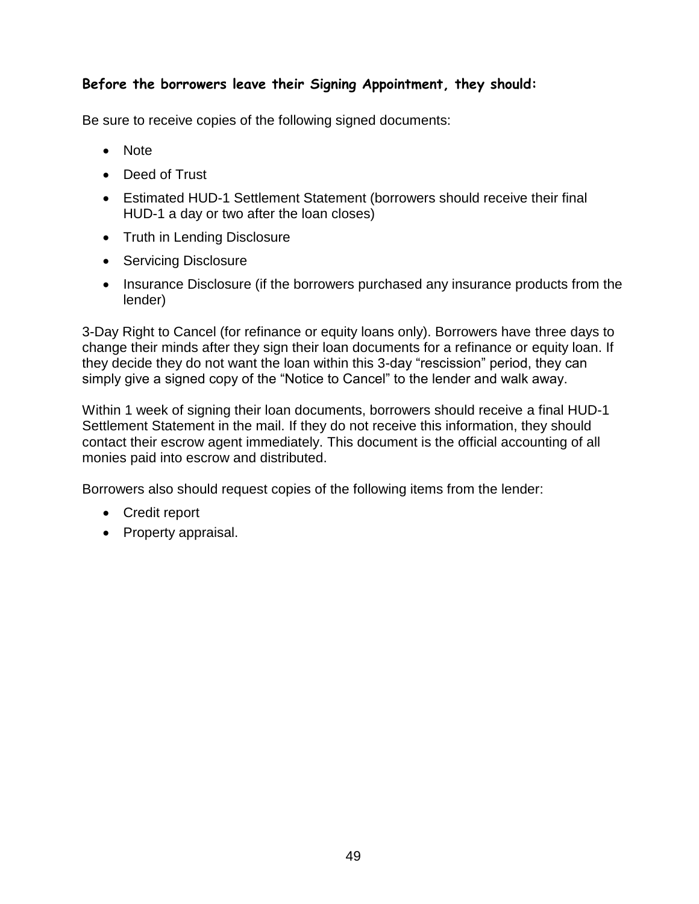### Before the borrowers leave their Signing Appointment, they should:

Be sure to receive copies of the following signed documents:

- Note
- Deed of Trust
- Estimated HUD-1 Settlement Statement (borrowers should receive their final HUD-1 a day or two after the loan closes)
- Truth in Lending Disclosure
- Servicing Disclosure
- Insurance Disclosure (if the borrowers purchased any insurance products from the lender)

3-Day Right to Cancel (for refinance or equity loans only). Borrowers have three days to change their minds after they sign their loan documents for a refinance or equity loan. If they decide they do not want the loan within this 3-day "rescission" period, they can simply give a signed copy of the "Notice to Cancel" to the lender and walk away.

Within 1 week of signing their loan documents, borrowers should receive a final HUD-1 Settlement Statement in the mail. If they do not receive this information, they should contact their escrow agent immediately. This document is the official accounting of all monies paid into escrow and distributed.

Borrowers also should request copies of the following items from the lender:

- Credit report
- Property appraisal.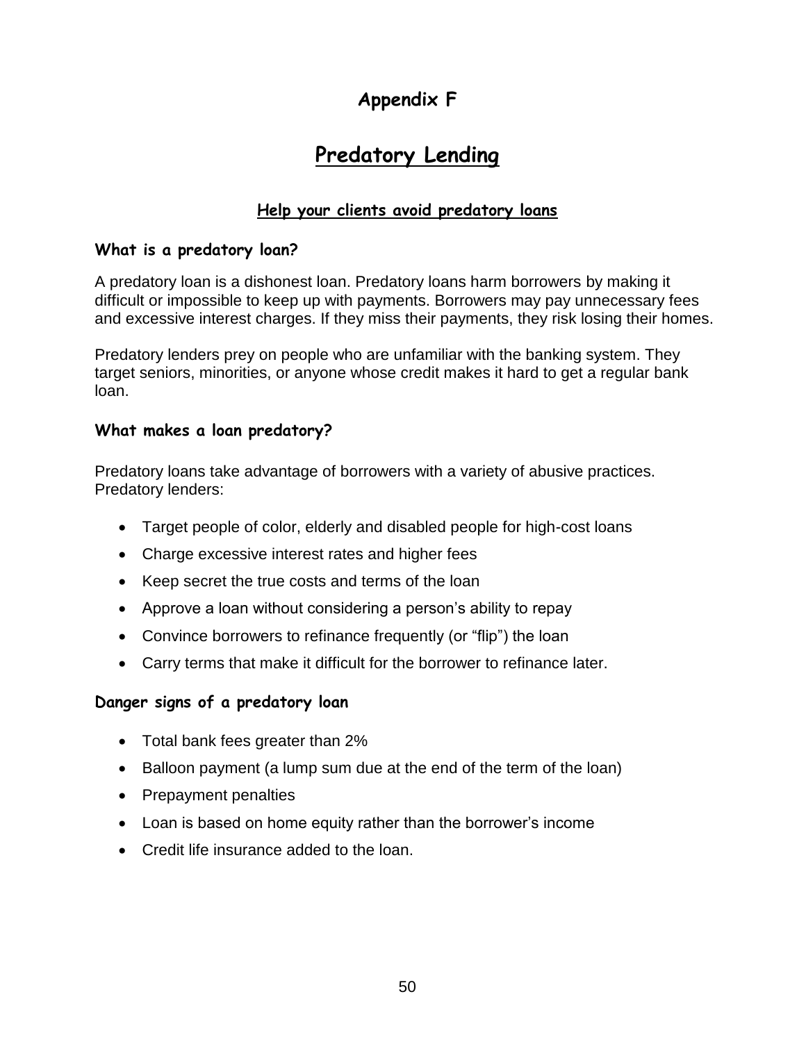# Appendix F

## Predatory Lending

### Help your clients avoid predatory loans

#### What is a predatory loan?

A predatory loan is a dishonest loan. Predatory loans harm borrowers by making it difficult or impossible to keep up with payments. Borrowers may pay unnecessary fees and excessive interest charges. If they miss their payments, they risk losing their homes.

Predatory lenders prey on people who are unfamiliar with the banking system. They target seniors, minorities, or anyone whose credit makes it hard to get a regular bank loan.

#### What makes a loan predatory?

Predatory loans take advantage of borrowers with a variety of abusive practices. Predatory lenders:

- Target people of color, elderly and disabled people for high-cost loans
- Charge excessive interest rates and higher fees
- Keep secret the true costs and terms of the loan
- Approve a loan without considering a person's ability to repay
- Convince borrowers to refinance frequently (or "flip") the loan
- Carry terms that make it difficult for the borrower to refinance later.

#### Danger signs of a predatory loan

- Total bank fees greater than 2%
- Balloon payment (a lump sum due at the end of the term of the loan)
- Prepayment penalties
- Loan is based on home equity rather than the borrower's income
- Credit life insurance added to the loan.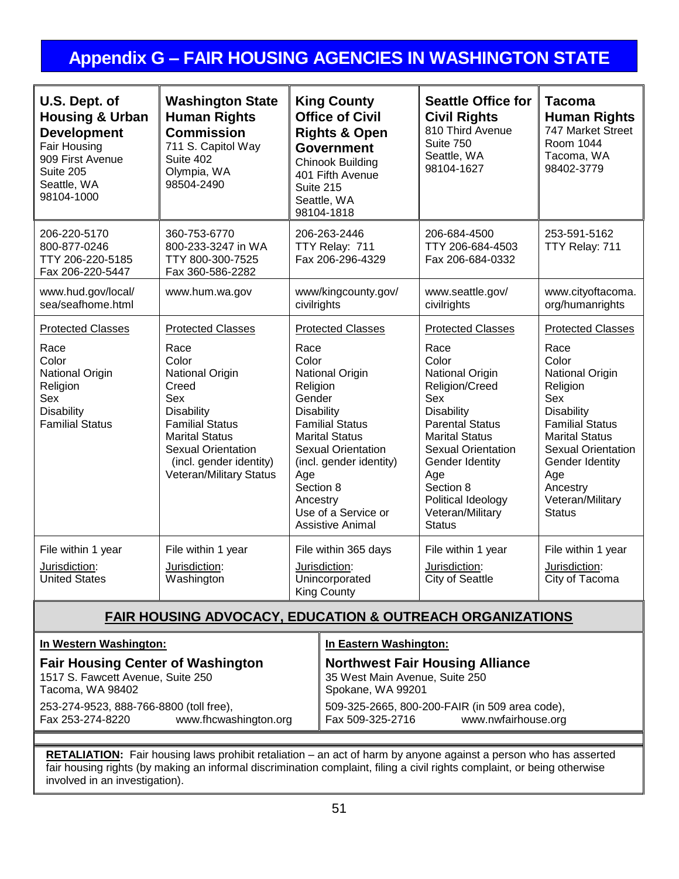# Appendix G – FAIR HOUSING AGENCIES IN WASHINGTON STATE

| **U.S. Dept. of Housing & Urban Development** | **Washington State Human Rights Commission** | **King County Office of Civil Rights & Open Government** | **Seattle Office for Civil Rights** | **Tacoma Human Rights** |
|---|---|---|---|---|
| Fair Housing<br>909 First Avenue<br>Suite 205<br>Seattle, WA<br>98104-1000 | 711 S. Capitol Way<br>Suite 402<br>Olympia, WA<br>98504-2490 | Chinook Building<br>401 Fifth Avenue<br>Suite 215<br>Seattle, WA<br>98104-1818 | 810 Third Avenue<br>Suite 750<br>Seattle, WA<br>98104-1627 | 747 Market Street<br>Room 1044<br>Tacoma, WA<br>98402-3779 |
| 206-220-5170<br>800-877-0246<br>TTY 206-220-5185<br>Fax 206-220-5447 | 360-753-6770<br>800-233-3247 in WA<br>TTY 800-300-7525<br>Fax 360-586-2282 | 206-263-2446<br>TTY Relay: 711<br>Fax 206-296-4329 | 206-684-4500<br>TTY 206-684-4503<br>Fax 206-684-0332 | 253-591-5162<br>TTY Relay: 711 |
| www.hud.gov/local/sea/seafhome.html | www.hum.wa.gov | www/kingcounty.gov/civilrights | www.seattle.gov/civilrights | www.cityoftacoma.org/humanrights |
| <u>Protected Classes</u><br>Race<br>Color<br>National Origin<br>Religion<br>Sex<br>Disability<br>Familial Status | <u>Protected Classes</u><br>Race<br>Color<br>National Origin<br>Creed<br>Sex<br>Disability<br>Familial Status<br>Marital Status<br>Sexual Orientation (incl. gender identity)<br>Veteran/Military Status | <u>Protected Classes</u><br>Race<br>Color<br>National Origin<br>Religion<br>Gender<br>Disability<br>Familial Status<br>Marital Status<br>Sexual Orientation (incl. gender identity)<br>Age<br>Section 8<br>Ancestry<br>Use of a Service or Assistive Animal | <u>Protected Classes</u><br>Race<br>Color<br>National Origin<br>Religion/Creed<br>Sex<br>Disability<br>Parental Status<br>Marital Status<br>Sexual Orientation<br>Gender Identity<br>Age<br>Section 8<br>Political Ideology<br>Veteran/Military Status | <u>Protected Classes</u><br>Race<br>Color<br>National Origin<br>Religion<br>Sex<br>Disability<br>Familial Status<br>Marital Status<br>Sexual Orientation<br>Gender Identity<br>Age<br>Ancestry<br>Veteran/Military Status |
| File within 1 year<br><u>Jurisdiction</u>:<br>United States | File within 1 year<br><u>Jurisdiction</u>:<br>Washington | File within 365 days<br><u>Jurisdiction</u>:<br>Unincorporated King County | File within 1 year<br><u>Jurisdiction</u>:<br>City of Seattle | File within 1 year<br><u>Jurisdiction</u>:<br>City of Tacoma |

## FAIR HOUSING ADVOCACY, EDUCATION & OUTREACH ORGANIZATIONS

**In Western Washington:**

**Fair Housing Center of Washington**
1517 S. Fawcett Avenue, Suite 250
Tacoma, WA 98402
253-274-9523, 888-766-8800 (toll free),
Fax 253-274-8220 www.fhcwashington.org

**In Eastern Washington:**

**Northwest Fair Housing Alliance**
35 West Main Avenue, Suite 250
Spokane, WA 99201
509-325-2665, 800-200-FAIR (in 509 area code),
Fax 509-325-2716 www.nwfairhouse.org

**RETALIATION:** Fair housing laws prohibit retaliation – an act of harm by anyone against a person who has asserted fair housing rights (by making an informal discrimination complaint, filing a civil rights complaint, or being otherwise involved in an investigation).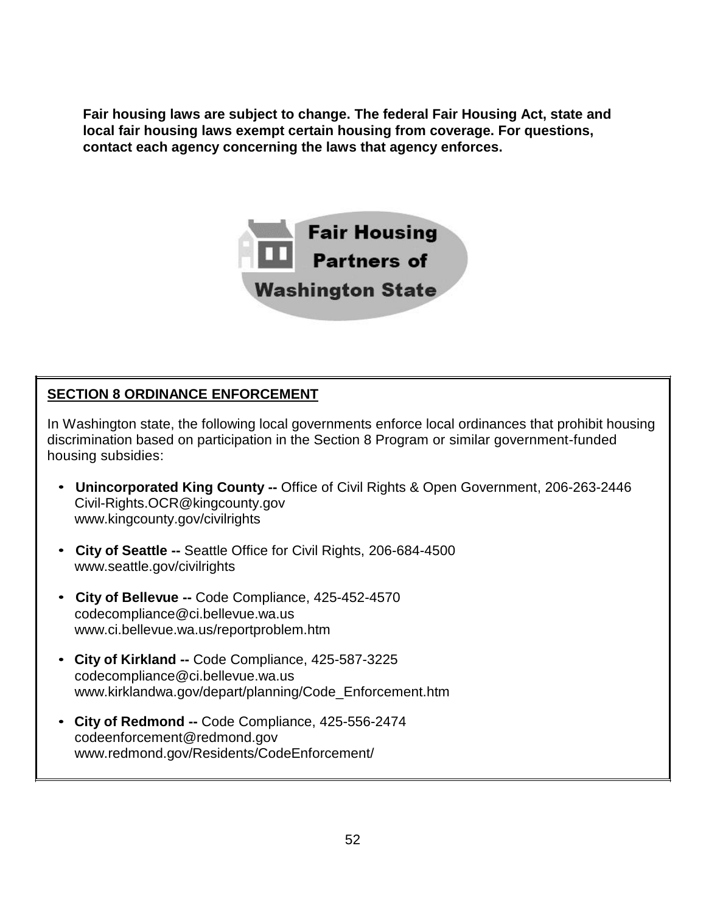**Fair housing laws are subject to change. The federal Fair Housing Act, state and local fair housing laws exempt certain housing from coverage. For questions, contact each agency concerning the laws that agency enforces.**

Fair Housing Partners of Washington State

## SECTION 8 ORDINANCE ENFORCEMENT

In Washington state, the following local governments enforce local ordinances that prohibit housing discrimination based on participation in the Section 8 Program or similar government-funded housing subsidies:

- **Unincorporated King County --** Office of Civil Rights & Open Government, 206-263-2446
  Civil-Rights.OCR@kingcounty.gov
  www.kingcounty.gov/civilrights
- **City of Seattle --** Seattle Office for Civil Rights, 206-684-4500
  www.seattle.gov/civilrights
- **City of Bellevue --** Code Compliance, 425-452-4570
  codecompliance@ci.bellevue.wa.us
  www.ci.bellevue.wa.us/reportproblem.htm
- **City of Kirkland --** Code Compliance, 425-587-3225
  codecompliance@ci.bellevue.wa.us
  www.kirklandwa.gov/depart/planning/Code_Enforcement.htm
- **City of Redmond --** Code Compliance, 425-556-2474
  codeenforcement@redmond.gov
  www.redmond.gov/Residents/CodeEnforcement/